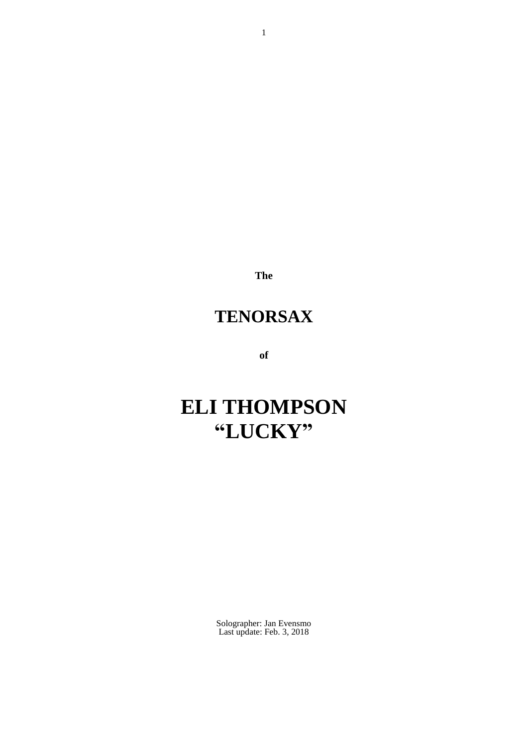**The**

# TENORSAX

**of**

# ELI THOMPSON
# "LUCKY"

Solographer: Jan Evensmo
Last update: Feb. 3, 2018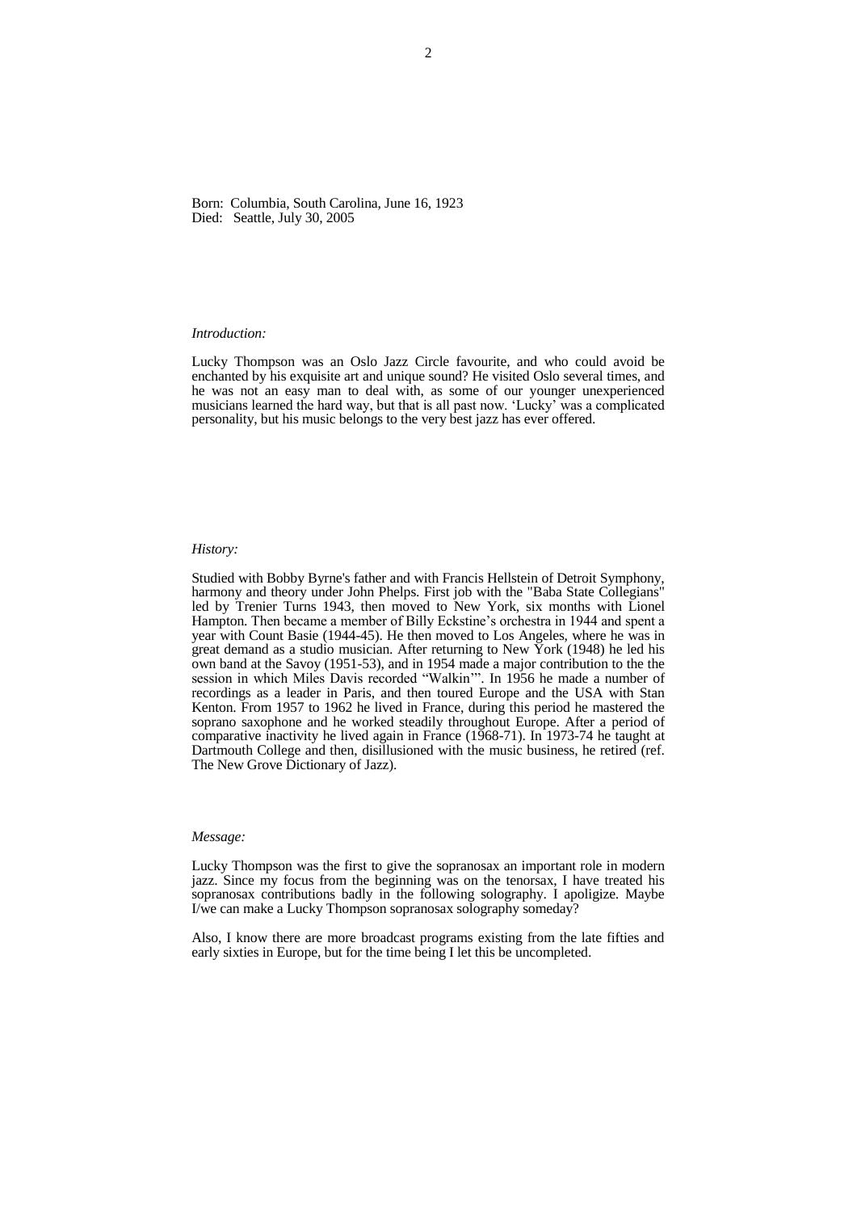Born: Columbia, South Carolina, June 16, 1923
Died: Seattle, July 30, 2005

*Introduction:*

Lucky Thompson was an Oslo Jazz Circle favourite, and who could avoid be enchanted by his exquisite art and unique sound? He visited Oslo several times, and he was not an easy man to deal with, as some of our younger unexperienced musicians learned the hard way, but that is all past now. 'Lucky' was a complicated personality, but his music belongs to the very best jazz has ever offered.

*History:*

Studied with Bobby Byrne's father and with Francis Hellstein of Detroit Symphony, harmony and theory under John Phelps. First job with the "Baba State Collegians" led by Trenier Turns 1943, then moved to New York, six months with Lionel Hampton. Then became a member of Billy Eckstine's orchestra in 1944 and spent a year with Count Basie (1944-45). He then moved to Los Angeles, where he was in great demand as a studio musician. After returning to New York (1948) he led his own band at the Savoy (1951-53), and in 1954 made a major contribution to the the session in which Miles Davis recorded "Walkin'". In 1956 he made a number of recordings as a leader in Paris, and then toured Europe and the USA with Stan Kenton. From 1957 to 1962 he lived in France, during this period he mastered the soprano saxophone and he worked steadily throughout Europe. After a period of comparative inactivity he lived again in France (1968-71). In 1973-74 he taught at Dartmouth College and then, disillusioned with the music business, he retired (ref. The New Grove Dictionary of Jazz).

*Message:*

Lucky Thompson was the first to give the sopranosax an important role in modern jazz. Since my focus from the beginning was on the tenorsax, I have treated his sopranosax contributions badly in the following solography. I apoligize. Maybe I/we can make a Lucky Thompson sopranosax solography someday?

Also, I know there are more broadcast programs existing from the late fifties and early sixties in Europe, but for the time being I let this be uncompleted.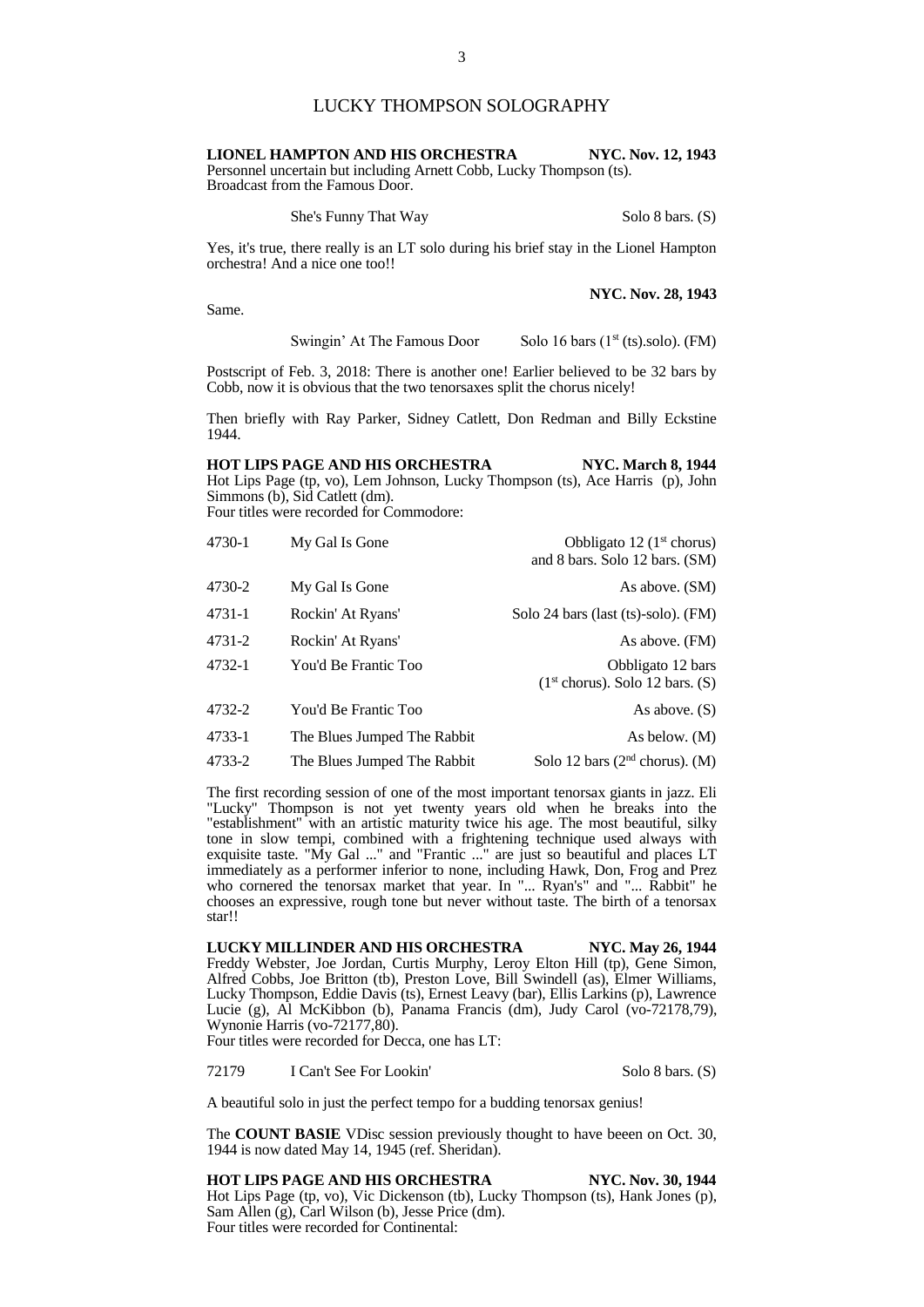# LUCKY THOMPSON SOLOGRAPHY

**LIONEL HAMPTON AND HIS ORCHESTRA — NYC. Nov. 12, 1943**
Personnel uncertain but including Arnett Cobb, Lucky Thompson (ts).
Broadcast from the Famous Door.

| | |
|---|---|
| She's Funny That Way | Solo 8 bars. (S) |

Yes, it's true, there really is an LT solo during his brief stay in the Lionel Hampton orchestra! And a nice one too!!

**NYC. Nov. 28, 1943**

Same.

| | |
|---|---|
| Swingin' At The Famous Door | Solo 16 bars (1st (ts).solo). (FM) |

Postscript of Feb. 3, 2018: There is another one! Earlier believed to be 32 bars by Cobb, now it is obvious that the two tenorsaxes split the chorus nicely!

Then briefly with Ray Parker, Sidney Catlett, Don Redman and Billy Eckstine 1944.

**HOT LIPS PAGE AND HIS ORCHESTRA — NYC. March 8, 1944**
Hot Lips Page (tp, vo), Lem Johnson, Lucky Thompson (ts), Ace Harris (p), John Simmons (b), Sid Catlett (dm).
Four titles were recorded for Commodore:

| | | |
|---|---|---|
| 4730-1 | My Gal Is Gone | Obbligato 12 (1st chorus) and 8 bars. Solo 12 bars. (SM) |
| 4730-2 | My Gal Is Gone | As above. (SM) |
| 4731-1 | Rockin' At Ryans' | Solo 24 bars (last (ts)-solo). (FM) |
| 4731-2 | Rockin' At Ryans' | As above. (FM) |
| 4732-1 | You'd Be Frantic Too | Obbligato 12 bars (1st chorus). Solo 12 bars. (S) |
| 4732-2 | You'd Be Frantic Too | As above. (S) |
| 4733-1 | The Blues Jumped The Rabbit | As below. (M) |
| 4733-2 | The Blues Jumped The Rabbit | Solo 12 bars (2nd chorus). (M) |

The first recording session of one of the most important tenorsax giants in jazz. Eli "Lucky" Thompson is not yet twenty years old when he breaks into the "establishment" with an artistic maturity twice his age. The most beautiful, silky tone in slow tempi, combined with a frightening technique used always with exquisite taste. "My Gal ..." and "Frantic ..." are just so beautiful and places LT immediately as a performer inferior to none, including Hawk, Don, Frog and Prez who cornered the tenorsax market that year. In "... Ryan's" and "... Rabbit" he chooses an expressive, rough tone but never without taste. The birth of a tenorsax star!!

**LUCKY MILLINDER AND HIS ORCHESTRA — NYC. May 26, 1944**
Freddy Webster, Joe Jordan, Curtis Murphy, Leroy Elton Hill (tp), Gene Simon, Alfred Cobbs, Joe Britton (tb), Preston Love, Bill Swindell (as), Elmer Williams, Lucky Thompson, Eddie Davis (ts), Ernest Leavy (bar), Ellis Larkins (p), Lawrence Lucie (g), Al McKibbon (b), Panama Francis (dm), Judy Carol (vo-72178,79), Wynonie Harris (vo-72177,80).
Four titles were recorded for Decca, one has LT:

| | | |
|---|---|---|
| 72179 | I Can't See For Lookin' | Solo 8 bars. (S) |

A beautiful solo in just the perfect tempo for a budding tenorsax genius!

The **COUNT BASIE** VDisc session previously thought to have beeen on Oct. 30, 1944 is now dated May 14, 1945 (ref. Sheridan).

**HOT LIPS PAGE AND HIS ORCHESTRA — NYC. Nov. 30, 1944**
Hot Lips Page (tp, vo), Vic Dickenson (tb), Lucky Thompson (ts), Hank Jones (p), Sam Allen (g), Carl Wilson (b), Jesse Price (dm).
Four titles were recorded for Continental: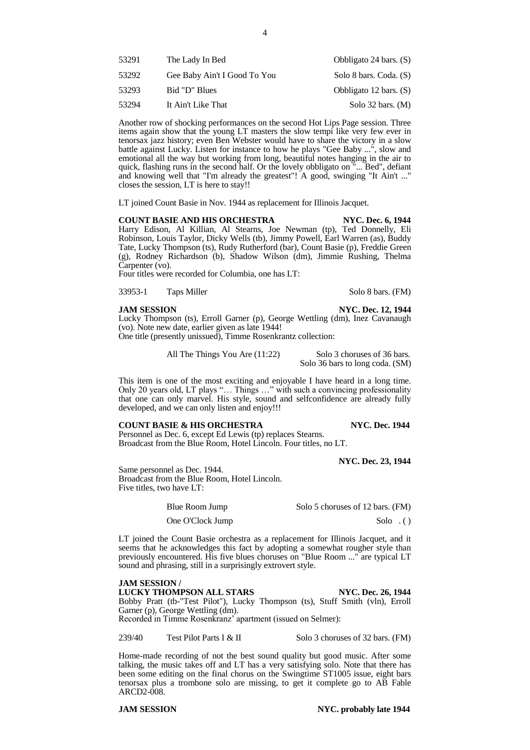| | | |
|---|---|---|
| 53291 | The Lady In Bed | Obbligato 24 bars. (S) |
| 53292 | Gee Baby Ain't I Good To You | Solo 8 bars. Coda. (S) |
| 53293 | Bid "D" Blues | Obbligato 12 bars. (S) |
| 53294 | It Ain't Like That | Solo 32 bars. (M) |

Another row of shocking performances on the second Hot Lips Page session. Three items again show that the young LT masters the slow tempi like very few ever in tenorsax jazz history; even Ben Webster would have to share the victory in a slow battle against Lucky. Listen for instance to how he plays "Gee Baby ...", slow and emotional all the way but working from long, beautiful notes hanging in the air to quick, flashing runs in the second half. Or the lovely obbligato on "... Bed", defiant and knowing well that "I'm already the greatest"! A good, swinging "It Ain't ..." closes the session, LT is here to stay!!

LT joined Count Basie in Nov. 1944 as replacement for Illinois Jacquet.

**COUNT BASIE AND HIS ORCHESTRA** **NYC. Dec. 6, 1944**
Harry Edison, Al Killian, Al Stearns, Joe Newman (tp), Ted Donnelly, Eli Robinson, Louis Taylor, Dicky Wells (tb), Jimmy Powell, Earl Warren (as), Buddy Tate, Lucky Thompson (ts), Rudy Rutherford (bar), Count Basie (p), Freddie Green (g), Rodney Richardson (b), Shadow Wilson (dm), Jimmie Rushing, Thelma Carpenter (vo).
Four titles were recorded for Columbia, one has LT:

| | | |
|---|---|---|
| 33953-1 | Taps Miller | Solo 8 bars. (FM) |

**JAM SESSION** **NYC. Dec. 12, 1944**
Lucky Thompson (ts), Erroll Garner (p), George Wettling (dm), Inez Cavanaugh (vo). Note new date, earlier given as late 1944!
One title (presently unissued), Timme Rosenkrantz collection:

| | |
|---|---|
| All The Things You Are (11:22) | Solo 3 choruses of 36 bars. Solo 36 bars to long coda. (SM) |

This item is one of the most exciting and enjoyable I have heard in a long time. Only 20 years old, LT plays "… Things …" with such a convincing professionality that one can only marvel. His style, sound and selfconfidence are already fully developed, and we can only listen and enjoy!!!

**COUNT BASIE & HIS ORCHESTRA** **NYC. Dec. 1944**
Personnel as Dec. 6, except Ed Lewis (tp) replaces Stearns.
Broadcast from the Blue Room, Hotel Lincoln. Four titles, no LT.

**NYC. Dec. 23, 1944**

Same personnel as Dec. 1944.
Broadcast from the Blue Room, Hotel Lincoln.
Five titles, two have LT:

| | |
|---|---|
| Blue Room Jump | Solo 5 choruses of 12 bars. (FM) |
| One O'Clock Jump | Solo . ( ) |

LT joined the Count Basie orchestra as a replacement for Illinois Jacquet, and it seems that he acknowledges this fact by adopting a somewhat rougher style than previously encountered. His five blues choruses on "Blue Room ..." are typical LT sound and phrasing, still in a surprisingly extrovert style.

**JAM SESSION /**
**LUCKY THOMPSON ALL STARS** **NYC. Dec. 26, 1944**
Bobby Pratt (tb-"Test Pilot"), Lucky Thompson (ts), Stuff Smith (vln), Erroll Garner (p), George Wettling (dm).
Recorded in Timme Rosenkranz' apartment (issued on Selmer):

| | | |
|---|---|---|
| 239/40 | Test Pilot Parts I & II | Solo 3 choruses of 32 bars. (FM) |

Home-made recording of not the best sound quality but good music. After some talking, the music takes off and LT has a very satisfying solo. Note that there has been some editing on the final chorus on the Swingtime ST1005 issue, eight bars tenorsax plus a trombone solo are missing, to get it complete go to AB Fable ARCD2-008.

**JAM SESSION** **NYC. probably late 1944**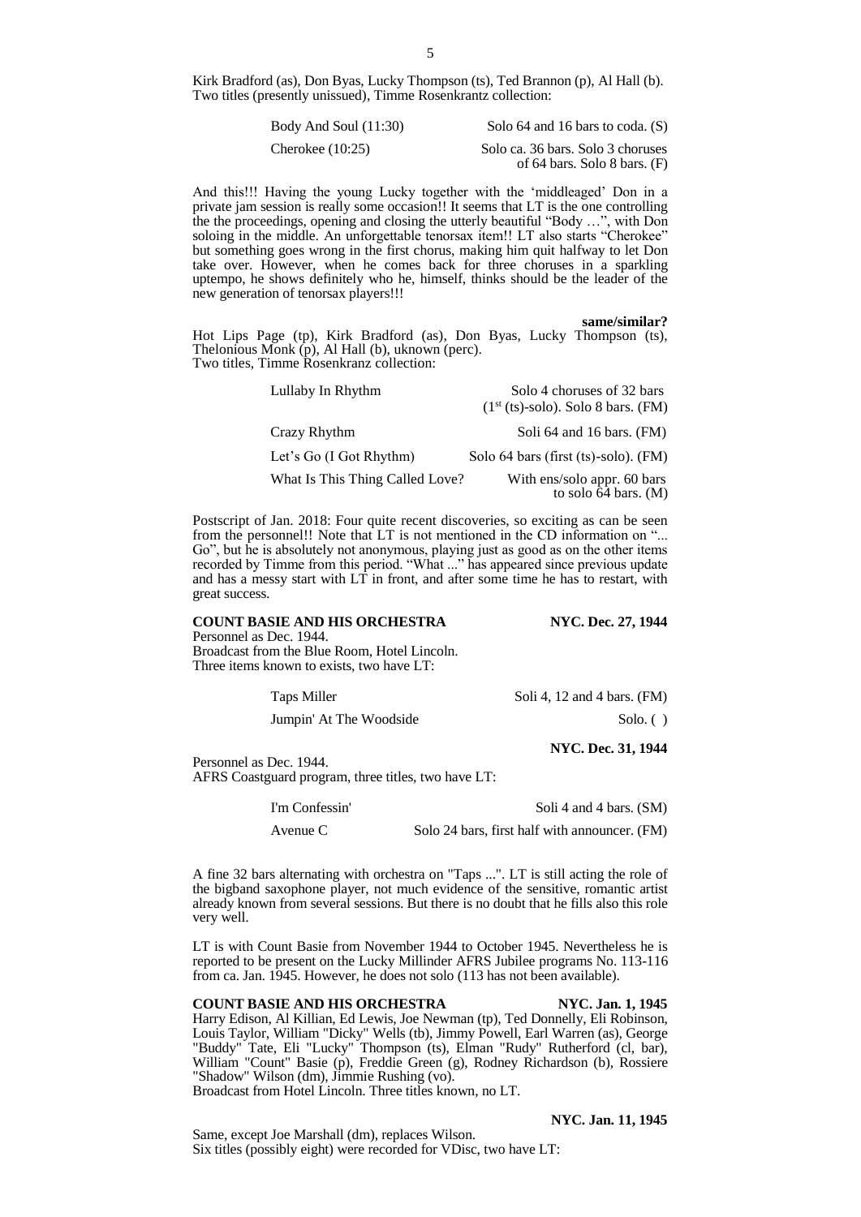Kirk Bradford (as), Don Byas, Lucky Thompson (ts), Ted Brannon (p), Al Hall (b). Two titles (presently unissued), Timme Rosenkrantz collection:

| | |
|---|---|
| Body And Soul (11:30) | Solo 64 and 16 bars to coda. (S) |
| Cherokee (10:25) | Solo ca. 36 bars. Solo 3 choruses of 64 bars. Solo 8 bars. (F) |

And this!!! Having the young Lucky together with the 'middleaged' Don in a private jam session is really some occasion!! It seems that LT is the one controlling the the proceedings, opening and closing the utterly beautiful "Body …", with Don soloing in the middle. An unforgettable tenorsax item!! LT also starts "Cherokee" but something goes wrong in the first chorus, making him quit halfway to let Don take over. However, when he comes back for three choruses in a sparkling uptempo, he shows definitely who he, himself, thinks should be the leader of the new generation of tenorsax players!!!

**same/similar?**

Hot Lips Page (tp), Kirk Bradford (as), Don Byas, Lucky Thompson (ts), Thelonious Monk (p), Al Hall (b), uknown (perc).
Two titles, Timme Rosenkranz collection:

| | |
|---|---|
| Lullaby In Rhythm | Solo 4 choruses of 32 bars (1st (ts)-solo). Solo 8 bars. (FM) |
| Crazy Rhythm | Soli 64 and 16 bars. (FM) |
| Let's Go (I Got Rhythm) | Solo 64 bars (first (ts)-solo). (FM) |
| What Is This Thing Called Love? | With ens/solo appr. 60 bars to solo 64 bars. (M) |

Postscript of Jan. 2018: Four quite recent discoveries, so exciting as can be seen from the personnel!! Note that LT is not mentioned in the CD information on "... Go", but he is absolutely not anonymous, playing just as good as on the other items recorded by Timme from this period. "What ..." has appeared since previous update and has a messy start with LT in front, and after some time he has to restart, with great success.

**COUNT BASIE AND HIS ORCHESTRA** **NYC. Dec. 27, 1944**

Personnel as Dec. 1944.
Broadcast from the Blue Room, Hotel Lincoln.
Three items known to exists, two have LT:

| | |
|---|---|
| Taps Miller | Soli 4, 12 and 4 bars. (FM) |
| Jumpin' At The Woodside | Solo. ( ) |

**NYC. Dec. 31, 1944**

Personnel as Dec. 1944.
AFRS Coastguard program, three titles, two have LT:

| | |
|---|---|
| I'm Confessin' | Soli 4 and 4 bars. (SM) |
| Avenue C | Solo 24 bars, first half with announcer. (FM) |

A fine 32 bars alternating with orchestra on "Taps ...". LT is still acting the role of the bigband saxophone player, not much evidence of the sensitive, romantic artist already known from several sessions. But there is no doubt that he fills also this role very well.

LT is with Count Basie from November 1944 to October 1945. Nevertheless he is reported to be present on the Lucky Millinder AFRS Jubilee programs No. 113-116 from ca. Jan. 1945. However, he does not solo (113 has not been available).

**COUNT BASIE AND HIS ORCHESTRA** **NYC. Jan. 1, 1945**

Harry Edison, Al Killian, Ed Lewis, Joe Newman (tp), Ted Donnelly, Eli Robinson, Louis Taylor, William "Dicky" Wells (tb), Jimmy Powell, Earl Warren (as), George "Buddy" Tate, Eli "Lucky" Thompson (ts), Elman "Rudy" Rutherford (cl, bar), William "Count" Basie (p), Freddie Green (g), Rodney Richardson (b), Rossiere "Shadow" Wilson (dm), Jimmie Rushing (vo).
Broadcast from Hotel Lincoln. Three titles known, no LT.

**NYC. Jan. 11, 1945**

Same, except Joe Marshall (dm), replaces Wilson.
Six titles (possibly eight) were recorded for VDisc, two have LT: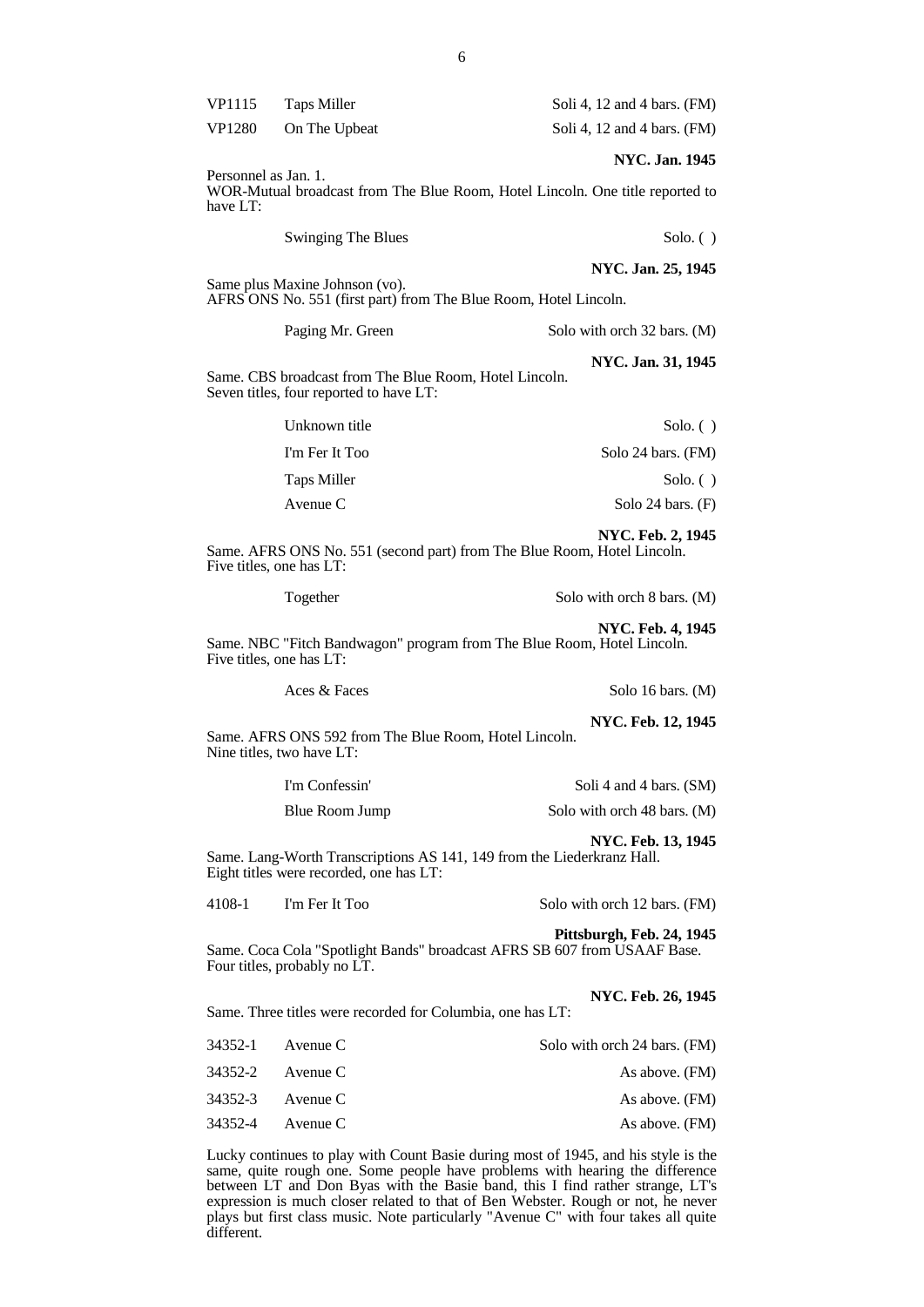| | | |
|---|---|---|
| VP1115 | Taps Miller | Soli 4, 12 and 4 bars. (FM) |
| VP1280 | On The Upbeat | Soli 4, 12 and 4 bars. (FM) |

**NYC. Jan. 1945**

Personnel as Jan. 1.
WOR-Mutual broadcast from The Blue Room, Hotel Lincoln. One title reported to have LT:

| | |
|---|---|
| Swinging The Blues | Solo. ( ) |

**NYC. Jan. 25, 1945**

Same plus Maxine Johnson (vo).
AFRS ONS No. 551 (first part) from The Blue Room, Hotel Lincoln.

| | |
|---|---|
| Paging Mr. Green | Solo with orch 32 bars. (M) |

**NYC. Jan. 31, 1945**

Same. CBS broadcast from The Blue Room, Hotel Lincoln.
Seven titles, four reported to have LT:

| | |
|---|---|
| Unknown title | Solo. ( ) |
| I'm Fer It Too | Solo 24 bars. (FM) |
| Taps Miller | Solo. ( ) |
| Avenue C | Solo 24 bars. (F) |

**NYC. Feb. 2, 1945**

Same. AFRS ONS No. 551 (second part) from The Blue Room, Hotel Lincoln.
Five titles, one has LT:

| | |
|---|---|
| Together | Solo with orch 8 bars. (M) |

**NYC. Feb. 4, 1945**

Same. NBC "Fitch Bandwagon" program from The Blue Room, Hotel Lincoln.
Five titles, one has LT:

| | |
|---|---|
| Aces & Faces | Solo 16 bars. (M) |

**NYC. Feb. 12, 1945**

Same. AFRS ONS 592 from The Blue Room, Hotel Lincoln.
Nine titles, two have LT:

| | |
|---|---|
| I'm Confessin' | Soli 4 and 4 bars. (SM) |
| Blue Room Jump | Solo with orch 48 bars. (M) |

**NYC. Feb. 13, 1945**

Same. Lang-Worth Transcriptions AS 141, 149 from the Liederkranz Hall.
Eight titles were recorded, one has LT:

| | | |
|---|---|---|
| 4108-1 | I'm Fer It Too | Solo with orch 12 bars. (FM) |

**Pittsburgh, Feb. 24, 1945**

Same. Coca Cola "Spotlight Bands" broadcast AFRS SB 607 from USAAF Base.
Four titles, probably no LT.

**NYC. Feb. 26, 1945**

Same. Three titles were recorded for Columbia, one has LT:

| | | |
|---|---|---|
| 34352-1 | Avenue C | Solo with orch 24 bars. (FM) |
| 34352-2 | Avenue C | As above. (FM) |
| 34352-3 | Avenue C | As above. (FM) |
| 34352-4 | Avenue C | As above. (FM) |

Lucky continues to play with Count Basie during most of 1945, and his style is the same, quite rough one. Some people have problems with hearing the difference between LT and Don Byas with the Basie band, this I find rather strange, LT's expression is much closer related to that of Ben Webster. Rough or not, he never plays but first class music. Note particularly "Avenue C" with four takes all quite different.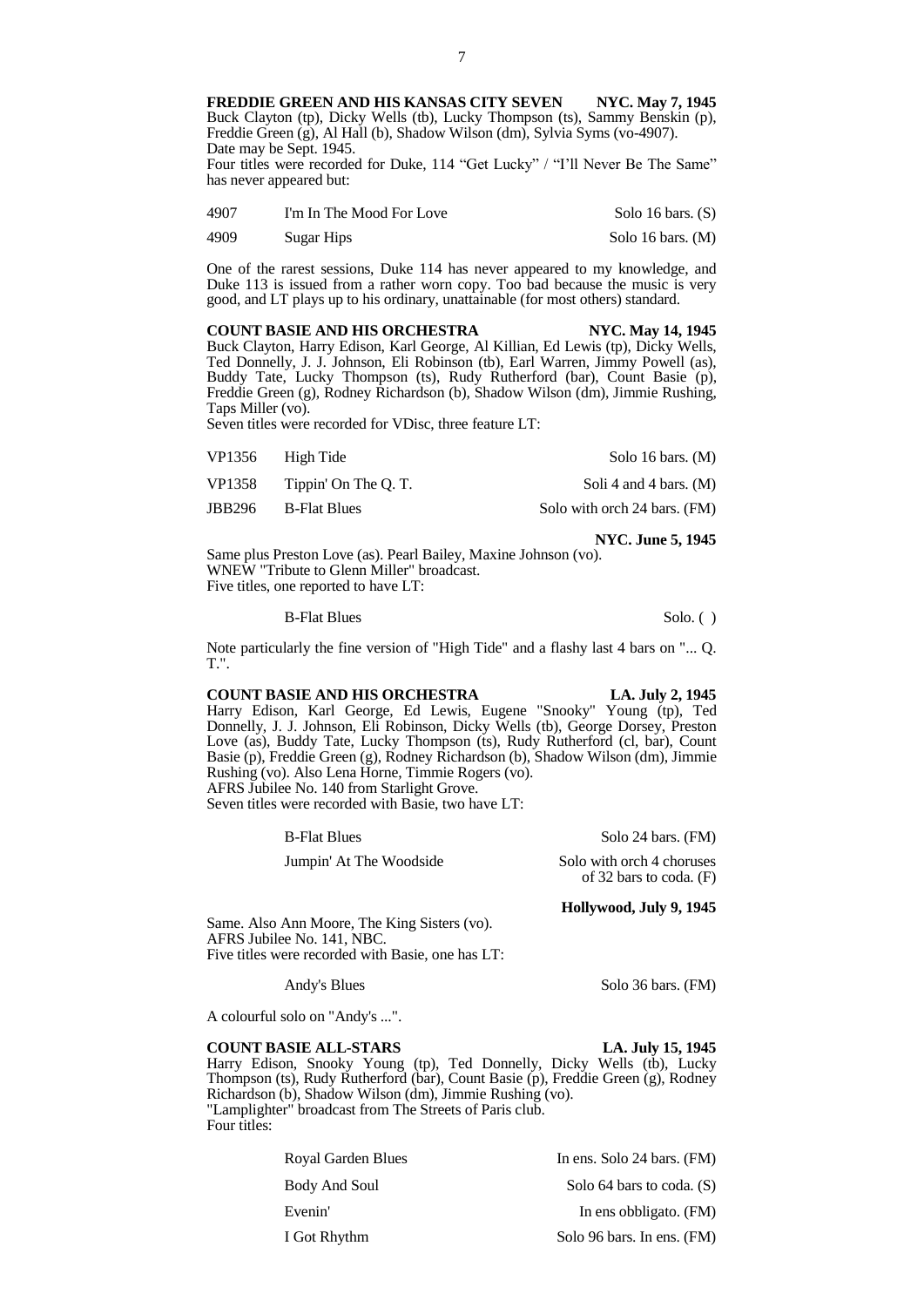**FREDDIE GREEN AND HIS KANSAS CITY SEVEN NYC. May 7, 1945**

Buck Clayton (tp), Dicky Wells (tb), Lucky Thompson (ts), Sammy Benskin (p), Freddie Green (g), Al Hall (b), Shadow Wilson (dm), Sylvia Syms (vo-4907).
Date may be Sept. 1945.
Four titles were recorded for Duke, 114 "Get Lucky" / "I'll Never Be The Same" has never appeared but:

| | | |
|---|---|---|
| 4907 | I'm In The Mood For Love | Solo 16 bars. (S) |
| 4909 | Sugar Hips | Solo 16 bars. (M) |

One of the rarest sessions, Duke 114 has never appeared to my knowledge, and Duke 113 is issued from a rather worn copy. Too bad because the music is very good, and LT plays up to his ordinary, unattainable (for most others) standard.

**COUNT BASIE AND HIS ORCHESTRA NYC. May 14, 1945**

Buck Clayton, Harry Edison, Karl George, Al Killian, Ed Lewis (tp), Dicky Wells, Ted Donnelly, J. J. Johnson, Eli Robinson (tb), Earl Warren, Jimmy Powell (as), Buddy Tate, Lucky Thompson (ts), Rudy Rutherford (bar), Count Basie (p), Freddie Green (g), Rodney Richardson (b), Shadow Wilson (dm), Jimmie Rushing, Taps Miller (vo).
Seven titles were recorded for VDisc, three feature LT:

| | | |
|---|---|---|
| VP1356 | High Tide | Solo 16 bars. (M) |
| VP1358 | Tippin' On The Q. T. | Soli 4 and 4 bars. (M) |
| JBB296 | B-Flat Blues | Solo with orch 24 bars. (FM) |

**NYC. June 5, 1945**

Same plus Preston Love (as). Pearl Bailey, Maxine Johnson (vo).
WNEW "Tribute to Glenn Miller" broadcast.
Five titles, one reported to have LT:

| | |
|---|---|
| B-Flat Blues | Solo. ( ) |

Note particularly the fine version of "High Tide" and a flashy last 4 bars on "... Q. T.".

**COUNT BASIE AND HIS ORCHESTRA LA. July 2, 1945**

Harry Edison, Karl George, Ed Lewis, Eugene "Snooky" Young (tp), Ted Donnelly, J. J. Johnson, Eli Robinson, Dicky Wells (tb), George Dorsey, Preston Love (as), Buddy Tate, Lucky Thompson (ts), Rudy Rutherford (cl, bar), Count Basie (p), Freddie Green (g), Rodney Richardson (b), Shadow Wilson (dm), Jimmie Rushing (vo). Also Lena Horne, Timmie Rogers (vo).
AFRS Jubilee No. 140 from Starlight Grove.
Seven titles were recorded with Basie, two have LT:

| | |
|---|---|
| B-Flat Blues | Solo 24 bars. (FM) |
| Jumpin' At The Woodside | Solo with orch 4 choruses of 32 bars to coda. (F) |

**Hollywood, July 9, 1945**

Same. Also Ann Moore, The King Sisters (vo).
AFRS Jubilee No. 141, NBC.
Five titles were recorded with Basie, one has LT:

| | |
|---|---|
| Andy's Blues | Solo 36 bars. (FM) |

A colourful solo on "Andy's ...".

**COUNT BASIE ALL-STARS LA. July 15, 1945**

Harry Edison, Snooky Young (tp), Ted Donnelly, Dicky Wells (tb), Lucky Thompson (ts), Rudy Rutherford (bar), Count Basie (p), Freddie Green (g), Rodney Richardson (b), Shadow Wilson (dm), Jimmie Rushing (vo).
"Lamplighter" broadcast from The Streets of Paris club.
Four titles:

| | |
|---|---|
| Royal Garden Blues | In ens. Solo 24 bars. (FM) |
| Body And Soul | Solo 64 bars to coda. (S) |
| Evenin' | In ens obbligato. (FM) |
| I Got Rhythm | Solo 96 bars. In ens. (FM) |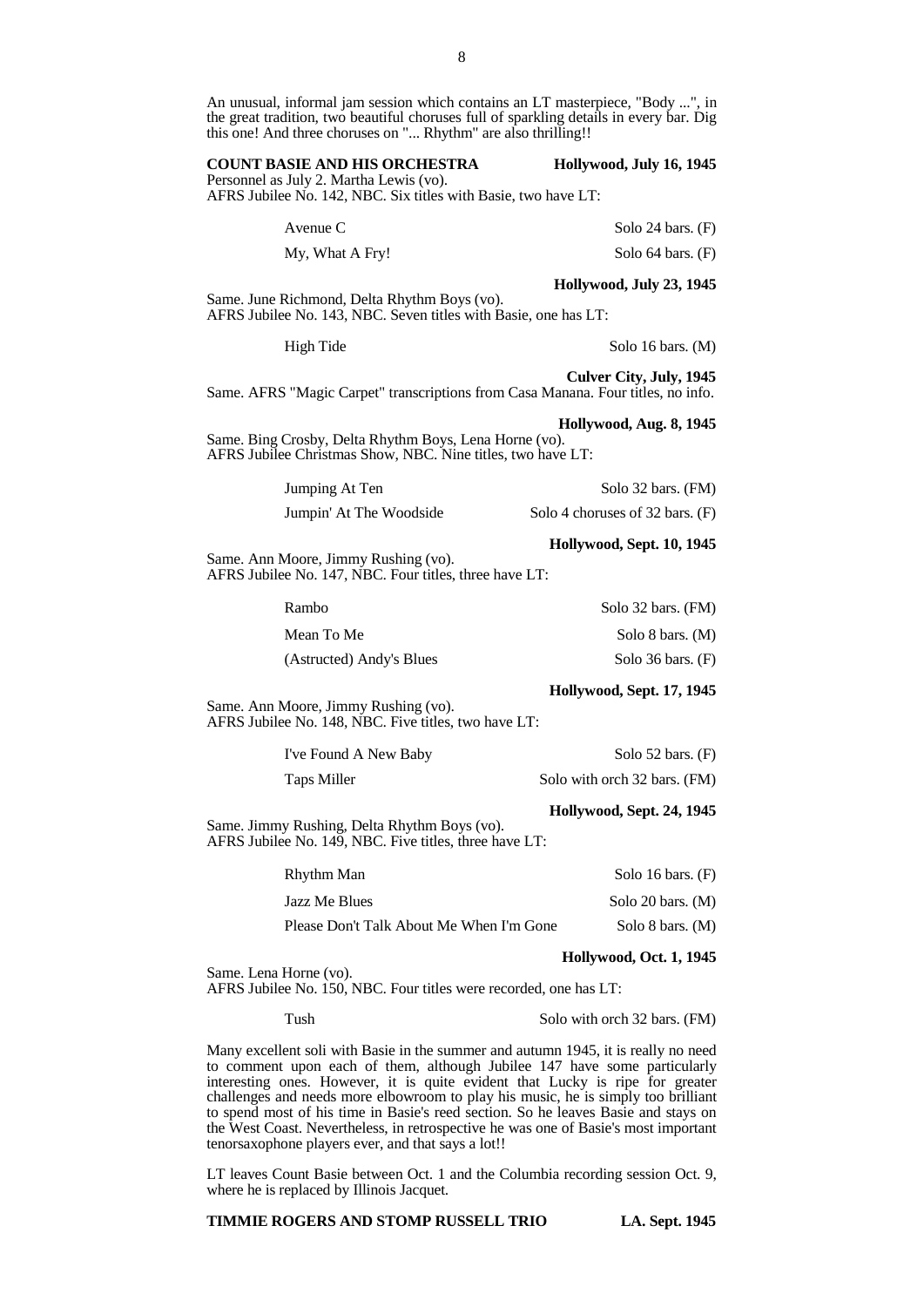An unusual, informal jam session which contains an LT masterpiece, "Body ...", in the great tradition, two beautiful choruses full of sparkling details in every bar. Dig this one! And three choruses on "... Rhythm" are also thrilling!!

**COUNT BASIE AND HIS ORCHESTRA** **Hollywood, July 16, 1945**
Personnel as July 2. Martha Lewis (vo).
AFRS Jubilee No. 142, NBC. Six titles with Basie, two have LT:

| | |
|---|---|
| Avenue C | Solo 24 bars. (F) |
| My, What A Fry! | Solo 64 bars. (F) |

**Hollywood, July 23, 1945**
Same. June Richmond, Delta Rhythm Boys (vo).
AFRS Jubilee No. 143, NBC. Seven titles with Basie, one has LT:

| | |
|---|---|
| High Tide | Solo 16 bars. (M) |

**Culver City, July, 1945**
Same. AFRS "Magic Carpet" transcriptions from Casa Manana. Four titles, no info.

**Hollywood, Aug. 8, 1945**
Same. Bing Crosby, Delta Rhythm Boys, Lena Horne (vo).
AFRS Jubilee Christmas Show, NBC. Nine titles, two have LT:

| | |
|---|---|
| Jumping At Ten | Solo 32 bars. (FM) |
| Jumpin' At The Woodside | Solo 4 choruses of 32 bars. (F) |

**Hollywood, Sept. 10, 1945**
Same. Ann Moore, Jimmy Rushing (vo).
AFRS Jubilee No. 147, NBC. Four titles, three have LT:

| | |
|---|---|
| Rambo | Solo 32 bars. (FM) |
| Mean To Me | Solo 8 bars. (M) |
| (Astructed) Andy's Blues | Solo 36 bars. (F) |

**Hollywood, Sept. 17, 1945**
Same. Ann Moore, Jimmy Rushing (vo).
AFRS Jubilee No. 148, NBC. Five titles, two have LT:

| | |
|---|---|
| I've Found A New Baby | Solo 52 bars. (F) |
| Taps Miller | Solo with orch 32 bars. (FM) |

**Hollywood, Sept. 24, 1945**
Same. Jimmy Rushing, Delta Rhythm Boys (vo).
AFRS Jubilee No. 149, NBC. Five titles, three have LT:

| | |
|---|---|
| Rhythm Man | Solo 16 bars. (F) |
| Jazz Me Blues | Solo 20 bars. (M) |
| Please Don't Talk About Me When I'm Gone | Solo 8 bars. (M) |

**Hollywood, Oct. 1, 1945**
Same. Lena Horne (vo).
AFRS Jubilee No. 150, NBC. Four titles were recorded, one has LT:

| | |
|---|---|
| Tush | Solo with orch 32 bars. (FM) |

Many excellent soli with Basie in the summer and autumn 1945, it is really no need to comment upon each of them, although Jubilee 147 have some particularly interesting ones. However, it is quite evident that Lucky is ripe for greater challenges and needs more elbowroom to play his music, he is simply too brilliant to spend most of his time in Basie's reed section. So he leaves Basie and stays on the West Coast. Nevertheless, in retrospective he was one of Basie's most important tenorsaxophone players ever, and that says a lot!!

LT leaves Count Basie between Oct. 1 and the Columbia recording session Oct. 9, where he is replaced by Illinois Jacquet.

**TIMMIE ROGERS AND STOMP RUSSELL TRIO** **LA. Sept. 1945**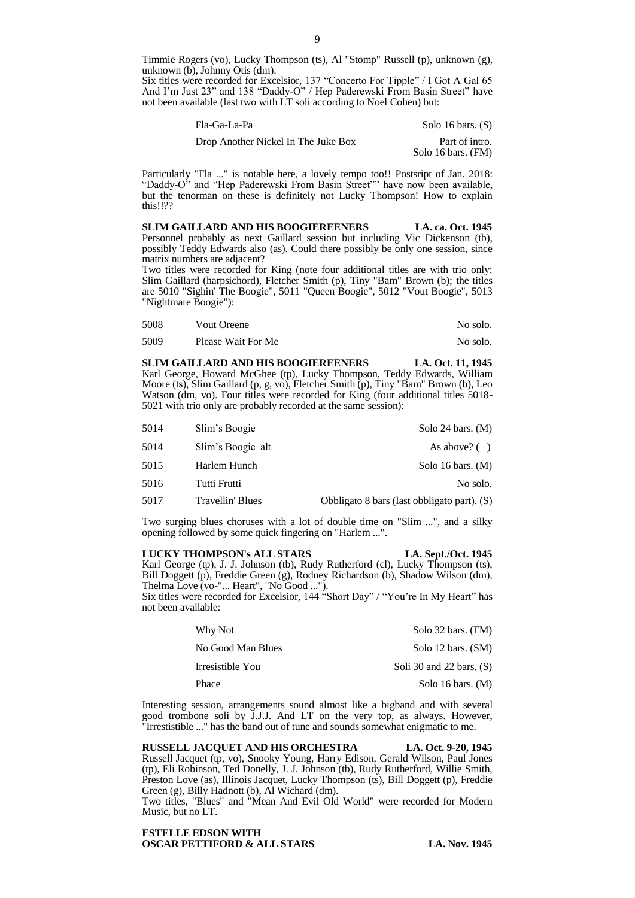Timmie Rogers (vo), Lucky Thompson (ts), Al "Stomp" Russell (p), unknown (g), unknown (b), Johnny Otis (dm).
Six titles were recorded for Excelsior, 137 "Concerto For Tipple" / I Got A Gal 65 And I'm Just 23" and 138 "Daddy-O" / Hep Paderewski From Basin Street" have not been available (last two with LT soli according to Noel Cohen) but:

| | |
|---|---|
| Fla-Ga-La-Pa | Solo 16 bars. (S) |
| Drop Another Nickel In The Juke Box | Part of intro. Solo 16 bars. (FM) |

Particularly "Fla ..." is notable here, a lovely tempo too!! Postsript of Jan. 2018: "Daddy-O" and "Hep Paderewski From Basin Street"" have now been available, but the tenorman on these is definitely not Lucky Thompson! How to explain this!!??

**SLIM GAILLARD AND HIS BOOGIEREENERS LA. ca. Oct. 1945**
Personnel probably as next Gaillard session but including Vic Dickenson (tb), possibly Teddy Edwards also (as). Could there possibly be only one session, since matrix numbers are adjacent?
Two titles were recorded for King (note four additional titles are with trio only: Slim Gaillard (harpsichord), Fletcher Smith (p), Tiny "Bam" Brown (b); the titles are 5010 "Sighin' The Boogie", 5011 "Queen Boogie", 5012 "Vout Boogie", 5013 "Nightmare Boogie"):

| | | |
|---|---|---|
| 5008 | Vout Oreene | No solo. |
| 5009 | Please Wait For Me | No solo. |

**SLIM GAILLARD AND HIS BOOGIEREENERS LA. Oct. 11, 1945**
Karl George, Howard McGhee (tp), Lucky Thompson, Teddy Edwards, William Moore (ts), Slim Gaillard (p, g, vo), Fletcher Smith (p), Tiny "Bam" Brown (b), Leo Watson (dm, vo). Four titles were recorded for King (four additional titles 5018-5021 with trio only are probably recorded at the same session):

| | | |
|---|---|---|
| 5014 | Slim's Boogie | Solo 24 bars. (M) |
| 5014 | Slim's Boogie alt. | As above? ( ) |
| 5015 | Harlem Hunch | Solo 16 bars. (M) |
| 5016 | Tutti Frutti | No solo. |
| 5017 | Travellin' Blues | Obbligato 8 bars (last obbligato part). (S) |

Two surging blues choruses with a lot of double time on "Slim ...", and a silky opening followed by some quick fingering on "Harlem ...".

**LUCKY THOMPSON's ALL STARS LA. Sept./Oct. 1945**
Karl George (tp), J. J. Johnson (tb), Rudy Rutherford (cl), Lucky Thompson (ts), Bill Doggett (p), Freddie Green (g), Rodney Richardson (b), Shadow Wilson (dm), Thelma Love (vo-"... Heart", "No Good ...").
Six titles were recorded for Excelsior, 144 "Short Day" / "You're In My Heart" has not been available:

| | |
|---|---|
| Why Not | Solo 32 bars. (FM) |
| No Good Man Blues | Solo 12 bars. (SM) |
| Irresistible You | Soli 30 and 22 bars. (S) |
| Phace | Solo 16 bars. (M) |

Interesting session, arrangements sound almost like a bigband and with several good trombone soli by J.J.J. And LT on the very top, as always. However, "Irrestistible ..." has the band out of tune and sounds somewhat enigmatic to me.

**RUSSELL JACQUET AND HIS ORCHESTRA LA. Oct. 9-20, 1945**
Russell Jacquet (tp, vo), Snooky Young, Harry Edison, Gerald Wilson, Paul Jones (tp), Eli Robinson, Ted Donelly, J. J. Johnson (tb), Rudy Rutherford, Willie Smith, Preston Love (as), Illinois Jacquet, Lucky Thompson (ts), Bill Doggett (p), Freddie Green (g), Billy Hadnott (b), Al Wichard (dm).
Two titles, "Blues" and "Mean And Evil Old World" were recorded for Modern Music, but no LT.

**ESTELLE EDSON WITH**
**OSCAR PETTIFORD & ALL STARS LA. Nov. 1945**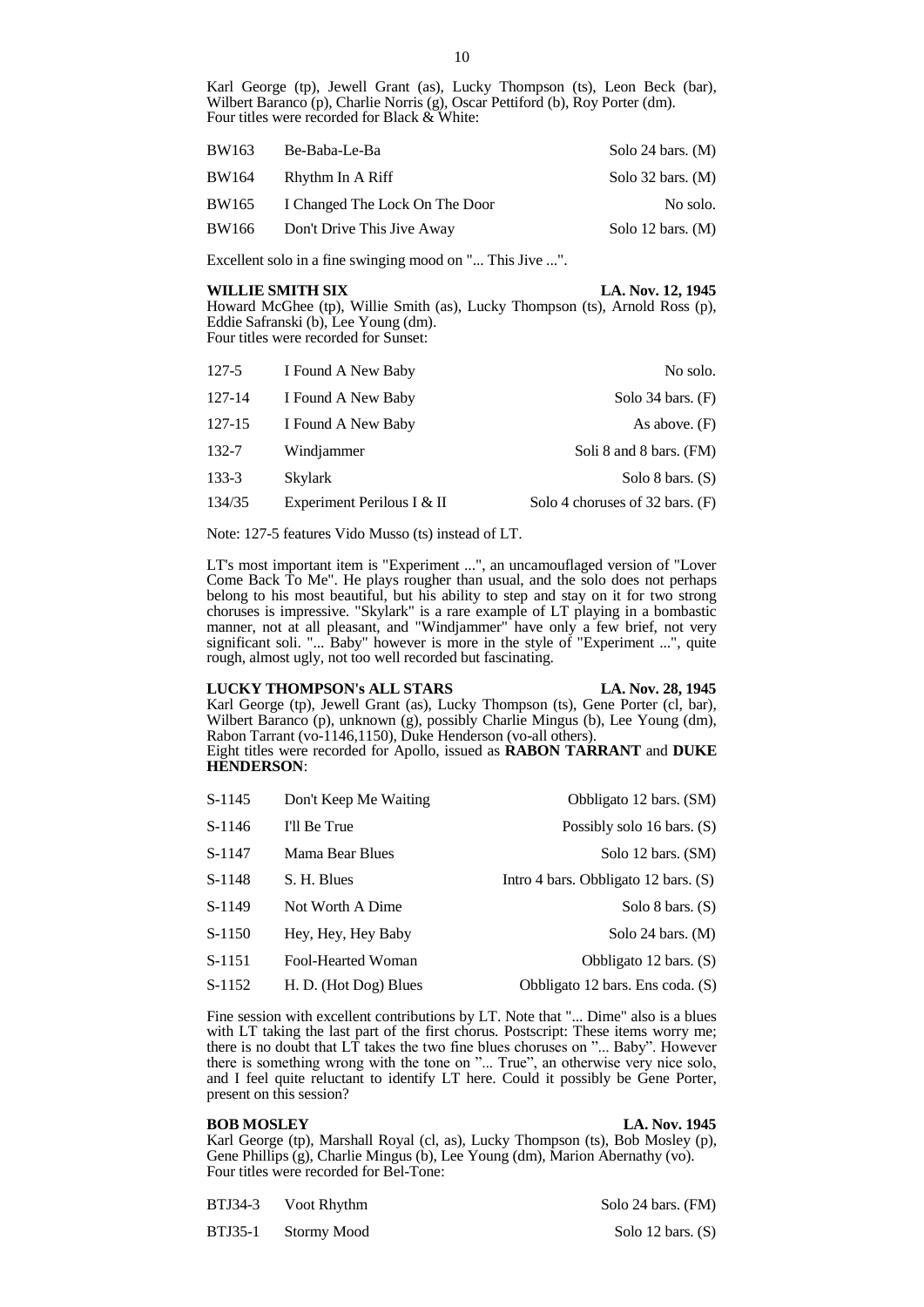Karl George (tp), Jewell Grant (as), Lucky Thompson (ts), Leon Beck (bar), Wilbert Baranco (p), Charlie Norris (g), Oscar Pettiford (b), Roy Porter (dm).
Four titles were recorded for Black & White:

| | | |
|---|---|---|
| BW163 | Be-Baba-Le-Ba | Solo 24 bars. (M) |
| BW164 | Rhythm In A Riff | Solo 32 bars. (M) |
| BW165 | I Changed The Lock On The Door | No solo. |
| BW166 | Don't Drive This Jive Away | Solo 12 bars. (M) |

Excellent solo in a fine swinging mood on "... This Jive ...".

**WILLIE SMITH SIX** **LA. Nov. 12, 1945**

Howard McGhee (tp), Willie Smith (as), Lucky Thompson (ts), Arnold Ross (p), Eddie Safranski (b), Lee Young (dm).
Four titles were recorded for Sunset:

| | | |
|---|---|---|
| 127-5 | I Found A New Baby | No solo. |
| 127-14 | I Found A New Baby | Solo 34 bars. (F) |
| 127-15 | I Found A New Baby | As above. (F) |
| 132-7 | Windjammer | Soli 8 and 8 bars. (FM) |
| 133-3 | Skylark | Solo 8 bars. (S) |
| 134/35 | Experiment Perilous I & II | Solo 4 choruses of 32 bars. (F) |

Note: 127-5 features Vido Musso (ts) instead of LT.

LT's most important item is "Experiment ...", an uncamouflaged version of "Lover Come Back To Me". He plays rougher than usual, and the solo does not perhaps belong to his most beautiful, but his ability to step and stay on it for two strong choruses is impressive. "Skylark" is a rare example of LT playing in a bombastic manner, not at all pleasant, and "Windjammer" have only a few brief, not very significant soli. "... Baby" however is more in the style of "Experiment ...", quite rough, almost ugly, not too well recorded but fascinating.

**LUCKY THOMPSON's ALL STARS** **LA. Nov. 28, 1945**

Karl George (tp), Jewell Grant (as), Lucky Thompson (ts), Gene Porter (cl, bar), Wilbert Baranco (p), unknown (g), possibly Charlie Mingus (b), Lee Young (dm), Rabon Tarrant (vo-1146,1150), Duke Henderson (vo-all others).
Eight titles were recorded for Apollo, issued as **RABON TARRANT** and **DUKE HENDERSON**:

| | | |
|---|---|---|
| S-1145 | Don't Keep Me Waiting | Obbligato 12 bars. (SM) |
| S-1146 | I'll Be True | Possibly solo 16 bars. (S) |
| S-1147 | Mama Bear Blues | Solo 12 bars. (SM) |
| S-1148 | S. H. Blues | Intro 4 bars. Obbligato 12 bars. (S) |
| S-1149 | Not Worth A Dime | Solo 8 bars. (S) |
| S-1150 | Hey, Hey, Hey Baby | Solo 24 bars. (M) |
| S-1151 | Fool-Hearted Woman | Obbligato 12 bars. (S) |
| S-1152 | H. D. (Hot Dog) Blues | Obbligato 12 bars. Ens coda. (S) |

Fine session with excellent contributions by LT. Note that "... Dime" also is a blues with LT taking the last part of the first chorus. Postscript: These items worry me; there is no doubt that LT takes the two fine blues choruses on "... Baby". However there is something wrong with the tone on "... True", an otherwise very nice solo, and I feel quite reluctant to identify LT here. Could it possibly be Gene Porter, present on this session?

**BOB MOSLEY** **LA. Nov. 1945**

Karl George (tp), Marshall Royal (cl, as), Lucky Thompson (ts), Bob Mosley (p), Gene Phillips (g), Charlie Mingus (b), Lee Young (dm), Marion Abernathy (vo).
Four titles were recorded for Bel-Tone:

| | | |
|---|---|---|
| BTJ34-3 | Voot Rhythm | Solo 24 bars. (FM) |
| BTJ35-1 | Stormy Mood | Solo 12 bars. (S) |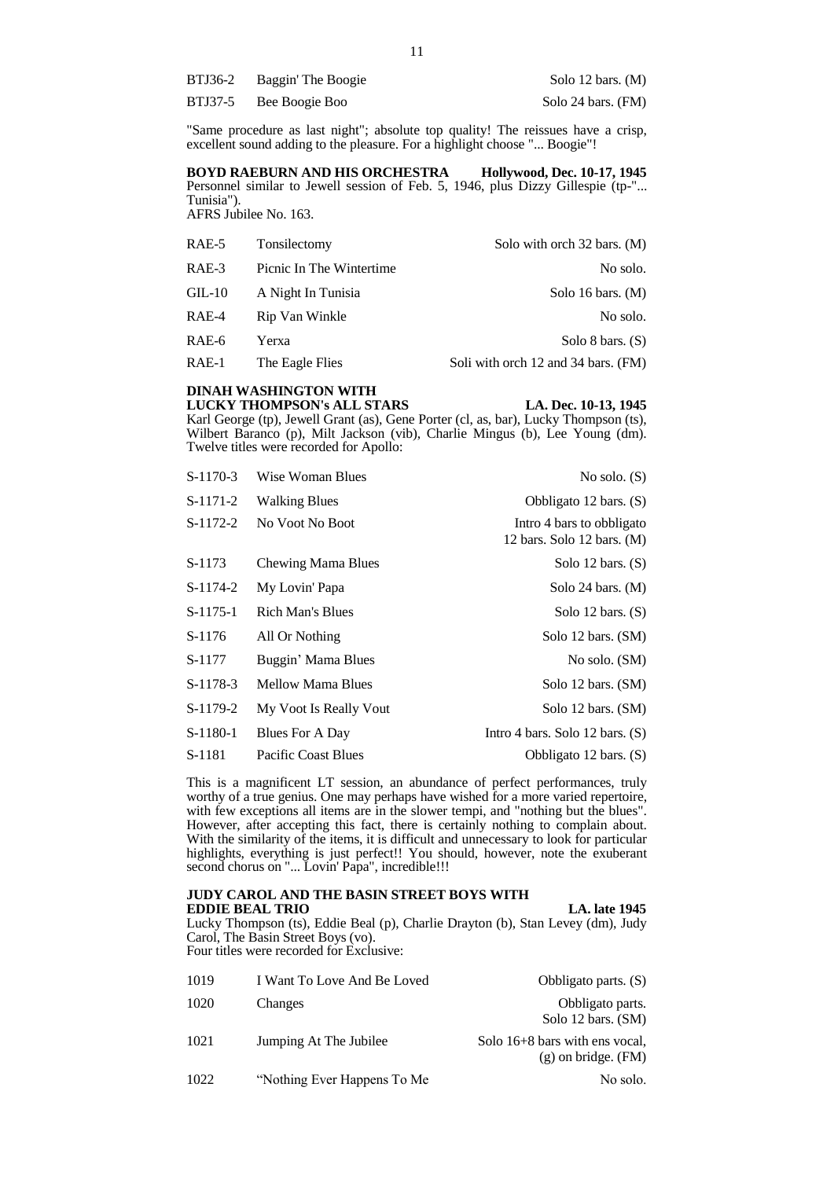| | | |
|---|---|---|
| BTJ36-2 | Baggin' The Boogie | Solo 12 bars. (M) |
| BTJ37-5 | Bee Boogie Boo | Solo 24 bars. (FM) |

"Same procedure as last night"; absolute top quality! The reissues have a crisp, excellent sound adding to the pleasure. For a highlight choose "... Boogie"!

**BOYD RAEBURN AND HIS ORCHESTRA Hollywood, Dec. 10-17, 1945**
Personnel similar to Jewell session of Feb. 5, 1946, plus Dizzy Gillespie (tp-"... Tunisia").
AFRS Jubilee No. 163.

| | | |
|---|---|---|
| RAE-5 | Tonsilectomy | Solo with orch 32 bars. (M) |
| RAE-3 | Picnic In The Wintertime | No solo. |
| GIL-10 | A Night In Tunisia | Solo 16 bars. (M) |
| RAE-4 | Rip Van Winkle | No solo. |
| RAE-6 | Yerxa | Solo 8 bars. (S) |
| RAE-1 | The Eagle Flies | Soli with orch 12 and 34 bars. (FM) |

**DINAH WASHINGTON WITH LUCKY THOMPSON's ALL STARS LA. Dec. 10-13, 1945**
Karl George (tp), Jewell Grant (as), Gene Porter (cl, as, bar), Lucky Thompson (ts), Wilbert Baranco (p), Milt Jackson (vib), Charlie Mingus (b), Lee Young (dm). Twelve titles were recorded for Apollo:

| | | |
|---|---|---|
| S-1170-3 | Wise Woman Blues | No solo. (S) |
| S-1171-2 | Walking Blues | Obbligato 12 bars. (S) |
| S-1172-2 | No Voot No Boot | Intro 4 bars to obbligato 12 bars. Solo 12 bars. (M) |
| S-1173 | Chewing Mama Blues | Solo 12 bars. (S) |
| S-1174-2 | My Lovin' Papa | Solo 24 bars. (M) |
| S-1175-1 | Rich Man's Blues | Solo 12 bars. (S) |
| S-1176 | All Or Nothing | Solo 12 bars. (SM) |
| S-1177 | Buggin' Mama Blues | No solo. (SM) |
| S-1178-3 | Mellow Mama Blues | Solo 12 bars. (SM) |
| S-1179-2 | My Voot Is Really Vout | Solo 12 bars. (SM) |
| S-1180-1 | Blues For A Day | Intro 4 bars. Solo 12 bars. (S) |
| S-1181 | Pacific Coast Blues | Obbligato 12 bars. (S) |

This is a magnificent LT session, an abundance of perfect performances, truly worthy of a true genius. One may perhaps have wished for a more varied repertoire, with few exceptions all items are in the slower tempi, and "nothing but the blues". However, after accepting this fact, there is certainly nothing to complain about. With the similarity of the items, it is difficult and unnecessary to look for particular highlights, everything is just perfect!! You should, however, note the exuberant second chorus on "... Lovin' Papa", incredible!!!

**JUDY CAROL AND THE BASIN STREET BOYS WITH EDDIE BEAL TRIO LA. late 1945**
Lucky Thompson (ts), Eddie Beal (p), Charlie Drayton (b), Stan Levey (dm), Judy Carol, The Basin Street Boys (vo).
Four titles were recorded for Exclusive:

| | | |
|---|---|---|
| 1019 | I Want To Love And Be Loved | Obbligato parts. (S) |
| 1020 | Changes | Obbligato parts. Solo 12 bars. (SM) |
| 1021 | Jumping At The Jubilee | Solo 16+8 bars with ens vocal, (g) on bridge. (FM) |
| 1022 | "Nothing Ever Happens To Me | No solo. |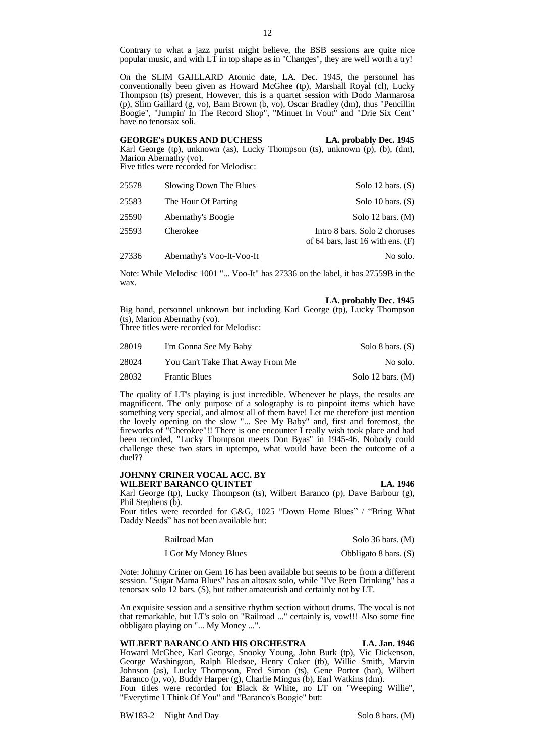Contrary to what a jazz purist might believe, the BSB sessions are quite nice popular music, and with LT in top shape as in "Changes", they are well worth a try!

On the SLIM GAILLARD Atomic date, LA. Dec. 1945, the personnel has conventionally been given as Howard McGhee (tp), Marshall Royal (cl), Lucky Thompson (ts) present, However, this is a quartet session with Dodo Marmarosa (p), Slim Gaillard (g, vo), Bam Brown (b, vo), Oscar Bradley (dm), thus "Pencillin Boogie", "Jumpin' In The Record Shop", "Minuet In Vout" and "Drie Six Cent" have no tenorsax soli.

**GEORGE's DUKES AND DUCHESS** **LA. probably Dec. 1945**

Karl George (tp), unknown (as), Lucky Thompson (ts), unknown (p), (b), (dm), Marion Abernathy (vo).
Five titles were recorded for Melodisc:

| | | |
|---|---|---|
| 25578 | Slowing Down The Blues | Solo 12 bars. (S) |
| 25583 | The Hour Of Parting | Solo 10 bars. (S) |
| 25590 | Abernathy's Boogie | Solo 12 bars. (M) |
| 25593 | Cherokee | Intro 8 bars. Solo 2 choruses of 64 bars, last 16 with ens. (F) |
| 27336 | Abernathy's Voo-It-Voo-It | No solo. |

Note: While Melodisc 1001 "... Voo-It" has 27336 on the label, it has 27559B in the wax.

**LA. probably Dec. 1945**

Big band, personnel unknown but including Karl George (tp), Lucky Thompson (ts), Marion Abernathy (vo).
Three titles were recorded for Melodisc:

| | | |
|---|---|---|
| 28019 | I'm Gonna See My Baby | Solo 8 bars. (S) |
| 28024 | You Can't Take That Away From Me | No solo. |
| 28032 | Frantic Blues | Solo 12 bars. (M) |

The quality of LT's playing is just incredible. Whenever he plays, the results are magnificent. The only purpose of a solography is to pinpoint items which have something very special, and almost all of them have! Let me therefore just mention the lovely opening on the slow "... See My Baby" and, first and foremost, the fireworks of "Cherokee"!! There is one encounter I really wish took place and had been recorded, "Lucky Thompson meets Don Byas" in 1945-46. Nobody could challenge these two stars in uptempo, what would have been the outcome of a duel??

**JOHNNY CRINER VOCAL ACC. BY WILBERT BARANCO QUINTET** **LA. 1946**

Karl George (tp), Lucky Thompson (ts), Wilbert Baranco (p), Dave Barbour (g), Phil Stephens (b).
Four titles were recorded for G&G, 1025 "Down Home Blues" / "Bring What Daddy Needs" has not been available but:

| | |
|---|---|
| Railroad Man | Solo 36 bars. (M) |
| I Got My Money Blues | Obbligato 8 bars. (S) |

Note: Johnny Criner on Gem 16 has been available but seems to be from a different session. "Sugar Mama Blues" has an altosax solo, while "I've Been Drinking" has a tenorsax solo 12 bars. (S), but rather amateurish and certainly not by LT.

An exquisite session and a sensitive rhythm section without drums. The vocal is not that remarkable, but LT's solo on "Railroad ..." certainly is, vow!!! Also some fine obbligato playing on "... My Money ...".

**WILBERT BARANCO AND HIS ORCHESTRA** **LA. Jan. 1946**

Howard McGhee, Karl George, Snooky Young, John Burk (tp), Vic Dickenson, George Washington, Ralph Bledsoe, Henry Coker (tb), Willie Smith, Marvin Johnson (as), Lucky Thompson, Fred Simon (ts), Gene Porter (bar), Wilbert Baranco (p, vo), Buddy Harper (g), Charlie Mingus (b), Earl Watkins (dm).
Four titles were recorded for Black & White, no LT on "Weeping Willie", "Everytime I Think Of You" and "Baranco's Boogie" but:

| | | |
|---|---|---|
| BW183-2 | Night And Day | Solo 8 bars. (M) |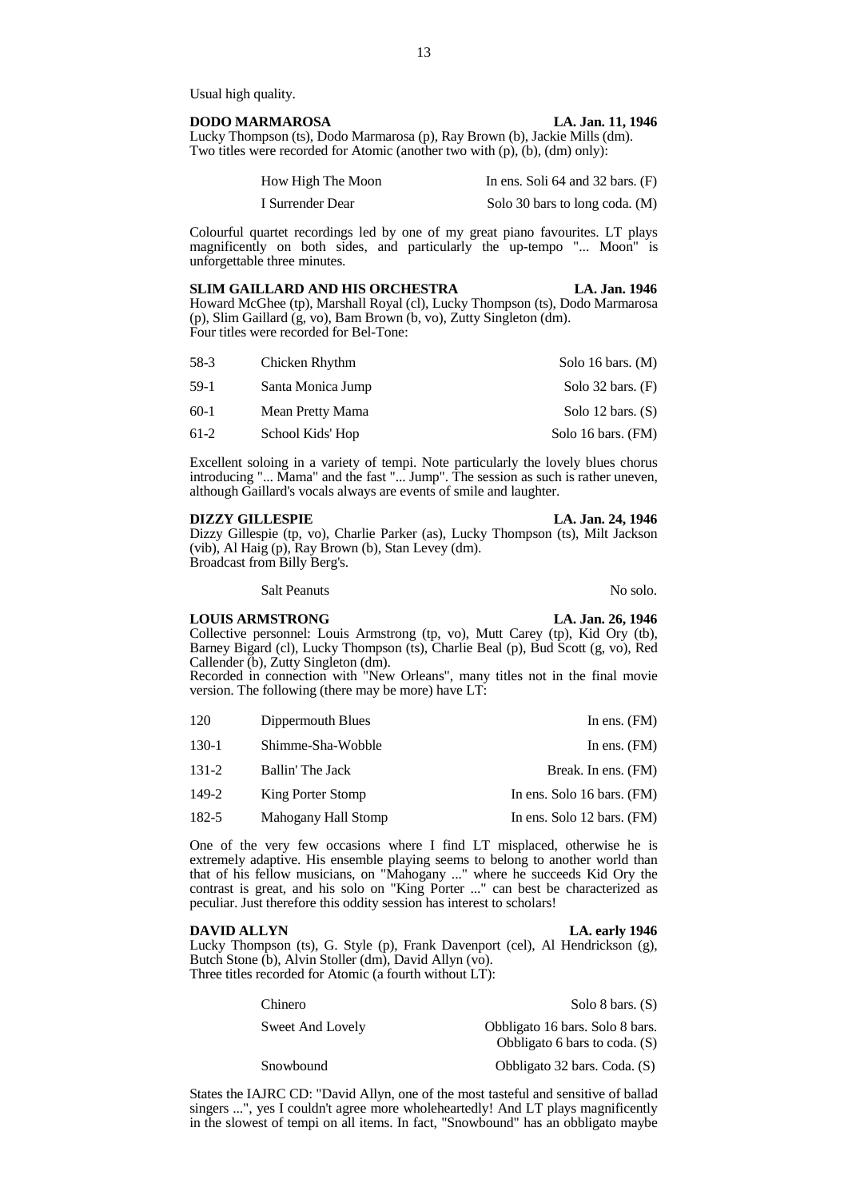Usual high quality.

**DODO MARMAROSA** **LA. Jan. 11, 1946**
Lucky Thompson (ts), Dodo Marmarosa (p), Ray Brown (b), Jackie Mills (dm).
Two titles were recorded for Atomic (another two with (p), (b), (dm) only):

| | |
|---|---|
| How High The Moon | In ens. Soli 64 and 32 bars. (F) |
| I Surrender Dear | Solo 30 bars to long coda. (M) |

Colourful quartet recordings led by one of my great piano favourites. LT plays magnificently on both sides, and particularly the up-tempo "... Moon" is unforgettable three minutes.

**SLIM GAILLARD AND HIS ORCHESTRA** **LA. Jan. 1946**
Howard McGhee (tp), Marshall Royal (cl), Lucky Thompson (ts), Dodo Marmarosa (p), Slim Gaillard (g, vo), Bam Brown (b, vo), Zutty Singleton (dm).
Four titles were recorded for Bel-Tone:

| | | |
|---|---|---|
| 58-3 | Chicken Rhythm | Solo 16 bars. (M) |
| 59-1 | Santa Monica Jump | Solo 32 bars. (F) |
| 60-1 | Mean Pretty Mama | Solo 12 bars. (S) |
| 61-2 | School Kids' Hop | Solo 16 bars. (FM) |

Excellent soloing in a variety of tempi. Note particularly the lovely blues chorus introducing "... Mama" and the fast "... Jump". The session as such is rather uneven, although Gaillard's vocals always are events of smile and laughter.

**DIZZY GILLESPIE** **LA. Jan. 24, 1946**
Dizzy Gillespie (tp, vo), Charlie Parker (as), Lucky Thompson (ts), Milt Jackson (vib), Al Haig (p), Ray Brown (b), Stan Levey (dm).
Broadcast from Billy Berg's.

| | |
|---|---|
| Salt Peanuts | No solo. |

**LOUIS ARMSTRONG** **LA. Jan. 26, 1946**
Collective personnel: Louis Armstrong (tp, vo), Mutt Carey (tp), Kid Ory (tb), Barney Bigard (cl), Lucky Thompson (ts), Charlie Beal (p), Bud Scott (g, vo), Red Callender (b), Zutty Singleton (dm).
Recorded in connection with "New Orleans", many titles not in the final movie version. The following (there may be more) have LT:

| | | |
|---|---|---|
| 120 | Dippermouth Blues | In ens. (FM) |
| 130-1 | Shimme-Sha-Wobble | In ens. (FM) |
| 131-2 | Ballin' The Jack | Break. In ens. (FM) |
| 149-2 | King Porter Stomp | In ens. Solo 16 bars. (FM) |
| 182-5 | Mahogany Hall Stomp | In ens. Solo 12 bars. (FM) |

One of the very few occasions where I find LT misplaced, otherwise he is extremely adaptive. His ensemble playing seems to belong to another world than that of his fellow musicians, on "Mahogany ..." where he succeeds Kid Ory the contrast is great, and his solo on "King Porter ..." can best be characterized as peculiar. Just therefore this oddity session has interest to scholars!

**DAVID ALLYN** **LA. early 1946**
Lucky Thompson (ts), G. Style (p), Frank Davenport (cel), Al Hendrickson (g), Butch Stone (b), Alvin Stoller (dm), David Allyn (vo).
Three titles recorded for Atomic (a fourth without LT):

| | |
|---|---|
| Chinero | Solo 8 bars. (S) |
| Sweet And Lovely | Obbligato 16 bars. Solo 8 bars. Obbligato 6 bars to coda. (S) |
| Snowbound | Obbligato 32 bars. Coda. (S) |

States the IAJRC CD: "David Allyn, one of the most tasteful and sensitive of ballad singers ...", yes I couldn't agree more wholeheartedly! And LT plays magnificently in the slowest of tempi on all items. In fact, "Snowbound" has an obbligato maybe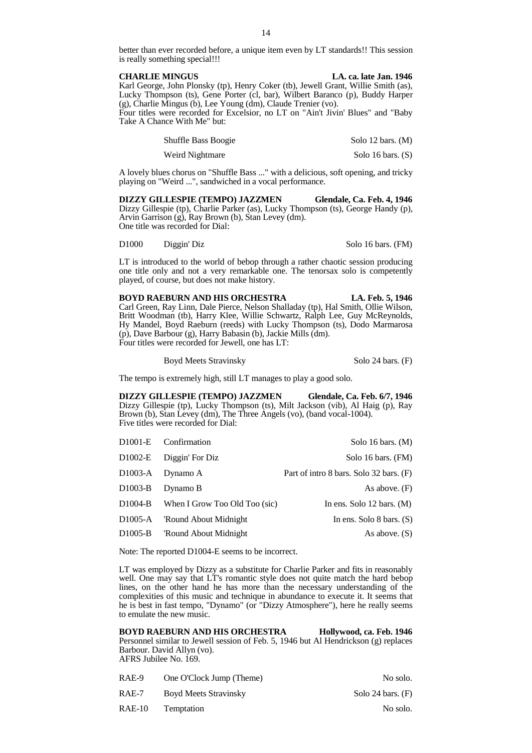better than ever recorded before, a unique item even by LT standards!! This session is really something special!!!

**CHARLIE MINGUS** **LA. ca. late Jan. 1946**

Karl George, John Plonsky (tp), Henry Coker (tb), Jewell Grant, Willie Smith (as), Lucky Thompson (ts), Gene Porter (cl, bar), Wilbert Baranco (p), Buddy Harper (g), Charlie Mingus (b), Lee Young (dm), Claude Trenier (vo).
Four titles were recorded for Excelsior, no LT on "Ain't Jivin' Blues" and "Baby Take A Chance With Me" but:

| | |
|---|---|
| Shuffle Bass Boogie | Solo 12 bars. (M) |
| Weird Nightmare | Solo 16 bars. (S) |

A lovely blues chorus on "Shuffle Bass ..." with a delicious, soft opening, and tricky playing on "Weird ...", sandwiched in a vocal performance.

**DIZZY GILLESPIE (TEMPO) JAZZMEN** **Glendale, Ca. Feb. 4, 1946**

Dizzy Gillespie (tp), Charlie Parker (as), Lucky Thompson (ts), George Handy (p), Arvin Garrison (g), Ray Brown (b), Stan Levey (dm).
One title was recorded for Dial:

| | | |
|---|---|---|
| D1000 | Diggin' Diz | Solo 16 bars. (FM) |

LT is introduced to the world of bebop through a rather chaotic session producing one title only and not a very remarkable one. The tenorsax solo is competently played, of course, but does not make history.

**BOYD RAEBURN AND HIS ORCHESTRA** **LA. Feb. 5, 1946**

Carl Green, Ray Linn, Dale Pierce, Nelson Shalladay (tp), Hal Smith, Ollie Wilson, Britt Woodman (tb), Harry Klee, Willie Schwartz, Ralph Lee, Guy McReynolds, Hy Mandel, Boyd Raeburn (reeds) with Lucky Thompson (ts), Dodo Marmarosa (p), Dave Barbour (g), Harry Babasin (b), Jackie Mills (dm).
Four titles were recorded for Jewell, one has LT:

| | |
|---|---|
| Boyd Meets Stravinsky | Solo 24 bars. (F) |

The tempo is extremely high, still LT manages to play a good solo.

**DIZZY GILLESPIE (TEMPO) JAZZMEN** **Glendale, Ca. Feb. 6/7, 1946**

Dizzy Gillespie (tp), Lucky Thompson (ts), Milt Jackson (vib), Al Haig (p), Ray Brown (b), Stan Levey (dm), The Three Angels (vo), (band vocal-1004).
Five titles were recorded for Dial:

| | | |
|---|---|---|
| D1001-E | Confirmation | Solo 16 bars. (M) |
| D1002-E | Diggin' For Diz | Solo 16 bars. (FM) |
| D1003-A | Dynamo A | Part of intro 8 bars. Solo 32 bars. (F) |
| D1003-B | Dynamo B | As above. (F) |
| D1004-B | When I Grow Too Old Too (sic) | In ens. Solo 12 bars. (M) |
| D1005-A | 'Round About Midnight | In ens. Solo 8 bars. (S) |
| D1005-B | 'Round About Midnight | As above. (S) |

Note: The reported D1004-E seems to be incorrect.

LT was employed by Dizzy as a substitute for Charlie Parker and fits in reasonably well. One may say that LT's romantic style does not quite match the hard bebop lines, on the other hand he has more than the necessary understanding of the complexities of this music and technique in abundance to execute it. It seems that he is best in fast tempo, "Dynamo" (or "Dizzy Atmosphere"), here he really seems to emulate the new music.

**BOYD RAEBURN AND HIS ORCHESTRA** **Hollywood, ca. Feb. 1946**

Personnel similar to Jewell session of Feb. 5, 1946 but Al Hendrickson (g) replaces Barbour. David Allyn (vo).
AFRS Jubilee No. 169.

| | | |
|---|---|---|
| RAE-9 | One O'Clock Jump (Theme) | No solo. |
| RAE-7 | Boyd Meets Stravinsky | Solo 24 bars. (F) |
| RAE-10 | Temptation | No solo. |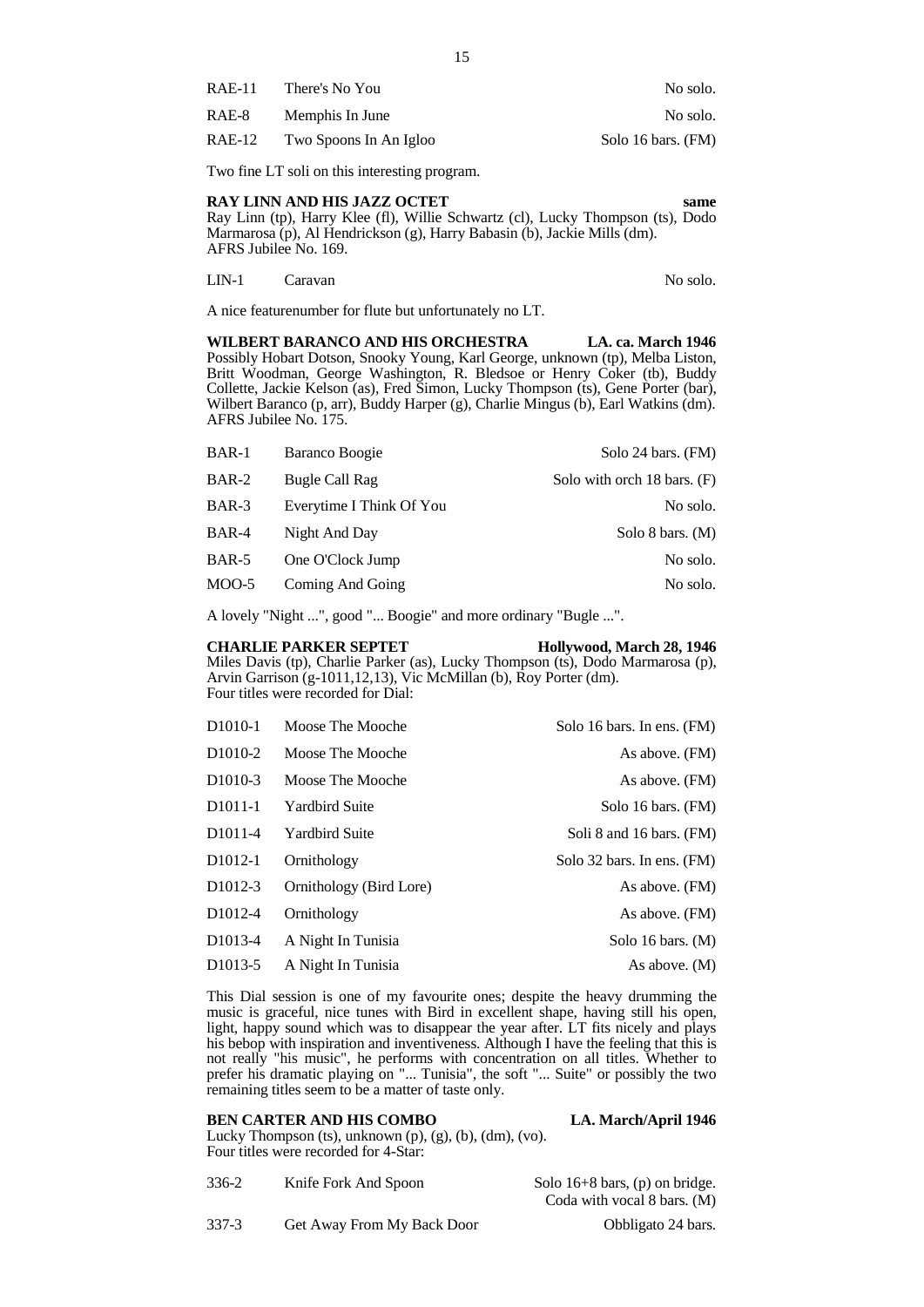| | | |
|---|---|---|
| RAE-11 | There's No You | No solo. |
| RAE-8 | Memphis In June | No solo. |
| RAE-12 | Two Spoons In An Igloo | Solo 16 bars. (FM) |

Two fine LT soli on this interesting program.

**RAY LINN AND HIS JAZZ OCTET** **same**
Ray Linn (tp), Harry Klee (fl), Willie Schwartz (cl), Lucky Thompson (ts), Dodo Marmarosa (p), Al Hendrickson (g), Harry Babasin (b), Jackie Mills (dm).
AFRS Jubilee No. 169.

| | | |
|---|---|---|
| LIN-1 | Caravan | No solo. |

A nice featurenumber for flute but unfortunately no LT.

**WILBERT BARANCO AND HIS ORCHESTRA** **LA. ca. March 1946**
Possibly Hobart Dotson, Snooky Young, Karl George, unknown (tp), Melba Liston, Britt Woodman, George Washington, R. Bledsoe or Henry Coker (tb), Buddy Collette, Jackie Kelson (as), Fred Simon, Lucky Thompson (ts), Gene Porter (bar), Wilbert Baranco (p, arr), Buddy Harper (g), Charlie Mingus (b), Earl Watkins (dm).
AFRS Jubilee No. 175.

| | | |
|---|---|---|
| BAR-1 | Baranco Boogie | Solo 24 bars. (FM) |
| BAR-2 | Bugle Call Rag | Solo with orch 18 bars. (F) |
| BAR-3 | Everytime I Think Of You | No solo. |
| BAR-4 | Night And Day | Solo 8 bars. (M) |
| BAR-5 | One O'Clock Jump | No solo. |
| MOO-5 | Coming And Going | No solo. |

A lovely "Night ...", good "... Boogie" and more ordinary "Bugle ...".

**CHARLIE PARKER SEPTET** **Hollywood, March 28, 1946**
Miles Davis (tp), Charlie Parker (as), Lucky Thompson (ts), Dodo Marmarosa (p), Arvin Garrison (g-1011,12,13), Vic McMillan (b), Roy Porter (dm).
Four titles were recorded for Dial:

| | | |
|---|---|---|
| D1010-1 | Moose The Mooche | Solo 16 bars. In ens. (FM) |
| D1010-2 | Moose The Mooche | As above. (FM) |
| D1010-3 | Moose The Mooche | As above. (FM) |
| D1011-1 | Yardbird Suite | Solo 16 bars. (FM) |
| D1011-4 | Yardbird Suite | Soli 8 and 16 bars. (FM) |
| D1012-1 | Ornithology | Solo 32 bars. In ens. (FM) |
| D1012-3 | Ornithology (Bird Lore) | As above. (FM) |
| D1012-4 | Ornithology | As above. (FM) |
| D1013-4 | A Night In Tunisia | Solo 16 bars. (M) |
| D1013-5 | A Night In Tunisia | As above. (M) |

This Dial session is one of my favourite ones; despite the heavy drumming the music is graceful, nice tunes with Bird in excellent shape, having still his open, light, happy sound which was to disappear the year after. LT fits nicely and plays his bebop with inspiration and inventiveness. Although I have the feeling that this is not really "his music", he performs with concentration on all titles. Whether to prefer his dramatic playing on "... Tunisia", the soft "... Suite" or possibly the two remaining titles seem to be a matter of taste only.

**BEN CARTER AND HIS COMBO** **LA. March/April 1946**
Lucky Thompson (ts), unknown (p), (g), (b), (dm), (vo).
Four titles were recorded for 4-Star:

| | | |
|---|---|---|
| 336-2 | Knife Fork And Spoon | Solo 16+8 bars, (p) on bridge. Coda with vocal 8 bars. (M) |
| 337-3 | Get Away From My Back Door | Obbligato 24 bars. |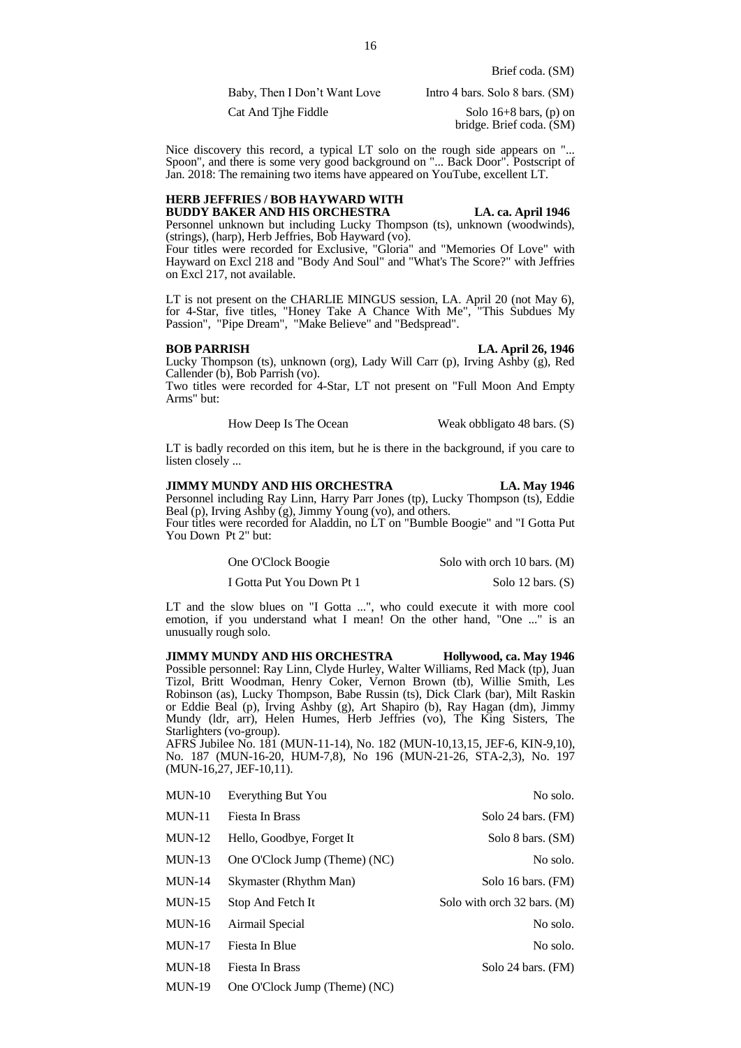Brief coda. (SM)

| | |
|---|---|
| Baby, Then I Don't Want Love | Intro 4 bars. Solo 8 bars. (SM) |
| Cat And Tjhe Fiddle | Solo 16+8 bars, (p) on bridge. Brief coda. (SM) |

Nice discovery this record, a typical LT solo on the rough side appears on "... Spoon", and there is some very good background on "... Back Door". Postscript of Jan. 2018: The remaining two items have appeared on YouTube, excellent LT.

**HERB JEFFRIES / BOB HAYWARD WITH BUDDY BAKER AND HIS ORCHESTRA LA. ca. April 1946**

Personnel unknown but including Lucky Thompson (ts), unknown (woodwinds), (strings), (harp), Herb Jeffries, Bob Hayward (vo).

Four titles were recorded for Exclusive, "Gloria" and "Memories Of Love" with Hayward on Excl 218 and "Body And Soul" and "What's The Score?" with Jeffries on Excl 217, not available.

LT is not present on the CHARLIE MINGUS session, LA. April 20 (not May 6), for 4-Star, five titles, "Honey Take A Chance With Me", "This Subdues My Passion", "Pipe Dream", "Make Believe" and "Bedspread".

**BOB PARRISH LA. April 26, 1946**

Lucky Thompson (ts), unknown (org), Lady Will Carr (p), Irving Ashby (g), Red Callender (b), Bob Parrish (vo).

Two titles were recorded for 4-Star, LT not present on "Full Moon And Empty Arms" but:

| | |
|---|---|
| How Deep Is The Ocean | Weak obbligato 48 bars. (S) |

LT is badly recorded on this item, but he is there in the background, if you care to listen closely ...

**JIMMY MUNDY AND HIS ORCHESTRA LA. May 1946**

Personnel including Ray Linn, Harry Parr Jones (tp), Lucky Thompson (ts), Eddie Beal (p), Irving Ashby (g), Jimmy Young (vo), and others.

Four titles were recorded for Aladdin, no LT on "Bumble Boogie" and "I Gotta Put You Down Pt 2" but:

| | |
|---|---|
| One O'Clock Boogie | Solo with orch 10 bars. (M) |
| I Gotta Put You Down Pt 1 | Solo 12 bars. (S) |

LT and the slow blues on "I Gotta ...", who could execute it with more cool emotion, if you understand what I mean! On the other hand, "One ..." is an unusually rough solo.

**JIMMY MUNDY AND HIS ORCHESTRA Hollywood, ca. May 1946**

Possible personnel: Ray Linn, Clyde Hurley, Walter Williams, Red Mack (tp), Juan Tizol, Britt Woodman, Henry Coker, Vernon Brown (tb), Willie Smith, Les Robinson (as), Lucky Thompson, Babe Russin (ts), Dick Clark (bar), Milt Raskin or Eddie Beal (p), Irving Ashby (g), Art Shapiro (b), Ray Hagan (dm), Jimmy Mundy (ldr, arr), Helen Humes, Herb Jeffries (vo), The King Sisters, The Starlighters (vo-group).

AFRS Jubilee No. 181 (MUN-11-14), No. 182 (MUN-10,13,15, JEF-6, KIN-9,10), No. 187 (MUN-16-20, HUM-7,8), No 196 (MUN-21-26, STA-2,3), No. 197 (MUN-16,27, JEF-10,11).

| | | |
|---|---|---|
| MUN-10 | Everything But You | No solo. |
| MUN-11 | Fiesta In Brass | Solo 24 bars. (FM) |
| MUN-12 | Hello, Goodbye, Forget It | Solo 8 bars. (SM) |
| MUN-13 | One O'Clock Jump (Theme) (NC) | No solo. |
| MUN-14 | Skymaster (Rhythm Man) | Solo 16 bars. (FM) |
| MUN-15 | Stop And Fetch It | Solo with orch 32 bars. (M) |
| MUN-16 | Airmail Special | No solo. |
| MUN-17 | Fiesta In Blue | No solo. |
| MUN-18 | Fiesta In Brass | Solo 24 bars. (FM) |
| MUN-19 | One O'Clock Jump (Theme) (NC) | |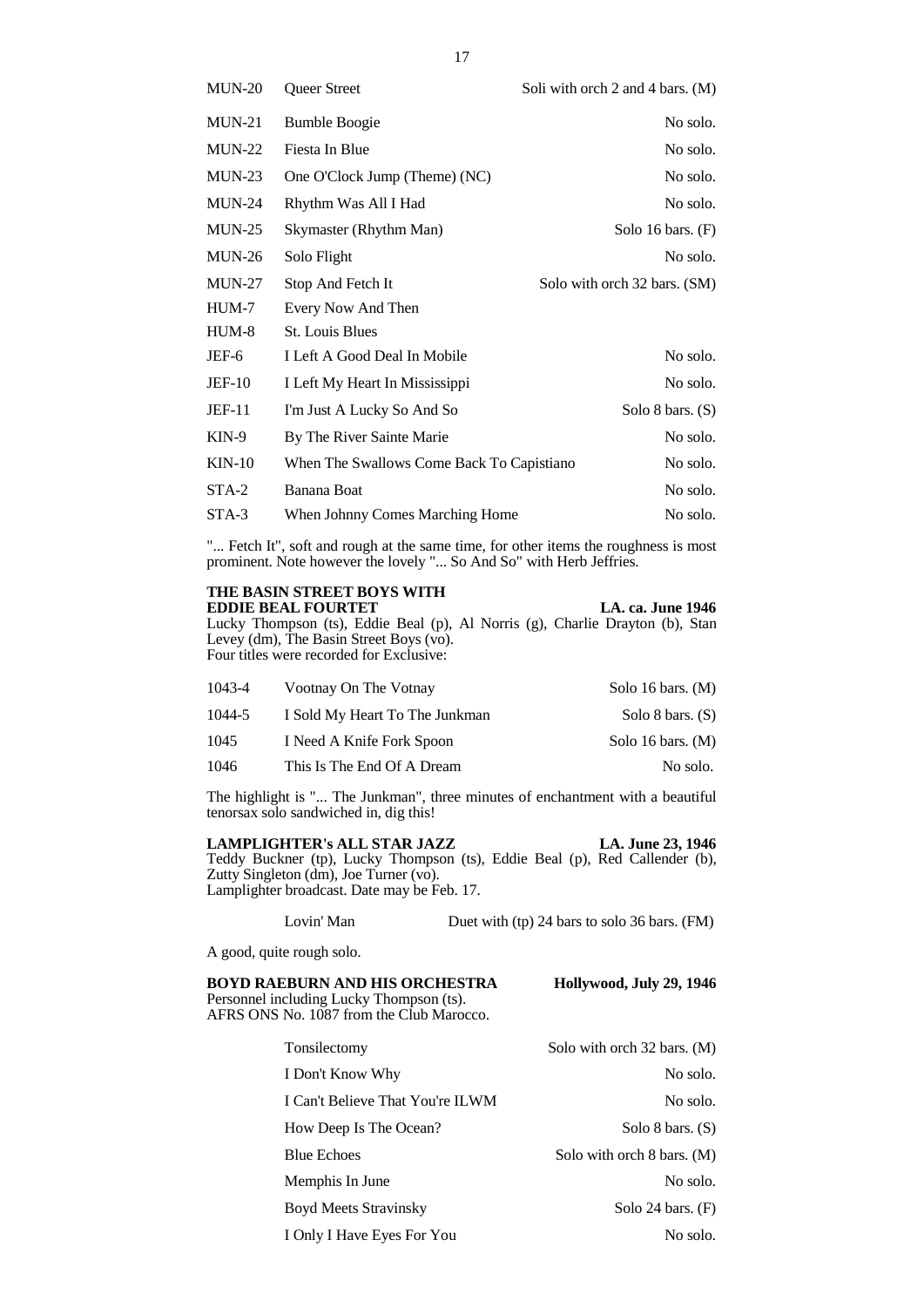| | | |
|---|---|---|
| MUN-20 | Queer Street | Soli with orch 2 and 4 bars. (M) |
| MUN-21 | Bumble Boogie | No solo. |
| MUN-22 | Fiesta In Blue | No solo. |
| MUN-23 | One O'Clock Jump (Theme) (NC) | No solo. |
| MUN-24 | Rhythm Was All I Had | No solo. |
| MUN-25 | Skymaster (Rhythm Man) | Solo 16 bars. (F) |
| MUN-26 | Solo Flight | No solo. |
| MUN-27 | Stop And Fetch It | Solo with orch 32 bars. (SM) |
| HUM-7 | Every Now And Then | |
| HUM-8 | St. Louis Blues | |
| JEF-6 | I Left A Good Deal In Mobile | No solo. |
| JEF-10 | I Left My Heart In Mississippi | No solo. |
| JEF-11 | I'm Just A Lucky So And So | Solo 8 bars. (S) |
| KIN-9 | By The River Sainte Marie | No solo. |
| KIN-10 | When The Swallows Come Back To Capistiano | No solo. |
| STA-2 | Banana Boat | No solo. |
| STA-3 | When Johnny Comes Marching Home | No solo. |

"... Fetch It", soft and rough at the same time, for other items the roughness is most prominent. Note however the lovely "... So And So" with Herb Jeffries.

**THE BASIN STREET BOYS WITH EDDIE BEAL FOURTET** — **LA. ca. June 1946**

Lucky Thompson (ts), Eddie Beal (p), Al Norris (g), Charlie Drayton (b), Stan Levey (dm), The Basin Street Boys (vo).
Four titles were recorded for Exclusive:

| | | |
|---|---|---|
| 1043-4 | Vootnay On The Votnay | Solo 16 bars. (M) |
| 1044-5 | I Sold My Heart To The Junkman | Solo 8 bars. (S) |
| 1045 | I Need A Knife Fork Spoon | Solo 16 bars. (M) |
| 1046 | This Is The End Of A Dream | No solo. |

The highlight is "... The Junkman", three minutes of enchantment with a beautiful tenorsax solo sandwiched in, dig this!

**LAMPLIGHTER's ALL STAR JAZZ** — **LA. June 23, 1946**

Teddy Buckner (tp), Lucky Thompson (ts), Eddie Beal (p), Red Callender (b), Zutty Singleton (dm), Joe Turner (vo).
Lamplighter broadcast. Date may be Feb. 17.

| | |
|---|---|
| Lovin' Man | Duet with (tp) 24 bars to solo 36 bars. (FM) |

A good, quite rough solo.

**BOYD RAEBURN AND HIS ORCHESTRA** — **Hollywood, July 29, 1946**

Personnel including Lucky Thompson (ts).
AFRS ONS No. 1087 from the Club Marocco.

| | |
|---|---|
| Tonsilectomy | Solo with orch 32 bars. (M) |
| I Don't Know Why | No solo. |
| I Can't Believe That You're ILWM | No solo. |
| How Deep Is The Ocean? | Solo 8 bars. (S) |
| Blue Echoes | Solo with orch 8 bars. (M) |
| Memphis In June | No solo. |
| Boyd Meets Stravinsky | Solo 24 bars. (F) |
| I Only I Have Eyes For You | No solo. |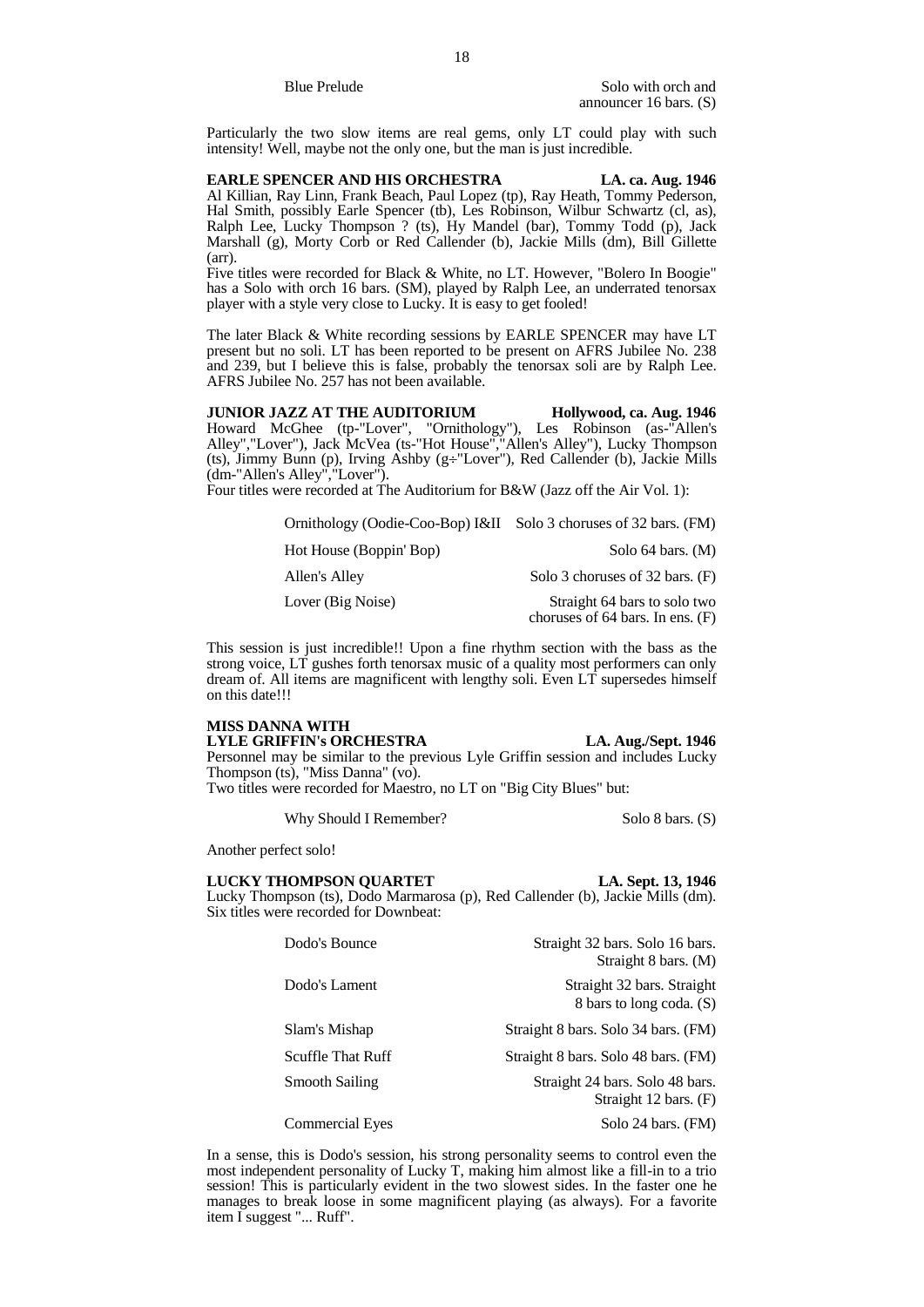| | |
|---|---|
| Blue Prelude | Solo with orch and announcer 16 bars. (S) |

Particularly the two slow items are real gems, only LT could play with such intensity! Well, maybe not the only one, but the man is just incredible.

**EARLE SPENCER AND HIS ORCHESTRA LA. ca. Aug. 1946**

Al Killian, Ray Linn, Frank Beach, Paul Lopez (tp), Ray Heath, Tommy Pederson, Hal Smith, possibly Earle Spencer (tb), Les Robinson, Wilbur Schwartz (cl, as), Ralph Lee, Lucky Thompson ? (ts), Hy Mandel (bar), Tommy Todd (p), Jack Marshall (g), Morty Corb or Red Callender (b), Jackie Mills (dm), Bill Gillette (arr).

Five titles were recorded for Black & White, no LT. However, "Bolero In Boogie" has a Solo with orch 16 bars. (SM), played by Ralph Lee, an underrated tenorsax player with a style very close to Lucky. It is easy to get fooled!

The later Black & White recording sessions by EARLE SPENCER may have LT present but no soli. LT has been reported to be present on AFRS Jubilee No. 238 and 239, but I believe this is false, probably the tenorsax soli are by Ralph Lee. AFRS Jubilee No. 257 has not been available.

**JUNIOR JAZZ AT THE AUDITORIUM Hollywood, ca. Aug. 1946**

Howard McGhee (tp-"Lover", "Ornithology"), Les Robinson (as-"Allen's Alley","Lover"), Jack McVea (ts-"Hot House","Allen's Alley"), Lucky Thompson (ts), Jimmy Bunn (p), Irving Ashby (g÷"Lover"), Red Callender (b), Jackie Mills (dm-"Allen's Alley","Lover").

Four titles were recorded at The Auditorium for B&W (Jazz off the Air Vol. 1):

| | |
|---|---|
| Ornithology (Oodie-Coo-Bop) I&II | Solo 3 choruses of 32 bars. (FM) |
| Hot House (Boppin' Bop) | Solo 64 bars. (M) |
| Allen's Alley | Solo 3 choruses of 32 bars. (F) |
| Lover (Big Noise) | Straight 64 bars to solo two choruses of 64 bars. In ens. (F) |

This session is just incredible!! Upon a fine rhythm section with the bass as the strong voice, LT gushes forth tenorsax music of a quality most performers can only dream of. All items are magnificent with lengthy soli. Even LT supersedes himself on this date!!!

**MISS DANNA WITH LYLE GRIFFIN's ORCHESTRA LA. Aug./Sept. 1946**

Personnel may be similar to the previous Lyle Griffin session and includes Lucky Thompson (ts), "Miss Danna" (vo).

Two titles were recorded for Maestro, no LT on "Big City Blues" but:

| | |
|---|---|
| Why Should I Remember? | Solo 8 bars. (S) |

Another perfect solo!

**LUCKY THOMPSON QUARTET LA. Sept. 13, 1946**

Lucky Thompson (ts), Dodo Marmarosa (p), Red Callender (b), Jackie Mills (dm).

Six titles were recorded for Downbeat:

| | |
|---|---|
| Dodo's Bounce | Straight 32 bars. Solo 16 bars. Straight 8 bars. (M) |
| Dodo's Lament | Straight 32 bars. Straight 8 bars to long coda. (S) |
| Slam's Mishap | Straight 8 bars. Solo 34 bars. (FM) |
| Scuffle That Ruff | Straight 8 bars. Solo 48 bars. (FM) |
| Smooth Sailing | Straight 24 bars. Solo 48 bars. Straight 12 bars. (F) |
| Commercial Eyes | Solo 24 bars. (FM) |

In a sense, this is Dodo's session, his strong personality seems to control even the most independent personality of Lucky T, making him almost like a fill-in to a trio session! This is particularly evident in the two slowest sides. In the faster one he manages to break loose in some magnificent playing (as always). For a favorite item I suggest "... Ruff".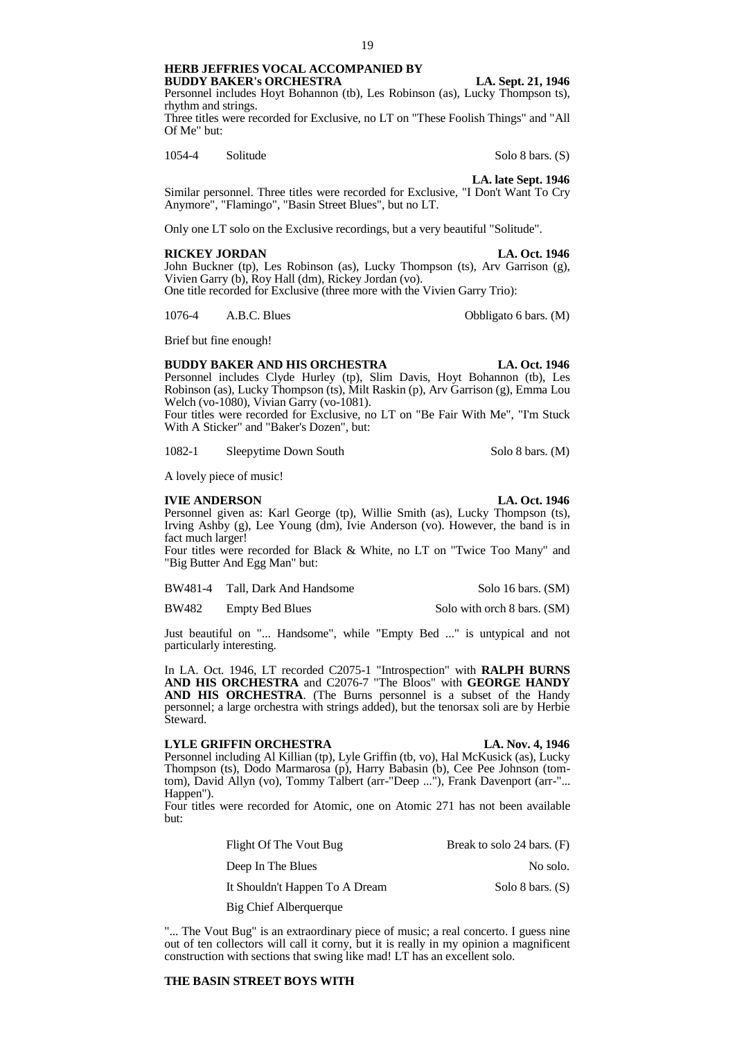**HERB JEFFRIES VOCAL ACCOMPANIED BY BUDDY BAKER's ORCHESTRA** **LA. Sept. 21, 1946**

Personnel includes Hoyt Bohannon (tb), Les Robinson (as), Lucky Thompson ts), rhythm and strings.

Three titles were recorded for Exclusive, no LT on "These Foolish Things" and "All Of Me" but:

| | | |
|---|---|---|
| 1054-4 | Solitude | Solo 8 bars. (S) |

**LA. late Sept. 1946**

Similar personnel. Three titles were recorded for Exclusive, "I Don't Want To Cry Anymore", "Flamingo", "Basin Street Blues", but no LT.

Only one LT solo on the Exclusive recordings, but a very beautiful "Solitude".

**RICKEY JORDAN** **LA. Oct. 1946**

John Buckner (tp), Les Robinson (as), Lucky Thompson (ts), Arv Garrison (g), Vivien Garry (b), Roy Hall (dm), Rickey Jordan (vo).

One title recorded for Exclusive (three more with the Vivien Garry Trio):

| | | |
|---|---|---|
| 1076-4 | A.B.C. Blues | Obbligato 6 bars. (M) |

Brief but fine enough!

**BUDDY BAKER AND HIS ORCHESTRA** **LA. Oct. 1946**

Personnel includes Clyde Hurley (tp), Slim Davis, Hoyt Bohannon (tb), Les Robinson (as), Lucky Thompson (ts), Milt Raskin (p), Arv Garrison (g), Emma Lou Welch (vo-1080), Vivian Garry (vo-1081).

Four titles were recorded for Exclusive, no LT on "Be Fair With Me", "I'm Stuck With A Sticker" and "Baker's Dozen", but:

| | | |
|---|---|---|
| 1082-1 | Sleepytime Down South | Solo 8 bars. (M) |

A lovely piece of music!

**IVIE ANDERSON** **LA. Oct. 1946**

Personnel given as: Karl George (tp), Willie Smith (as), Lucky Thompson (ts), Irving Ashby (g), Lee Young (dm), Ivie Anderson (vo). However, the band is in fact much larger!

Four titles were recorded for Black & White, no LT on "Twice Too Many" and "Big Butter And Egg Man" but:

| | | |
|---|---|---|
| BW481-4 | Tall, Dark And Handsome | Solo 16 bars. (SM) |
| BW482 | Empty Bed Blues | Solo with orch 8 bars. (SM) |

Just beautiful on "... Handsome", while "Empty Bed ..." is untypical and not particularly interesting.

In LA. Oct. 1946, LT recorded C2075-1 "Introspection" with **RALPH BURNS AND HIS ORCHESTRA** and C2076-7 "The Bloos" with **GEORGE HANDY AND HIS ORCHESTRA**. (The Burns personnel is a subset of the Handy personnel; a large orchestra with strings added), but the tenorsax soli are by Herbie Steward.

**LYLE GRIFFIN ORCHESTRA** **LA. Nov. 4, 1946**

Personnel including Al Killian (tp), Lyle Griffin (tb, vo), Hal McKusick (as), Lucky Thompson (ts), Dodo Marmarosa (p), Harry Babasin (b), Cee Pee Johnson (tom-tom), David Allyn (vo), Tommy Talbert (arr-"Deep ..."), Frank Davenport (arr-"... Happen").

Four titles were recorded for Atomic, one on Atomic 271 has not been available but:

| | |
|---|---|
| Flight Of The Vout Bug | Break to solo 24 bars. (F) |
| Deep In The Blues | No solo. |
| It Shouldn't Happen To A Dream | Solo 8 bars. (S) |
| Big Chief Alberquerque | |

"... The Vout Bug" is an extraordinary piece of music; a real concerto. I guess nine out of ten collectors will call it corny, but it is really in my opinion a magnificent construction with sections that swing like mad! LT has an excellent solo.

**THE BASIN STREET BOYS WITH**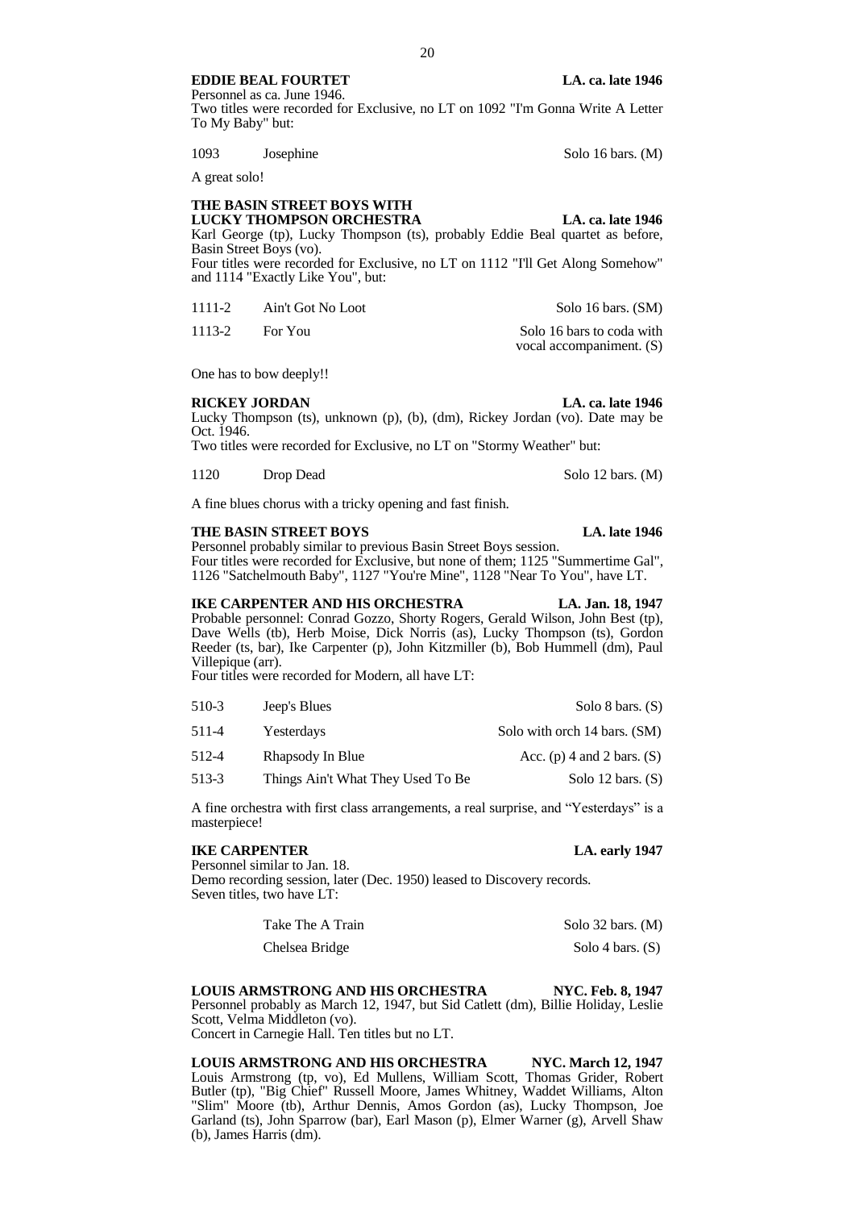**EDDIE BEAL FOURTET** **LA. ca. late 1946**

Personnel as ca. June 1946.
Two titles were recorded for Exclusive, no LT on 1092 "I'm Gonna Write A Letter To My Baby" but:

| | | |
|---|---|---|
| 1093 | Josephine | Solo 16 bars. (M) |

A great solo!

**THE BASIN STREET BOYS WITH LUCKY THOMPSON ORCHESTRA** **LA. ca. late 1946**

Karl George (tp), Lucky Thompson (ts), probably Eddie Beal quartet as before, Basin Street Boys (vo).
Four titles were recorded for Exclusive, no LT on 1112 "I'll Get Along Somehow" and 1114 "Exactly Like You", but:

| | | |
|---|---|---|
| 1111-2 | Ain't Got No Loot | Solo 16 bars. (SM) |
| 1113-2 | For You | Solo 16 bars to coda with vocal accompaniment. (S) |

One has to bow deeply!!

**RICKEY JORDAN** **LA. ca. late 1946**

Lucky Thompson (ts), unknown (p), (b), (dm), Rickey Jordan (vo). Date may be Oct. 1946.
Two titles were recorded for Exclusive, no LT on "Stormy Weather" but:

| | | |
|---|---|---|
| 1120 | Drop Dead | Solo 12 bars. (M) |

A fine blues chorus with a tricky opening and fast finish.

**THE BASIN STREET BOYS** **LA. late 1946**

Personnel probably similar to previous Basin Street Boys session.
Four titles were recorded for Exclusive, but none of them; 1125 "Summertime Gal", 1126 "Satchelmouth Baby", 1127 "You're Mine", 1128 "Near To You", have LT.

**IKE CARPENTER AND HIS ORCHESTRA** **LA. Jan. 18, 1947**

Probable personnel: Conrad Gozzo, Shorty Rogers, Gerald Wilson, John Best (tp), Dave Wells (tb), Herb Moise, Dick Norris (as), Lucky Thompson (ts), Gordon Reeder (ts, bar), Ike Carpenter (p), John Kitzmiller (b), Bob Hummell (dm), Paul Villepique (arr).
Four titles were recorded for Modern, all have LT:

| | | |
|---|---|---|
| 510-3 | Jeep's Blues | Solo 8 bars. (S) |
| 511-4 | Yesterdays | Solo with orch 14 bars. (SM) |
| 512-4 | Rhapsody In Blue | Acc. (p) 4 and 2 bars. (S) |
| 513-3 | Things Ain't What They Used To Be | Solo 12 bars. (S) |

A fine orchestra with first class arrangements, a real surprise, and "Yesterdays" is a masterpiece!

**IKE CARPENTER** **LA. early 1947**

Personnel similar to Jan. 18.
Demo recording session, later (Dec. 1950) leased to Discovery records.
Seven titles, two have LT:

| | |
|---|---|
| Take The A Train | Solo 32 bars. (M) |
| Chelsea Bridge | Solo 4 bars. (S) |

**LOUIS ARMSTRONG AND HIS ORCHESTRA** **NYC. Feb. 8, 1947**

Personnel probably as March 12, 1947, but Sid Catlett (dm), Billie Holiday, Leslie Scott, Velma Middleton (vo).
Concert in Carnegie Hall. Ten titles but no LT.

**LOUIS ARMSTRONG AND HIS ORCHESTRA** **NYC. March 12, 1947**

Louis Armstrong (tp, vo), Ed Mullens, William Scott, Thomas Grider, Robert Butler (tp), "Big Chief" Russell Moore, James Whitney, Waddet Williams, Alton "Slim" Moore (tb), Arthur Dennis, Amos Gordon (as), Lucky Thompson, Joe Garland (ts), John Sparrow (bar), Earl Mason (p), Elmer Warner (g), Arvell Shaw (b), James Harris (dm).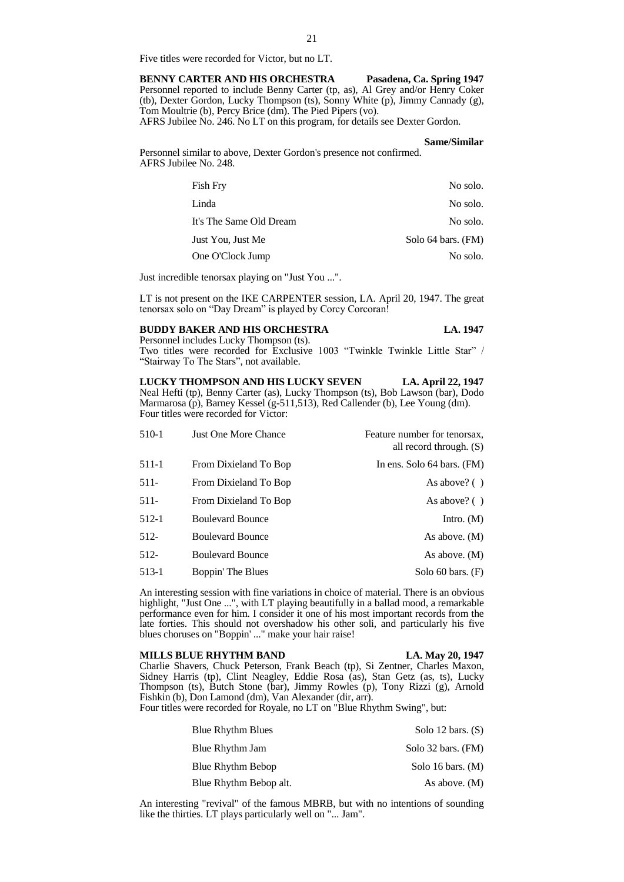Five titles were recorded for Victor, but no LT.

**BENNY CARTER AND HIS ORCHESTRA** **Pasadena, Ca. Spring 1947**
Personnel reported to include Benny Carter (tp, as), Al Grey and/or Henry Coker (tb), Dexter Gordon, Lucky Thompson (ts), Sonny White (p), Jimmy Cannady (g), Tom Moultrie (b), Percy Brice (dm). The Pied Pipers (vo).
AFRS Jubilee No. 246. No LT on this program, for details see Dexter Gordon.

**Same/Similar**

Personnel similar to above, Dexter Gordon's presence not confirmed.
AFRS Jubilee No. 248.

| | |
|---|---|
| Fish Fry | No solo. |
| Linda | No solo. |
| It's The Same Old Dream | No solo. |
| Just You, Just Me | Solo 64 bars. (FM) |
| One O'Clock Jump | No solo. |

Just incredible tenorsax playing on "Just You ...".

LT is not present on the IKE CARPENTER session, LA. April 20, 1947. The great tenorsax solo on "Day Dream" is played by Corcy Corcoran!

**BUDDY BAKER AND HIS ORCHESTRA** **LA. 1947**
Personnel includes Lucky Thompson (ts).
Two titles were recorded for Exclusive 1003 "Twinkle Twinkle Little Star" / "Stairway To The Stars", not available.

**LUCKY THOMPSON AND HIS LUCKY SEVEN** **LA. April 22, 1947**
Neal Hefti (tp), Benny Carter (as), Lucky Thompson (ts), Bob Lawson (bar), Dodo Marmarosa (p), Barney Kessel (g-511,513), Red Callender (b), Lee Young (dm).
Four titles were recorded for Victor:

| | | |
|---|---|---|
| 510-1 | Just One More Chance | Feature number for tenorsax, all record through. (S) |
| 511-1 | From Dixieland To Bop | In ens. Solo 64 bars. (FM) |
| 511- | From Dixieland To Bop | As above? ( ) |
| 511- | From Dixieland To Bop | As above? ( ) |
| 512-1 | Boulevard Bounce | Intro. (M) |
| 512- | Boulevard Bounce | As above. (M) |
| 512- | Boulevard Bounce | As above. (M) |
| 513-1 | Boppin' The Blues | Solo 60 bars. (F) |

An interesting session with fine variations in choice of material. There is an obvious highlight, "Just One ...", with LT playing beautifully in a ballad mood, a remarkable performance even for him. I consider it one of his most important records from the late forties. This should not overshadow his other soli, and particularly his five blues choruses on "Boppin' ..." make your hair raise!

**MILLS BLUE RHYTHM BAND** **LA. May 20, 1947**
Charlie Shavers, Chuck Peterson, Frank Beach (tp), Si Zentner, Charles Maxon, Sidney Harris (tp), Clint Neagley, Eddie Rosa (as), Stan Getz (as, ts), Lucky Thompson (ts), Butch Stone (bar), Jimmy Rowles (p), Tony Rizzi (g), Arnold Fishkin (b), Don Lamond (dm), Van Alexander (dir, arr).
Four titles were recorded for Royale, no LT on "Blue Rhythm Swing", but:

| | |
|---|---|
| Blue Rhythm Blues | Solo 12 bars. (S) |
| Blue Rhythm Jam | Solo 32 bars. (FM) |
| Blue Rhythm Bebop | Solo 16 bars. (M) |
| Blue Rhythm Bebop alt. | As above. (M) |

An interesting "revival" of the famous MBRB, but with no intentions of sounding like the thirties. LT plays particularly well on "... Jam".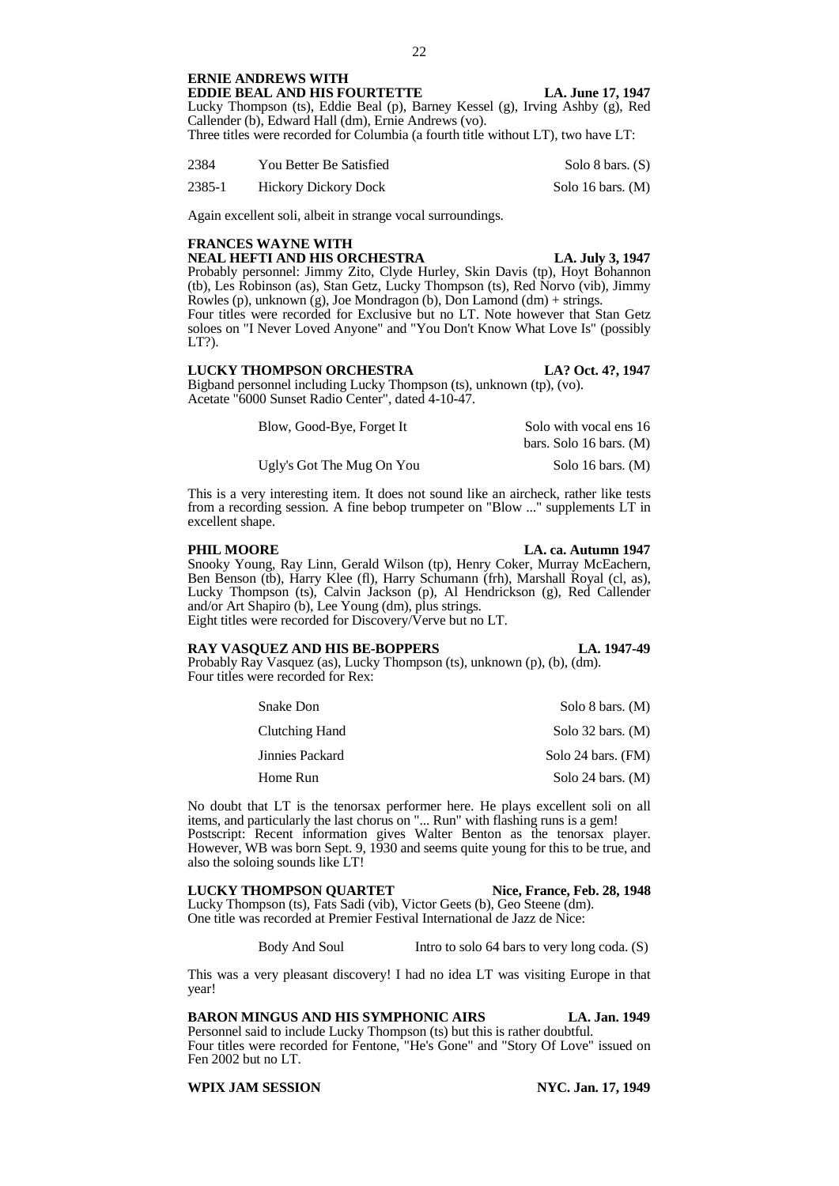**ERNIE ANDREWS WITH**
**EDDIE BEAL AND HIS FOURTETTE** **LA. June 17, 1947**

Lucky Thompson (ts), Eddie Beal (p), Barney Kessel (g), Irving Ashby (g), Red Callender (b), Edward Hall (dm), Ernie Andrews (vo).
Three titles were recorded for Columbia (a fourth title without LT), two have LT:

| | | |
|---|---|---|
| 2384 | You Better Be Satisfied | Solo 8 bars. (S) |
| 2385-1 | Hickory Dickory Dock | Solo 16 bars. (M) |

Again excellent soli, albeit in strange vocal surroundings.

**FRANCES WAYNE WITH**
**NEAL HEFTI AND HIS ORCHESTRA** **LA. July 3, 1947**

Probably personnel: Jimmy Zito, Clyde Hurley, Skin Davis (tp), Hoyt Bohannon (tb), Les Robinson (as), Stan Getz, Lucky Thompson (ts), Red Norvo (vib), Jimmy Rowles (p), unknown (g), Joe Mondragon (b), Don Lamond (dm) + strings.
Four titles were recorded for Exclusive but no LT. Note however that Stan Getz soloes on "I Never Loved Anyone" and "You Don't Know What Love Is" (possibly LT?).

**LUCKY THOMPSON ORCHESTRA** **LA? Oct. 4?, 1947**

Bigband personnel including Lucky Thompson (ts), unknown (tp), (vo).
Acetate "6000 Sunset Radio Center", dated 4-10-47.

| | |
|---|---|
| Blow, Good-Bye, Forget It | Solo with vocal ens 16 bars. Solo 16 bars. (M) |
| Ugly's Got The Mug On You | Solo 16 bars. (M) |

This is a very interesting item. It does not sound like an aircheck, rather like tests from a recording session. A fine bebop trumpeter on "Blow ..." supplements LT in excellent shape.

**PHIL MOORE** **LA. ca. Autumn 1947**

Snooky Young, Ray Linn, Gerald Wilson (tp), Henry Coker, Murray McEachern, Ben Benson (tb), Harry Klee (fl), Harry Schumann (frh), Marshall Royal (cl, as), Lucky Thompson (ts), Calvin Jackson (p), Al Hendrickson (g), Red Callender and/or Art Shapiro (b), Lee Young (dm), plus strings.
Eight titles were recorded for Discovery/Verve but no LT.

**RAY VASQUEZ AND HIS BE-BOPPERS** **LA. 1947-49**

Probably Ray Vasquez (as), Lucky Thompson (ts), unknown (p), (b), (dm).
Four titles were recorded for Rex:

| | |
|---|---|
| Snake Don | Solo 8 bars. (M) |
| Clutching Hand | Solo 32 bars. (M) |
| Jinnies Packard | Solo 24 bars. (FM) |
| Home Run | Solo 24 bars. (M) |

No doubt that LT is the tenorsax performer here. He plays excellent soli on all items, and particularly the last chorus on "... Run" with flashing runs is a gem!
Postscript: Recent information gives Walter Benton as the tenorsax player. However, WB was born Sept. 9, 1930 and seems quite young for this to be true, and also the soloing sounds like LT!

**LUCKY THOMPSON QUARTET** **Nice, France, Feb. 28, 1948**

Lucky Thompson (ts), Fats Sadi (vib), Victor Geets (b), Geo Steene (dm).
One title was recorded at Premier Festival International de Jazz de Nice:

| | |
|---|---|
| Body And Soul | Intro to solo 64 bars to very long coda. (S) |

This was a very pleasant discovery! I had no idea LT was visiting Europe in that year!

**BARON MINGUS AND HIS SYMPHONIC AIRS** **LA. Jan. 1949**

Personnel said to include Lucky Thompson (ts) but this is rather doubtful.
Four titles were recorded for Fentone, "He's Gone" and "Story Of Love" issued on Fen 2002 but no LT.

**WPIX JAM SESSION** **NYC. Jan. 17, 1949**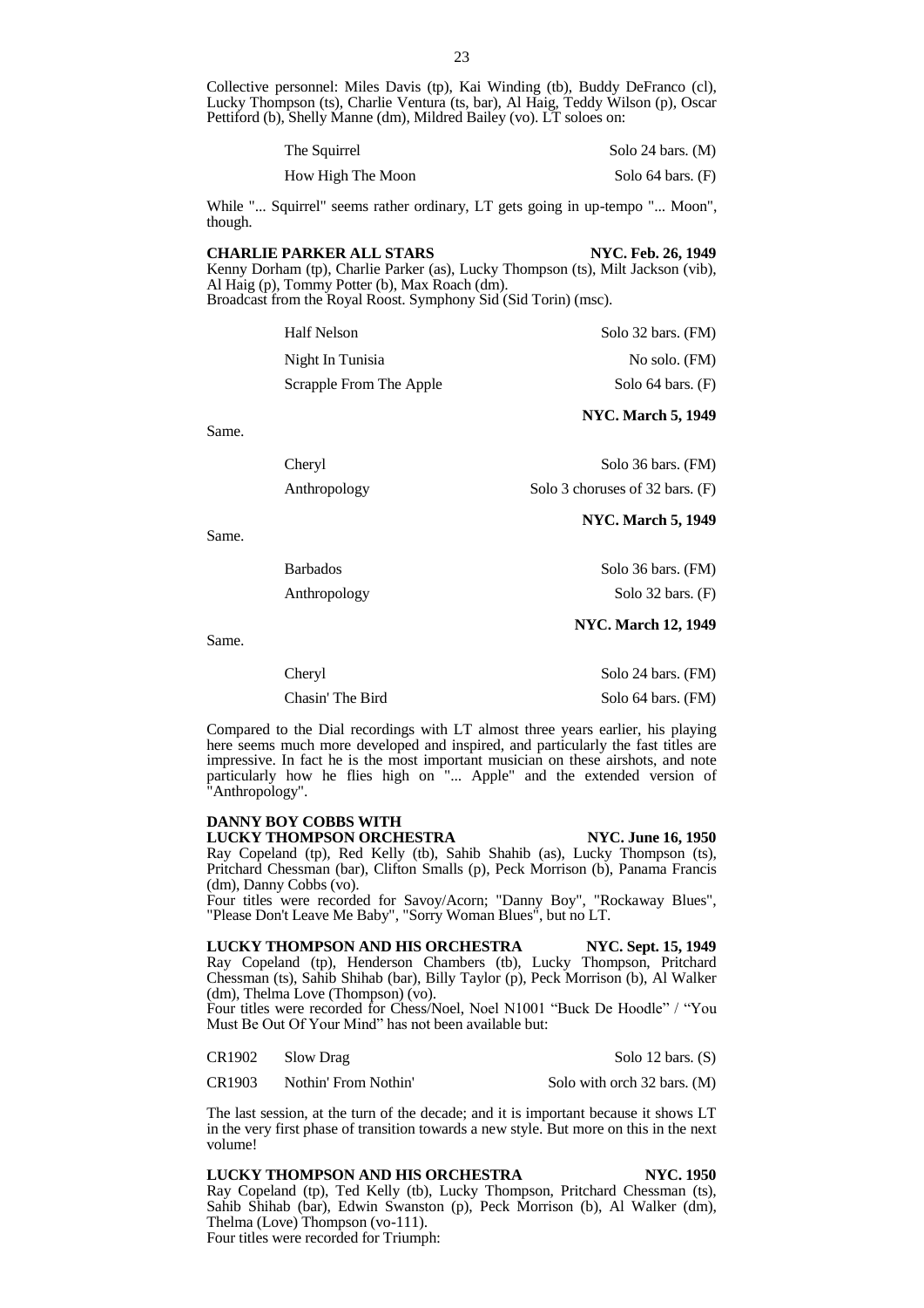Collective personnel: Miles Davis (tp), Kai Winding (tb), Buddy DeFranco (cl), Lucky Thompson (ts), Charlie Ventura (ts, bar), Al Haig, Teddy Wilson (p), Oscar Pettiford (b), Shelly Manne (dm), Mildred Bailey (vo). LT soloes on:

| | |
|---|---|
| The Squirrel | Solo 24 bars. (M) |
| How High The Moon | Solo 64 bars. (F) |

While "... Squirrel" seems rather ordinary, LT gets going in up-tempo "... Moon", though.

**CHARLIE PARKER ALL STARS** **NYC. Feb. 26, 1949**

Kenny Dorham (tp), Charlie Parker (as), Lucky Thompson (ts), Milt Jackson (vib), Al Haig (p), Tommy Potter (b), Max Roach (dm).
Broadcast from the Royal Roost. Symphony Sid (Sid Torin) (msc).

| | |
|---|---|
| Half Nelson | Solo 32 bars. (FM) |
| Night In Tunisia | No solo. (FM) |
| Scrapple From The Apple | Solo 64 bars. (F) |

**NYC. March 5, 1949**

Same.

| | |
|---|---|
| Cheryl | Solo 36 bars. (FM) |
| Anthropology | Solo 3 choruses of 32 bars. (F) |

**NYC. March 5, 1949**

Same.

| | |
|---|---|
| Barbados | Solo 36 bars. (FM) |
| Anthropology | Solo 32 bars. (F) |

**NYC. March 12, 1949**

Same.

| | |
|---|---|
| Cheryl | Solo 24 bars. (FM) |
| Chasin' The Bird | Solo 64 bars. (FM) |

Compared to the Dial recordings with LT almost three years earlier, his playing here seems much more developed and inspired, and particularly the fast titles are impressive. In fact he is the most important musician on these airshots, and note particularly how he flies high on "... Apple" and the extended version of "Anthropology".

**DANNY BOY COBBS WITH LUCKY THOMPSON ORCHESTRA** **NYC. June 16, 1950**

Ray Copeland (tp), Red Kelly (tb), Sahib Shahib (as), Lucky Thompson (ts), Pritchard Chessman (bar), Clifton Smalls (p), Peck Morrison (b), Panama Francis (dm), Danny Cobbs (vo).
Four titles were recorded for Savoy/Acorn; "Danny Boy", "Rockaway Blues", "Please Don't Leave Me Baby", "Sorry Woman Blues", but no LT.

**LUCKY THOMPSON AND HIS ORCHESTRA** **NYC. Sept. 15, 1949**

Ray Copeland (tp), Henderson Chambers (tb), Lucky Thompson, Pritchard Chessman (ts), Sahib Shihab (bar), Billy Taylor (p), Peck Morrison (b), Al Walker (dm), Thelma Love (Thompson) (vo).
Four titles were recorded for Chess/Noel, Noel N1001 "Buck De Hoodle" / "You Must Be Out Of Your Mind" has not been available but:

| | | |
|---|---|---|
| CR1902 | Slow Drag | Solo 12 bars. (S) |
| CR1903 | Nothin' From Nothin' | Solo with orch 32 bars. (M) |

The last session, at the turn of the decade; and it is important because it shows LT in the very first phase of transition towards a new style. But more on this in the next volume!

**LUCKY THOMPSON AND HIS ORCHESTRA** **NYC. 1950**

Ray Copeland (tp), Ted Kelly (tb), Lucky Thompson, Pritchard Chessman (ts), Sahib Shihab (bar), Edwin Swanston (p), Peck Morrison (b), Al Walker (dm), Thelma (Love) Thompson (vo-111).
Four titles were recorded for Triumph: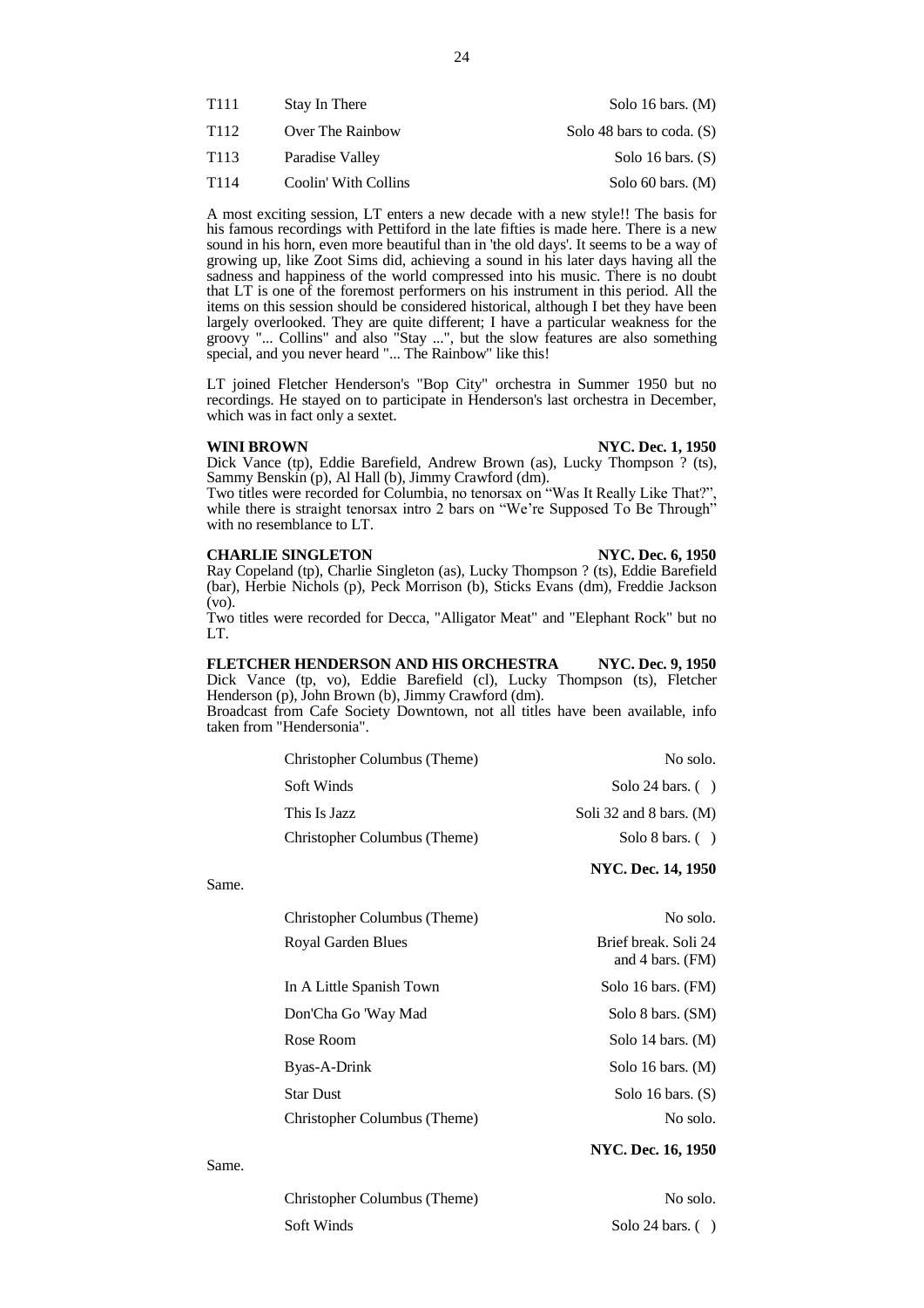| | | |
|---|---|---|
| T111 | Stay In There | Solo 16 bars. (M) |
| T112 | Over The Rainbow | Solo 48 bars to coda. (S) |
| T113 | Paradise Valley | Solo 16 bars. (S) |
| T114 | Coolin' With Collins | Solo 60 bars. (M) |

A most exciting session, LT enters a new decade with a new style!! The basis for his famous recordings with Pettiford in the late fifties is made here. There is a new sound in his horn, even more beautiful than in 'the old days'. It seems to be a way of growing up, like Zoot Sims did, achieving a sound in his later days having all the sadness and happiness of the world compressed into his music. There is no doubt that LT is one of the foremost performers on his instrument in this period. All the items on this session should be considered historical, although I bet they have been largely overlooked. They are quite different; I have a particular weakness for the groovy "... Collins" and also "Stay ...", but the slow features are also something special, and you never heard "... The Rainbow" like this!

LT joined Fletcher Henderson's "Bop City" orchestra in Summer 1950 but no recordings. He stayed on to participate in Henderson's last orchestra in December, which was in fact only a sextet.

**WINI BROWN** **NYC. Dec. 1, 1950**

Dick Vance (tp), Eddie Barefield, Andrew Brown (as), Lucky Thompson ? (ts), Sammy Benskin (p), Al Hall (b), Jimmy Crawford (dm).

Two titles were recorded for Columbia, no tenorsax on "Was It Really Like That?", while there is straight tenorsax intro 2 bars on "We're Supposed To Be Through" with no resemblance to LT.

**CHARLIE SINGLETON** **NYC. Dec. 6, 1950**

Ray Copeland (tp), Charlie Singleton (as), Lucky Thompson ? (ts), Eddie Barefield (bar), Herbie Nichols (p), Peck Morrison (b), Sticks Evans (dm), Freddie Jackson (vo).

Two titles were recorded for Decca, "Alligator Meat" and "Elephant Rock" but no LT.

**FLETCHER HENDERSON AND HIS ORCHESTRA** **NYC. Dec. 9, 1950**

Dick Vance (tp, vo), Eddie Barefield (cl), Lucky Thompson (ts), Fletcher Henderson (p), John Brown (b), Jimmy Crawford (dm).

Broadcast from Cafe Society Downtown, not all titles have been available, info taken from "Hendersonia".

| | |
|---|---|
| Christopher Columbus (Theme) | No solo. |
| Soft Winds | Solo 24 bars. ( ) |
| This Is Jazz | Soli 32 and 8 bars. (M) |
| Christopher Columbus (Theme) | Solo 8 bars. ( ) |

**NYC. Dec. 14, 1950**

Same.

| | |
|---|---|
| Christopher Columbus (Theme) | No solo. |
| Royal Garden Blues | Brief break. Soli 24 and 4 bars. (FM) |
| In A Little Spanish Town | Solo 16 bars. (FM) |
| Don'Cha Go 'Way Mad | Solo 8 bars. (SM) |
| Rose Room | Solo 14 bars. (M) |
| Byas-A-Drink | Solo 16 bars. (M) |
| Star Dust | Solo 16 bars. (S) |
| Christopher Columbus (Theme) | No solo. |

**NYC. Dec. 16, 1950**

Same.

| | |
|---|---|
| Christopher Columbus (Theme) | No solo. |
| Soft Winds | Solo 24 bars. ( ) |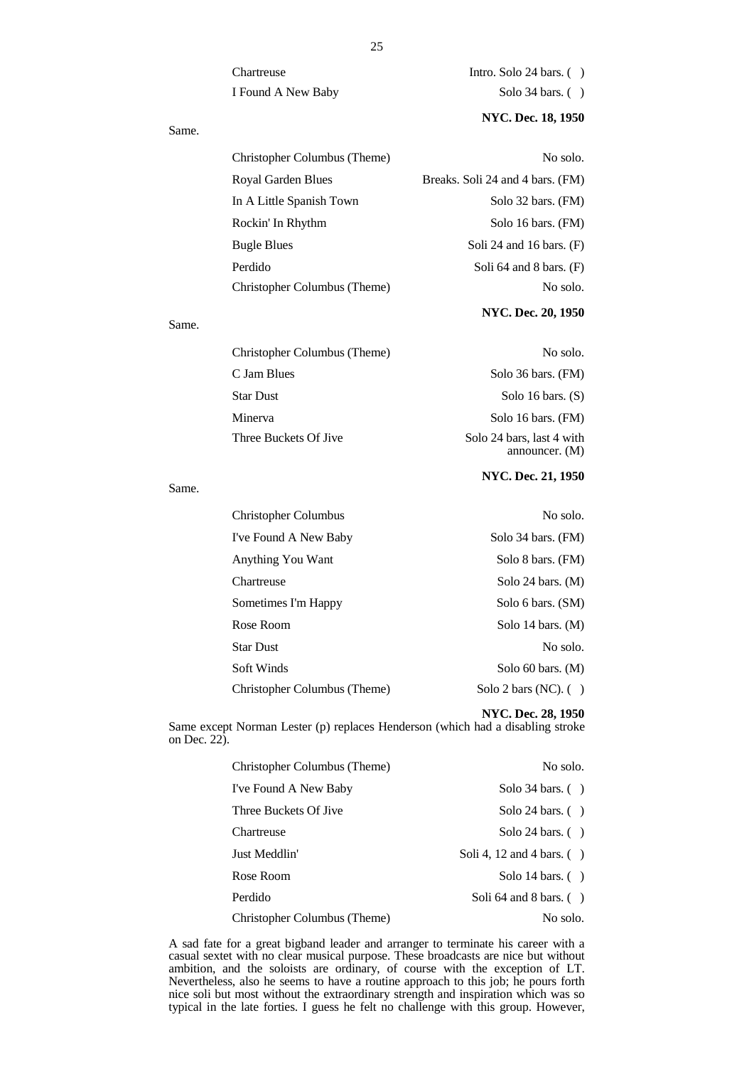| | |
|---|---|
| Chartreuse | Intro. Solo 24 bars. ( ) |
| I Found A New Baby | Solo 34 bars. ( ) |

**NYC. Dec. 18, 1950**

Same.

| | |
|---|---|
| Christopher Columbus (Theme) | No solo. |
| Royal Garden Blues | Breaks. Soli 24 and 4 bars. (FM) |
| In A Little Spanish Town | Solo 32 bars. (FM) |
| Rockin' In Rhythm | Solo 16 bars. (FM) |
| Bugle Blues | Soli 24 and 16 bars. (F) |
| Perdido | Soli 64 and 8 bars. (F) |
| Christopher Columbus (Theme) | No solo. |

**NYC. Dec. 20, 1950**

Same.

| | |
|---|---|
| Christopher Columbus (Theme) | No solo. |
| C Jam Blues | Solo 36 bars. (FM) |
| Star Dust | Solo 16 bars. (S) |
| Minerva | Solo 16 bars. (FM) |
| Three Buckets Of Jive | Solo 24 bars, last 4 with announcer. (M) |

**NYC. Dec. 21, 1950**

Same.

| | |
|---|---|
| Christopher Columbus | No solo. |
| I've Found A New Baby | Solo 34 bars. (FM) |
| Anything You Want | Solo 8 bars. (FM) |
| Chartreuse | Solo 24 bars. (M) |
| Sometimes I'm Happy | Solo 6 bars. (SM) |
| Rose Room | Solo 14 bars. (M) |
| Star Dust | No solo. |
| Soft Winds | Solo 60 bars. (M) |
| Christopher Columbus (Theme) | Solo 2 bars (NC). ( ) |

**NYC. Dec. 28, 1950**

Same except Norman Lester (p) replaces Henderson (which had a disabling stroke on Dec. 22).

| | |
|---|---|
| Christopher Columbus (Theme) | No solo. |
| I've Found A New Baby | Solo 34 bars. ( ) |
| Three Buckets Of Jive | Solo 24 bars. ( ) |
| Chartreuse | Solo 24 bars. ( ) |
| Just Meddlin' | Soli 4, 12 and 4 bars. ( ) |
| Rose Room | Solo 14 bars. ( ) |
| Perdido | Soli 64 and 8 bars. ( ) |
| Christopher Columbus (Theme) | No solo. |

A sad fate for a great bigband leader and arranger to terminate his career with a casual sextet with no clear musical purpose. These broadcasts are nice but without ambition, and the soloists are ordinary, of course with the exception of LT. Nevertheless, also he seems to have a routine approach to this job; he pours forth nice soli but most without the extraordinary strength and inspiration which was so typical in the late forties. I guess he felt no challenge with this group. However,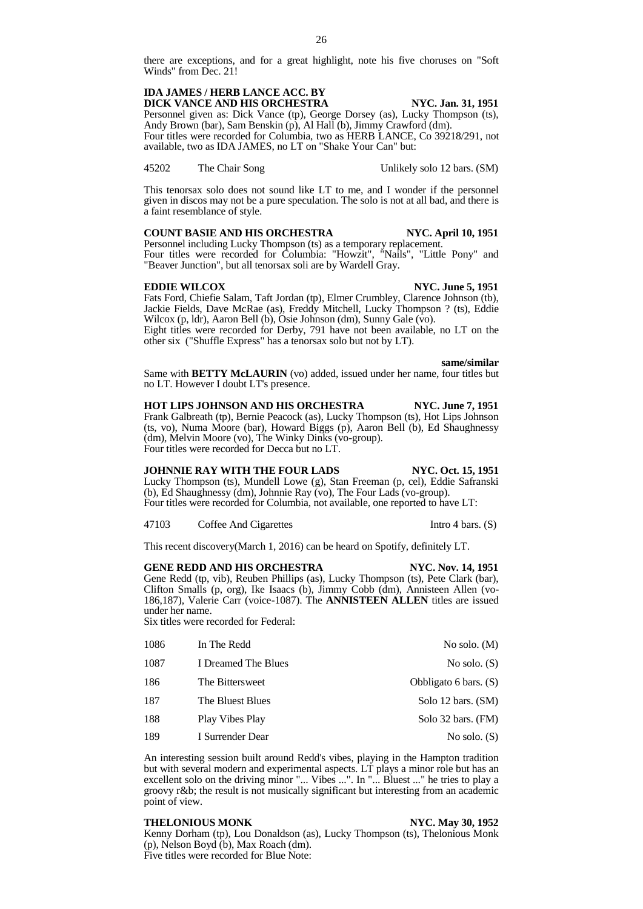there are exceptions, and for a great highlight, note his five choruses on "Soft Winds" from Dec. 21!

**IDA JAMES / HERB LANCE ACC. BY DICK VANCE AND HIS ORCHESTRA** **NYC. Jan. 31, 1951**

Personnel given as: Dick Vance (tp), George Dorsey (as), Lucky Thompson (ts), Andy Brown (bar), Sam Benskin (p), Al Hall (b), Jimmy Crawford (dm).
Four titles were recorded for Columbia, two as HERB LANCE, Co 39218/291, not available, two as IDA JAMES, no LT on "Shake Your Can" but:

| | | |
|---|---|---|
| 45202 | The Chair Song | Unlikely solo 12 bars. (SM) |

This tenorsax solo does not sound like LT to me, and I wonder if the personnel given in discos may not be a pure speculation. The solo is not at all bad, and there is a faint resemblance of style.

**COUNT BASIE AND HIS ORCHESTRA** **NYC. April 10, 1951**

Personnel including Lucky Thompson (ts) as a temporary replacement.
Four titles were recorded for Columbia: "Howzit", "Nails", "Little Pony" and "Beaver Junction", but all tenorsax soli are by Wardell Gray.

**EDDIE WILCOX** **NYC. June 5, 1951**

Fats Ford, Chiefie Salam, Taft Jordan (tp), Elmer Crumbley, Clarence Johnson (tb), Jackie Fields, Dave McRae (as), Freddy Mitchell, Lucky Thompson ? (ts), Eddie Wilcox (p, ldr), Aaron Bell (b), Osie Johnson (dm), Sunny Gale (vo).
Eight titles were recorded for Derby, 791 have not been available, no LT on the other six ("Shuffle Express" has a tenorsax solo but not by LT).

**same/similar**

Same with **BETTY McLAURIN** (vo) added, issued under her name, four titles but no LT. However I doubt LT's presence.

**HOT LIPS JOHNSON AND HIS ORCHESTRA** **NYC. June 7, 1951**

Frank Galbreath (tp), Bernie Peacock (as), Lucky Thompson (ts), Hot Lips Johnson (ts, vo), Numa Moore (bar), Howard Biggs (p), Aaron Bell (b), Ed Shaughnessy (dm), Melvin Moore (vo), The Winky Dinks (vo-group).
Four titles were recorded for Decca but no LT.

**JOHNNIE RAY WITH THE FOUR LADS** **NYC. Oct. 15, 1951**

Lucky Thompson (ts), Mundell Lowe (g), Stan Freeman (p, cel), Eddie Safranski (b), Ed Shaughnessy (dm), Johnnie Ray (vo), The Four Lads (vo-group).
Four titles were recorded for Columbia, not available, one reported to have LT:

| | | |
|---|---|---|
| 47103 | Coffee And Cigarettes | Intro 4 bars. (S) |

This recent discovery(March 1, 2016) can be heard on Spotify, definitely LT.

**GENE REDD AND HIS ORCHESTRA** **NYC. Nov. 14, 1951**

Gene Redd (tp, vib), Reuben Phillips (as), Lucky Thompson (ts), Pete Clark (bar), Clifton Smalls (p, org), Ike Isaacs (b), Jimmy Cobb (dm), Annisteen Allen (vo-186,187), Valerie Carr (voice-1087). The **ANNISTEEN ALLEN** titles are issued under her name.
Six titles were recorded for Federal:

| | | |
|---|---|---|
| 1086 | In The Redd | No solo. (M) |
| 1087 | I Dreamed The Blues | No solo. (S) |
| 186 | The Bittersweet | Obbligato 6 bars. (S) |
| 187 | The Bluest Blues | Solo 12 bars. (SM) |
| 188 | Play Vibes Play | Solo 32 bars. (FM) |
| 189 | I Surrender Dear | No solo. (S) |

An interesting session built around Redd's vibes, playing in the Hampton tradition but with several modern and experimental aspects. LT plays a minor role but has an excellent solo on the driving minor "... Vibes ...". In "... Bluest ..." he tries to play a groovy r&b; the result is not musically significant but interesting from an academic point of view.

**THELONIOUS MONK** **NYC. May 30, 1952**

Kenny Dorham (tp), Lou Donaldson (as), Lucky Thompson (ts), Thelonious Monk (p), Nelson Boyd (b), Max Roach (dm).
Five titles were recorded for Blue Note: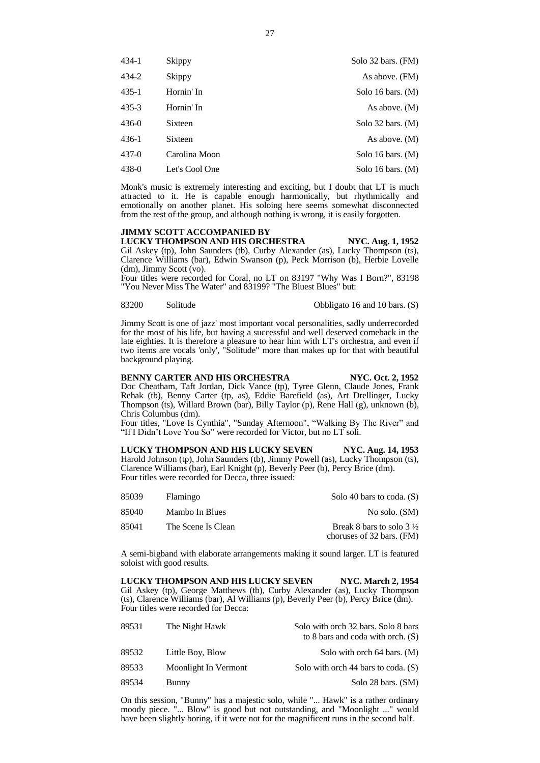| | | |
|---|---|---|
| 434-1 | Skippy | Solo 32 bars. (FM) |
| 434-2 | Skippy | As above. (FM) |
| 435-1 | Hornin' In | Solo 16 bars. (M) |
| 435-3 | Hornin' In | As above. (M) |
| 436-0 | Sixteen | Solo 32 bars. (M) |
| 436-1 | Sixteen | As above. (M) |
| 437-0 | Carolina Moon | Solo 16 bars. (M) |
| 438-0 | Let's Cool One | Solo 16 bars. (M) |

Monk's music is extremely interesting and exciting, but I doubt that LT is much attracted to it. He is capable enough harmonically, but rhythmically and emotionally on another planet. His soloing here seems somewhat disconnected from the rest of the group, and although nothing is wrong, it is easily forgotten.

**JIMMY SCOTT ACCOMPANIED BY LUCKY THOMPSON AND HIS ORCHESTRA — NYC. Aug. 1, 1952**

Gil Askey (tp), John Saunders (tb), Curby Alexander (as), Lucky Thompson (ts), Clarence Williams (bar), Edwin Swanson (p), Peck Morrison (b), Herbie Lovelle (dm), Jimmy Scott (vo).

Four titles were recorded for Coral, no LT on 83197 "Why Was I Born?", 83198 "You Never Miss The Water" and 83199? "The Bluest Blues" but:

| | | |
|---|---|---|
| 83200 | Solitude | Obbligato 16 and 10 bars. (S) |

Jimmy Scott is one of jazz' most important vocal personalities, sadly underrecorded for the most of his life, but having a successful and well deserved comeback in the late eighties. It is therefore a pleasure to hear him with LT's orchestra, and even if two items are vocals 'only', "Solitude" more than makes up for that with beautiful background playing.

**BENNY CARTER AND HIS ORCHESTRA — NYC. Oct. 2, 1952**

Doc Cheatham, Taft Jordan, Dick Vance (tp), Tyree Glenn, Claude Jones, Frank Rehak (tb), Benny Carter (tp, as), Eddie Barefield (as), Art Drellinger, Lucky Thompson (ts), Willard Brown (bar), Billy Taylor (p), Rene Hall (g), unknown (b), Chris Columbus (dm).

Four titles, "Love Is Cynthia", "Sunday Afternoon", "Walking By The River" and "If I Didn't Love You So" were recorded for Victor, but no LT soli.

**LUCKY THOMPSON AND HIS LUCKY SEVEN — NYC. Aug. 14, 1953**

Harold Johnson (tp), John Saunders (tb), Jimmy Powell (as), Lucky Thompson (ts), Clarence Williams (bar), Earl Knight (p), Beverly Peer (b), Percy Brice (dm).

Four titles were recorded for Decca, three issued:

| | | |
|---|---|---|
| 85039 | Flamingo | Solo 40 bars to coda. (S) |
| 85040 | Mambo In Blues | No solo. (SM) |
| 85041 | The Scene Is Clean | Break 8 bars to solo 3 ½ choruses of 32 bars. (FM) |

A semi-bigband with elaborate arrangements making it sound larger. LT is featured soloist with good results.

**LUCKY THOMPSON AND HIS LUCKY SEVEN — NYC. March 2, 1954**

Gil Askey (tp), George Matthews (tb), Curby Alexander (as), Lucky Thompson (ts), Clarence Williams (bar), Al Williams (p), Beverly Peer (b), Percy Brice (dm).

Four titles were recorded for Decca:

| | | |
|---|---|---|
| 89531 | The Night Hawk | Solo with orch 32 bars. Solo 8 bars to 8 bars and coda with orch. (S) |
| 89532 | Little Boy, Blow | Solo with orch 64 bars. (M) |
| 89533 | Moonlight In Vermont | Solo with orch 44 bars to coda. (S) |
| 89534 | Bunny | Solo 28 bars. (SM) |

On this session, "Bunny" has a majestic solo, while "... Hawk" is a rather ordinary moody piece. "... Blow" is good but not outstanding, and "Moonlight ..." would have been slightly boring, if it were not for the magnificent runs in the second half.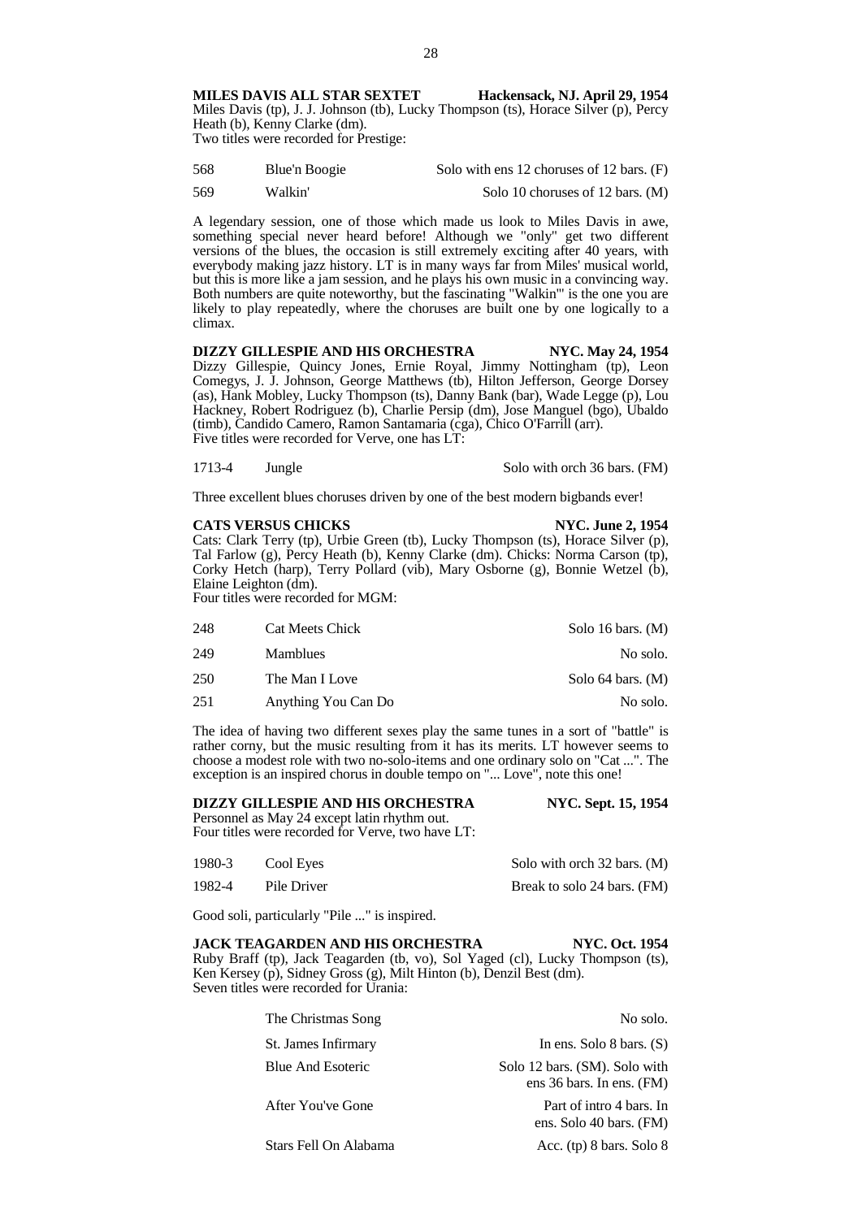**MILES DAVIS ALL STAR SEXTET** **Hackensack, NJ. April 29, 1954**

Miles Davis (tp), J. J. Johnson (tb), Lucky Thompson (ts), Horace Silver (p), Percy Heath (b), Kenny Clarke (dm).
Two titles were recorded for Prestige:

| | | |
|---|---|---|
| 568 | Blue'n Boogie | Solo with ens 12 choruses of 12 bars. (F) |
| 569 | Walkin' | Solo 10 choruses of 12 bars. (M) |

A legendary session, one of those which made us look to Miles Davis in awe, something special never heard before! Although we "only" get two different versions of the blues, the occasion is still extremely exciting after 40 years, with everybody making jazz history. LT is in many ways far from Miles' musical world, but this is more like a jam session, and he plays his own music in a convincing way. Both numbers are quite noteworthy, but the fascinating "Walkin'" is the one you are likely to play repeatedly, where the choruses are built one by one logically to a climax.

**DIZZY GILLESPIE AND HIS ORCHESTRA** **NYC. May 24, 1954**

Dizzy Gillespie, Quincy Jones, Ernie Royal, Jimmy Nottingham (tp), Leon Comegys, J. J. Johnson, George Matthews (tb), Hilton Jefferson, George Dorsey (as), Hank Mobley, Lucky Thompson (ts), Danny Bank (bar), Wade Legge (p), Lou Hackney, Robert Rodriguez (b), Charlie Persip (dm), Jose Manguel (bgo), Ubaldo (timb), Candido Camero, Ramon Santamaria (cga), Chico O'Farrill (arr).
Five titles were recorded for Verve, one has LT:

| | | |
|---|---|---|
| 1713-4 | Jungle | Solo with orch 36 bars. (FM) |

Three excellent blues choruses driven by one of the best modern bigbands ever!

**CATS VERSUS CHICKS** **NYC. June 2, 1954**

Cats: Clark Terry (tp), Urbie Green (tb), Lucky Thompson (ts), Horace Silver (p), Tal Farlow (g), Percy Heath (b), Kenny Clarke (dm). Chicks: Norma Carson (tp), Corky Hetch (harp), Terry Pollard (vib), Mary Osborne (g), Bonnie Wetzel (b), Elaine Leighton (dm).
Four titles were recorded for MGM:

| | | |
|---|---|---|
| 248 | Cat Meets Chick | Solo 16 bars. (M) |
| 249 | Mamblues | No solo. |
| 250 | The Man I Love | Solo 64 bars. (M) |
| 251 | Anything You Can Do | No solo. |

The idea of having two different sexes play the same tunes in a sort of "battle" is rather corny, but the music resulting from it has its merits. LT however seems to choose a modest role with two no-solo-items and one ordinary solo on "Cat ...". The exception is an inspired chorus in double tempo on "... Love", note this one!

**DIZZY GILLESPIE AND HIS ORCHESTRA** **NYC. Sept. 15, 1954**

Personnel as May 24 except latin rhythm out.
Four titles were recorded for Verve, two have LT:

| | | |
|---|---|---|
| 1980-3 | Cool Eyes | Solo with orch 32 bars. (M) |
| 1982-4 | Pile Driver | Break to solo 24 bars. (FM) |

Good soli, particularly "Pile ..." is inspired.

**JACK TEAGARDEN AND HIS ORCHESTRA** **NYC. Oct. 1954**

Ruby Braff (tp), Jack Teagarden (tb, vo), Sol Yaged (cl), Lucky Thompson (ts), Ken Kersey (p), Sidney Gross (g), Milt Hinton (b), Denzil Best (dm).
Seven titles were recorded for Urania:

| | |
|---|---|
| The Christmas Song | No solo. |
| St. James Infirmary | In ens. Solo 8 bars. (S) |
| Blue And Esoteric | Solo 12 bars. (SM). Solo with ens 36 bars. In ens. (FM) |
| After You've Gone | Part of intro 4 bars. In ens. Solo 40 bars. (FM) |
| Stars Fell On Alabama | Acc. (tp) 8 bars. Solo 8 |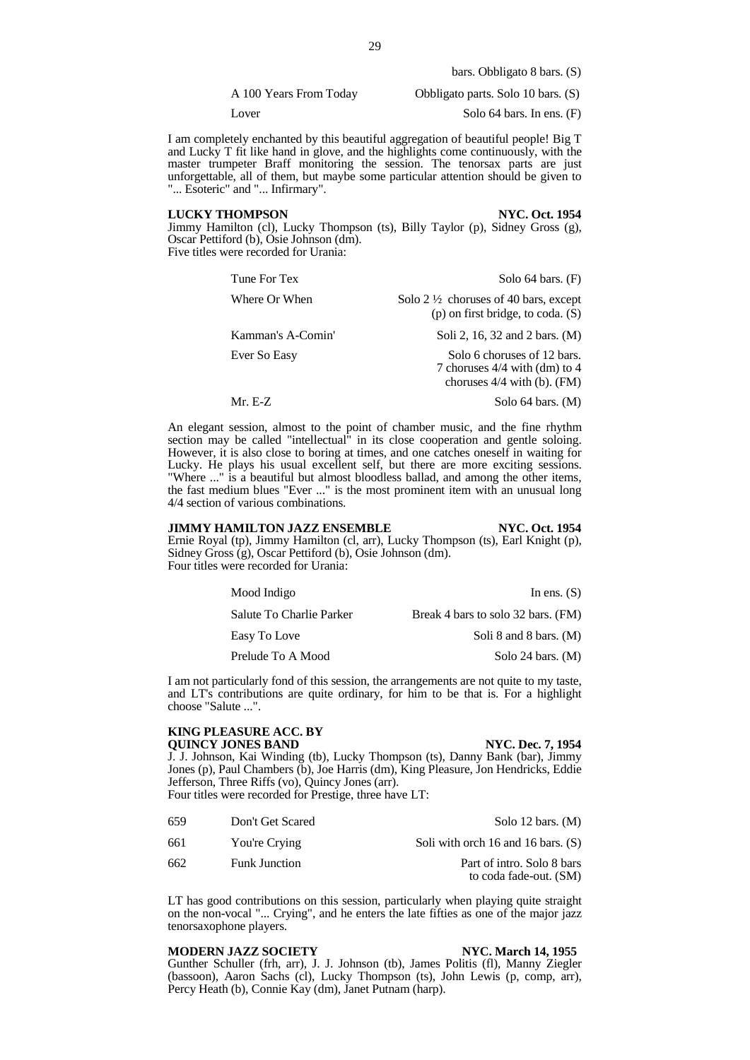bars. Obbligato 8 bars. (S)

| | |
|---|---|
| A 100 Years From Today | Obbligato parts. Solo 10 bars. (S) |
| Lover | Solo 64 bars. In ens. (F) |

I am completely enchanted by this beautiful aggregation of beautiful people! Big T and Lucky T fit like hand in glove, and the highlights come continuously, with the master trumpeter Braff monitoring the session. The tenorsax parts are just unforgettable, all of them, but maybe some particular attention should be given to "... Esoteric" and "... Infirmary".

**LUCKY THOMPSON** **NYC. Oct. 1954**

Jimmy Hamilton (cl), Lucky Thompson (ts), Billy Taylor (p), Sidney Gross (g), Oscar Pettiford (b), Osie Johnson (dm).
Five titles were recorded for Urania:

| | |
|---|---|
| Tune For Tex | Solo 64 bars. (F) |
| Where Or When | Solo 2 ½ choruses of 40 bars, except (p) on first bridge, to coda. (S) |
| Kamman's A-Comin' | Soli 2, 16, 32 and 2 bars. (M) |
| Ever So Easy | Solo 6 choruses of 12 bars. 7 choruses 4/4 with (dm) to 4 choruses 4/4 with (b). (FM) |
| Mr. E-Z | Solo 64 bars. (M) |

An elegant session, almost to the point of chamber music, and the fine rhythm section may be called "intellectual" in its close cooperation and gentle soloing. However, it is also close to boring at times, and one catches oneself in waiting for Lucky. He plays his usual excellent self, but there are more exciting sessions. "Where ..." is a beautiful but almost bloodless ballad, and among the other items, the fast medium blues "Ever ..." is the most prominent item with an unusual long 4/4 section of various combinations.

**JIMMY HAMILTON JAZZ ENSEMBLE** **NYC. Oct. 1954**

Ernie Royal (tp), Jimmy Hamilton (cl, arr), Lucky Thompson (ts), Earl Knight (p), Sidney Gross (g), Oscar Pettiford (b), Osie Johnson (dm).
Four titles were recorded for Urania:

| | |
|---|---|
| Mood Indigo | In ens. (S) |
| Salute To Charlie Parker | Break 4 bars to solo 32 bars. (FM) |
| Easy To Love | Soli 8 and 8 bars. (M) |
| Prelude To A Mood | Solo 24 bars. (M) |

I am not particularly fond of this session, the arrangements are not quite to my taste, and LT's contributions are quite ordinary, for him to be that is. For a highlight choose "Salute ...".

**KING PLEASURE ACC. BY**
**QUINCY JONES BAND** **NYC. Dec. 7, 1954**

J. J. Johnson, Kai Winding (tb), Lucky Thompson (ts), Danny Bank (bar), Jimmy Jones (p), Paul Chambers (b), Joe Harris (dm), King Pleasure, Jon Hendricks, Eddie Jefferson, Three Riffs (vo), Quincy Jones (arr).
Four titles were recorded for Prestige, three have LT:

| | | |
|---|---|---|
| 659 | Don't Get Scared | Solo 12 bars. (M) |
| 661 | You're Crying | Soli with orch 16 and 16 bars. (S) |
| 662 | Funk Junction | Part of intro. Solo 8 bars to coda fade-out. (SM) |

LT has good contributions on this session, particularly when playing quite straight on the non-vocal "... Crying", and he enters the late fifties as one of the major jazz tenorsaxophone players.

**MODERN JAZZ SOCIETY** **NYC. March 14, 1955**

Gunther Schuller (frh, arr), J. J. Johnson (tb), James Politis (fl), Manny Ziegler (bassoon), Aaron Sachs (cl), Lucky Thompson (ts), John Lewis (p, comp, arr), Percy Heath (b), Connie Kay (dm), Janet Putnam (harp).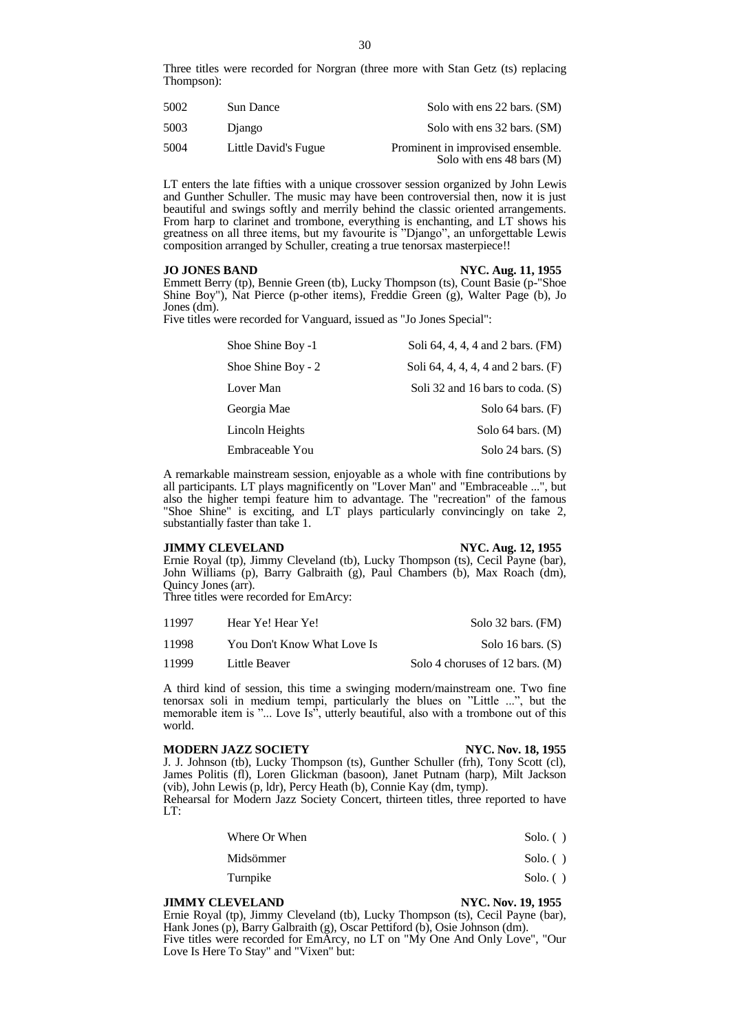Three titles were recorded for Norgran (three more with Stan Getz (ts) replacing Thompson):

| | | |
|---|---|---|
| 5002 | Sun Dance | Solo with ens 22 bars. (SM) |
| 5003 | Django | Solo with ens 32 bars. (SM) |
| 5004 | Little David's Fugue | Prominent in improvised ensemble. Solo with ens 48 bars (M) |

LT enters the late fifties with a unique crossover session organized by John Lewis and Gunther Schuller. The music may have been controversial then, now it is just beautiful and swings softly and merrily behind the classic oriented arrangements. From harp to clarinet and trombone, everything is enchanting, and LT shows his greatness on all three items, but my favourite is "Django", an unforgettable Lewis composition arranged by Schuller, creating a true tenorsax masterpiece!!

**JO JONES BAND** **NYC. Aug. 11, 1955**

Emmett Berry (tp), Bennie Green (tb), Lucky Thompson (ts), Count Basie (p-"Shoe Shine Boy"), Nat Pierce (p-other items), Freddie Green (g), Walter Page (b), Jo Jones (dm).

Five titles were recorded for Vanguard, issued as "Jo Jones Special":

| | |
|---|---|
| Shoe Shine Boy -1 | Soli 64, 4, 4, 4 and 2 bars. (FM) |
| Shoe Shine Boy - 2 | Soli 64, 4, 4, 4, 4 and 2 bars. (F) |
| Lover Man | Soli 32 and 16 bars to coda. (S) |
| Georgia Mae | Solo 64 bars. (F) |
| Lincoln Heights | Solo 64 bars. (M) |
| Embraceable You | Solo 24 bars. (S) |

A remarkable mainstream session, enjoyable as a whole with fine contributions by all participants. LT plays magnificently on "Lover Man" and "Embraceable ...", but also the higher tempi feature him to advantage. The "recreation" of the famous "Shoe Shine" is exciting, and LT plays particularly convincingly on take 2, substantially faster than take 1.

**JIMMY CLEVELAND** **NYC. Aug. 12, 1955**

Ernie Royal (tp), Jimmy Cleveland (tb), Lucky Thompson (ts), Cecil Payne (bar), John Williams (p), Barry Galbraith (g), Paul Chambers (b), Max Roach (dm), Quincy Jones (arr).

Three titles were recorded for EmArcy:

| | | |
|---|---|---|
| 11997 | Hear Ye! Hear Ye! | Solo 32 bars. (FM) |
| 11998 | You Don't Know What Love Is | Solo 16 bars. (S) |
| 11999 | Little Beaver | Solo 4 choruses of 12 bars. (M) |

A third kind of session, this time a swinging modern/mainstream one. Two fine tenorsax soli in medium tempi, particularly the blues on "Little ...", but the memorable item is "... Love Is", utterly beautiful, also with a trombone out of this world.

**MODERN JAZZ SOCIETY** **NYC. Nov. 18, 1955**

J. J. Johnson (tb), Lucky Thompson (ts), Gunther Schuller (frh), Tony Scott (cl), James Politis (fl), Loren Glickman (basoon), Janet Putnam (harp), Milt Jackson (vib), John Lewis (p, ldr), Percy Heath (b), Connie Kay (dm, tymp).

Rehearsal for Modern Jazz Society Concert, thirteen titles, three reported to have LT:

| | |
|---|---|
| Where Or When | Solo. ( ) |
| Midsömmer | Solo. ( ) |
| Turnpike | Solo. ( ) |

**JIMMY CLEVELAND** **NYC. Nov. 19, 1955**

Ernie Royal (tp), Jimmy Cleveland (tb), Lucky Thompson (ts), Cecil Payne (bar), Hank Jones (p), Barry Galbraith (g), Oscar Pettiford (b), Osie Johnson (dm).

Five titles were recorded for EmArcy, no LT on "My One And Only Love", "Our Love Is Here To Stay" and "Vixen" but: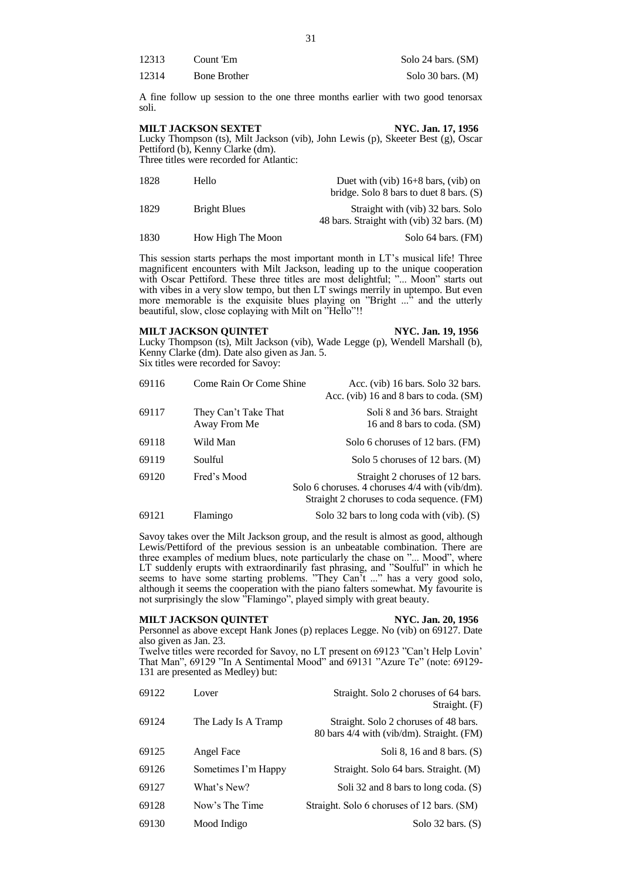| | | |
|---|---|---|
| 12313 | Count 'Em | Solo 24 bars. (SM) |
| 12314 | Bone Brother | Solo 30 bars. (M) |

A fine follow up session to the one three months earlier with two good tenorsax soli.

**MILT JACKSON SEXTET** **NYC. Jan. 17, 1956**

Lucky Thompson (ts), Milt Jackson (vib), John Lewis (p), Skeeter Best (g), Oscar Pettiford (b), Kenny Clarke (dm).

Three titles were recorded for Atlantic:

| | | |
|---|---|---|
| 1828 | Hello | Duet with (vib) 16+8 bars, (vib) on bridge. Solo 8 bars to duet 8 bars. (S) |
| 1829 | Bright Blues | Straight with (vib) 32 bars. Solo 48 bars. Straight with (vib) 32 bars. (M) |
| 1830 | How High The Moon | Solo 64 bars. (FM) |

This session starts perhaps the most important month in LT's musical life! Three magnificent encounters with Milt Jackson, leading up to the unique cooperation with Oscar Pettiford. These three titles are most delightful; "... Moon" starts out with vibes in a very slow tempo, but then LT swings merrily in uptempo. But even more memorable is the exquisite blues playing on "Bright ..." and the utterly beautiful, slow, close coplaying with Milt on "Hello"!!

**MILT JACKSON QUINTET** **NYC. Jan. 19, 1956**

Lucky Thompson (ts), Milt Jackson (vib), Wade Legge (p), Wendell Marshall (b), Kenny Clarke (dm). Date also given as Jan. 5.

Six titles were recorded for Savoy:

| | | |
|---|---|---|
| 69116 | Come Rain Or Come Shine | Acc. (vib) 16 bars. Solo 32 bars. Acc. (vib) 16 and 8 bars to coda. (SM) |
| 69117 | They Can't Take That Away From Me | Soli 8 and 36 bars. Straight 16 and 8 bars to coda. (SM) |
| 69118 | Wild Man | Solo 6 choruses of 12 bars. (FM) |
| 69119 | Soulful | Solo 5 choruses of 12 bars. (M) |
| 69120 | Fred's Mood | Straight 2 choruses of 12 bars. Solo 6 choruses. 4 choruses 4/4 with (vib/dm). Straight 2 choruses to coda sequence. (FM) |
| 69121 | Flamingo | Solo 32 bars to long coda with (vib). (S) |

Savoy takes over the Milt Jackson group, and the result is almost as good, although Lewis/Pettiford of the previous session is an unbeatable combination. There are three examples of medium blues, note particularly the chase on "... Mood", where LT suddenly erupts with extraordinarily fast phrasing, and "Soulful" in which he seems to have some starting problems. "They Can't ..." has a very good solo, although it seems the cooperation with the piano falters somewhat. My favourite is not surprisingly the slow "Flamingo", played simply with great beauty.

**MILT JACKSON QUINTET** **NYC. Jan. 20, 1956**

Personnel as above except Hank Jones (p) replaces Legge. No (vib) on 69127. Date also given as Jan. 23.

Twelve titles were recorded for Savoy, no LT present on 69123 "Can't Help Lovin' That Man", 69129 "In A Sentimental Mood" and 69131 "Azure Te" (note: 69129-131 are presented as Medley) but:

| | | |
|---|---|---|
| 69122 | Lover | Straight. Solo 2 choruses of 64 bars. Straight. (F) |
| 69124 | The Lady Is A Tramp | Straight. Solo 2 choruses of 48 bars. 80 bars 4/4 with (vib/dm). Straight. (FM) |
| 69125 | Angel Face | Soli 8, 16 and 8 bars. (S) |
| 69126 | Sometimes I'm Happy | Straight. Solo 64 bars. Straight. (M) |
| 69127 | What's New? | Soli 32 and 8 bars to long coda. (S) |
| 69128 | Now's The Time | Straight. Solo 6 choruses of 12 bars. (SM) |
| 69130 | Mood Indigo | Solo 32 bars. (S) |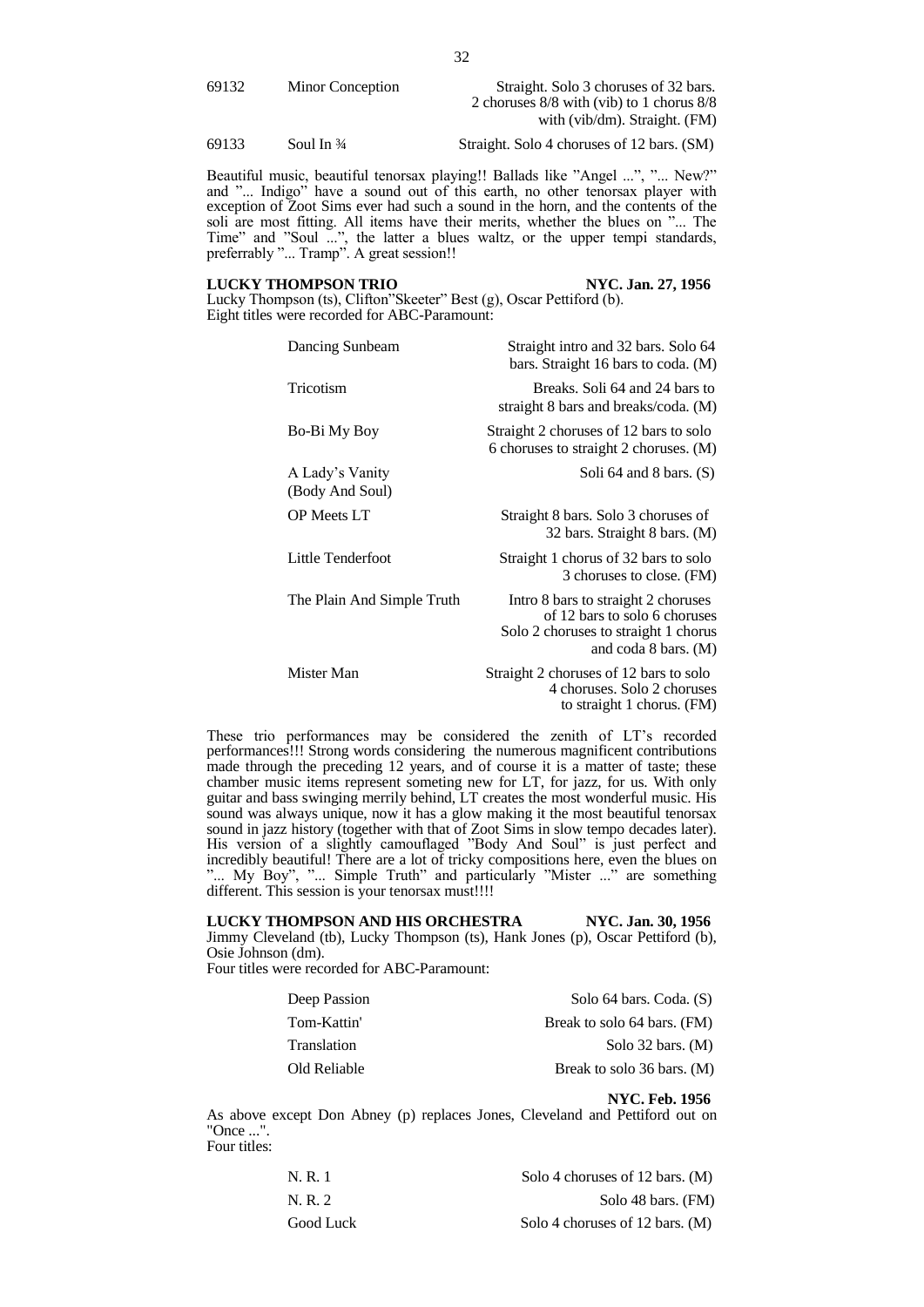| | | |
|---|---|---|
| 69132 | Minor Conception | Straight. Solo 3 choruses of 32 bars. 2 choruses 8/8 with (vib) to 1 chorus 8/8 with (vib/dm). Straight. (FM) |
| 69133 | Soul In ¾ | Straight. Solo 4 choruses of 12 bars. (SM) |

Beautiful music, beautiful tenorsax playing!! Ballads like "Angel ...", "... New?" and "... Indigo" have a sound out of this earth, no other tenorsax player with exception of Zoot Sims ever had such a sound in the horn, and the contents of the soli are most fitting. All items have their merits, whether the blues on "... The Time" and "Soul ...", the latter a blues waltz, or the upper tempi standards, preferrably "... Tramp". A great session!!

**LUCKY THOMPSON TRIO** **NYC. Jan. 27, 1956**

Lucky Thompson (ts), Clifton"Skeeter" Best (g), Oscar Pettiford (b).
Eight titles were recorded for ABC-Paramount:

| | |
|---|---|
| Dancing Sunbeam | Straight intro and 32 bars. Solo 64 bars. Straight 16 bars to coda. (M) |
| Tricotism | Breaks. Soli 64 and 24 bars to straight 8 bars and breaks/coda. (M) |
| Bo-Bi My Boy | Straight 2 choruses of 12 bars to solo 6 choruses to straight 2 choruses. (M) |
| A Lady's Vanity (Body And Soul) | Soli 64 and 8 bars. (S) |
| OP Meets LT | Straight 8 bars. Solo 3 choruses of 32 bars. Straight 8 bars. (M) |
| Little Tenderfoot | Straight 1 chorus of 32 bars to solo 3 choruses to close. (FM) |
| The Plain And Simple Truth | Intro 8 bars to straight 2 choruses of 12 bars to solo 6 choruses Solo 2 choruses to straight 1 chorus and coda 8 bars. (M) |
| Mister Man | Straight 2 choruses of 12 bars to solo 4 choruses. Solo 2 choruses to straight 1 chorus. (FM) |

These trio performances may be considered the zenith of LT's recorded performances!!! Strong words considering the numerous magnificent contributions made through the preceding 12 years, and of course it is a matter of taste; these chamber music items represent someting new for LT, for jazz, for us. With only guitar and bass swinging merrily behind, LT creates the most wonderful music. His sound was always unique, now it has a glow making it the most beautiful tenorsax sound in jazz history (together with that of Zoot Sims in slow tempo decades later). His version of a slightly camouflaged "Body And Soul" is just perfect and incredibly beautiful! There are a lot of tricky compositions here, even the blues on "... My Boy", "... Simple Truth" and particularly "Mister ..." are something different. This session is your tenorsax must!!!!

**LUCKY THOMPSON AND HIS ORCHESTRA** **NYC. Jan. 30, 1956**

Jimmy Cleveland (tb), Lucky Thompson (ts), Hank Jones (p), Oscar Pettiford (b), Osie Johnson (dm).
Four titles were recorded for ABC-Paramount:

| | |
|---|---|
| Deep Passion | Solo 64 bars. Coda. (S) |
| Tom-Kattin' | Break to solo 64 bars. (FM) |
| Translation | Solo 32 bars. (M) |
| Old Reliable | Break to solo 36 bars. (M) |

**NYC. Feb. 1956**

As above except Don Abney (p) replaces Jones, Cleveland and Pettiford out on "Once ...".
Four titles:

| | |
|---|---|
| N. R. 1 | Solo 4 choruses of 12 bars. (M) |
| N. R. 2 | Solo 48 bars. (FM) |
| Good Luck | Solo 4 choruses of 12 bars. (M) |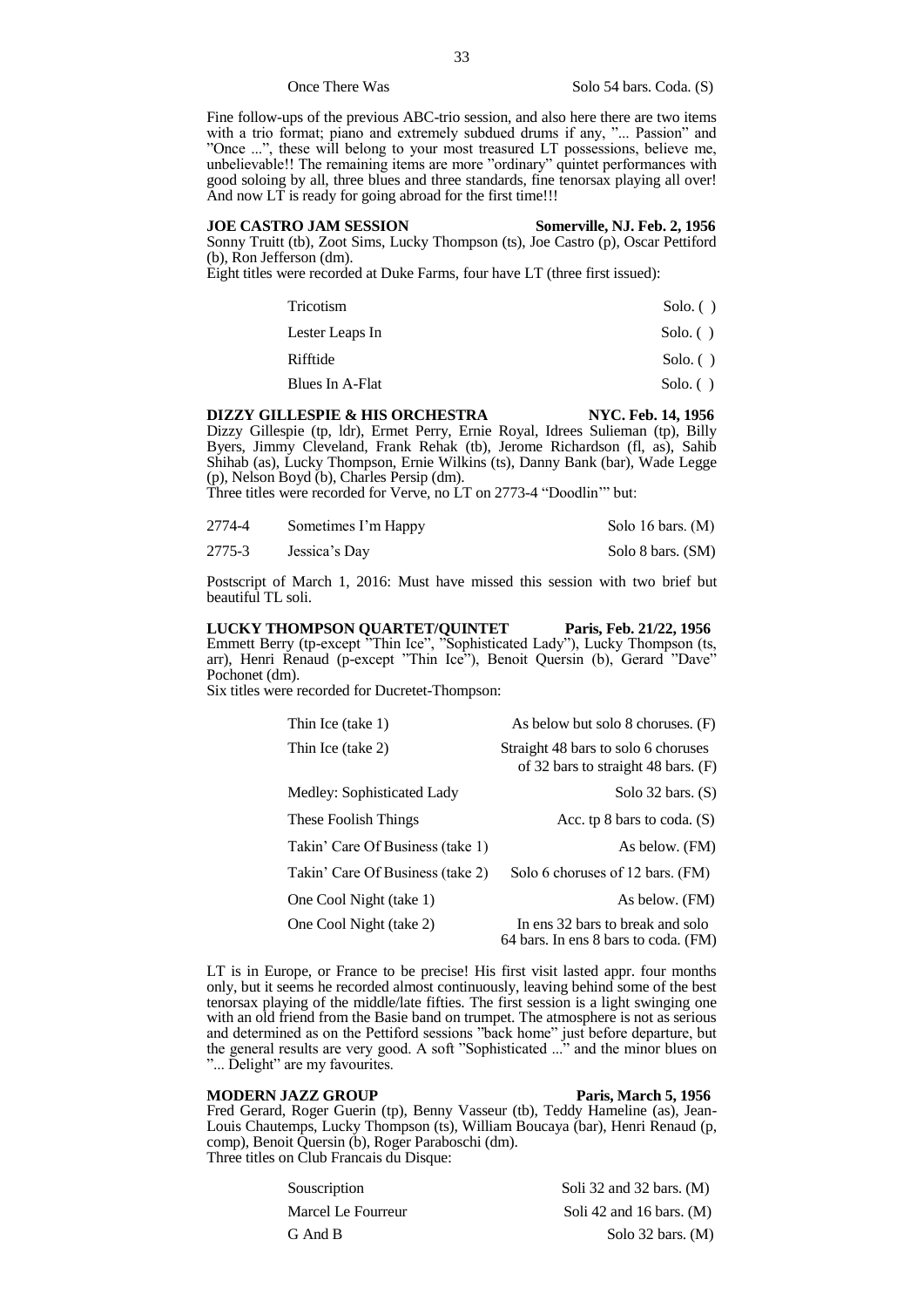| | |
|---|---|
| Once There Was | Solo 54 bars. Coda. (S) |

Fine follow-ups of the previous ABC-trio session, and also here there are two items with a trio format; piano and extremely subdued drums if any, "... Passion" and "Once ...", these will belong to your most treasured LT possessions, believe me, unbelievable!! The remaining items are more "ordinary" quintet performances with good soloing by all, three blues and three standards, fine tenorsax playing all over! And now LT is ready for going abroad for the first time!!!

**JOE CASTRO JAM SESSION** **Somerville, NJ. Feb. 2, 1956**

Sonny Truitt (tb), Zoot Sims, Lucky Thompson (ts), Joe Castro (p), Oscar Pettiford (b), Ron Jefferson (dm).

Eight titles were recorded at Duke Farms, four have LT (three first issued):

| | |
|---|---|
| Tricotism | Solo. ( ) |
| Lester Leaps In | Solo. ( ) |
| Rifftide | Solo. ( ) |
| Blues In A-Flat | Solo. ( ) |

**DIZZY GILLESPIE & HIS ORCHESTRA** **NYC. Feb. 14, 1956**

Dizzy Gillespie (tp, ldr), Ermet Perry, Ernie Royal, Idrees Sulieman (tp), Billy Byers, Jimmy Cleveland, Frank Rehak (tb), Jerome Richardson (fl, as), Sahib Shihab (as), Lucky Thompson, Ernie Wilkins (ts), Danny Bank (bar), Wade Legge (p), Nelson Boyd (b), Charles Persip (dm).

Three titles were recorded for Verve, no LT on 2773-4 "Doodlin'" but:

| | | |
|---|---|---|
| 2774-4 | Sometimes I'm Happy | Solo 16 bars. (M) |
| 2775-3 | Jessica's Day | Solo 8 bars. (SM) |

Postscript of March 1, 2016: Must have missed this session with two brief but beautiful TL soli.

**LUCKY THOMPSON QUARTET/QUINTET** **Paris, Feb. 21/22, 1956**

Emmett Berry (tp-except "Thin Ice", "Sophisticated Lady"), Lucky Thompson (ts, arr), Henri Renaud (p-except "Thin Ice"), Benoit Quersin (b), Gerard "Dave" Pochonet (dm).

Six titles were recorded for Ducretet-Thompson:

| | |
|---|---|
| Thin Ice (take 1) | As below but solo 8 choruses. (F) |
| Thin Ice (take 2) | Straight 48 bars to solo 6 choruses of 32 bars to straight 48 bars. (F) |
| Medley: Sophisticated Lady | Solo 32 bars. (S) |
| These Foolish Things | Acc. tp 8 bars to coda. (S) |
| Takin' Care Of Business (take 1) | As below. (FM) |
| Takin' Care Of Business (take 2) | Solo 6 choruses of 12 bars. (FM) |
| One Cool Night (take 1) | As below. (FM) |
| One Cool Night (take 2) | In ens 32 bars to break and solo 64 bars. In ens 8 bars to coda. (FM) |

LT is in Europe, or France to be precise! His first visit lasted appr. four months only, but it seems he recorded almost continuously, leaving behind some of the best tenorsax playing of the middle/late fifties. The first session is a light swinging one with an old friend from the Basie band on trumpet. The atmosphere is not as serious and determined as on the Pettiford sessions "back home" just before departure, but the general results are very good. A soft "Sophisticated ..." and the minor blues on "... Delight" are my favourites.

**MODERN JAZZ GROUP** **Paris, March 5, 1956**

Fred Gerard, Roger Guerin (tp), Benny Vasseur (tb), Teddy Hameline (as), Jean-Louis Chautemps, Lucky Thompson (ts), William Boucaya (bar), Henri Renaud (p, comp), Benoit Quersin (b), Roger Paraboschi (dm).

Three titles on Club Francais du Disque:

| | |
|---|---|
| Souscription | Soli 32 and 32 bars. (M) |
| Marcel Le Fourreur | Soli 42 and 16 bars. (M) |
| G And B | Solo 32 bars. (M) |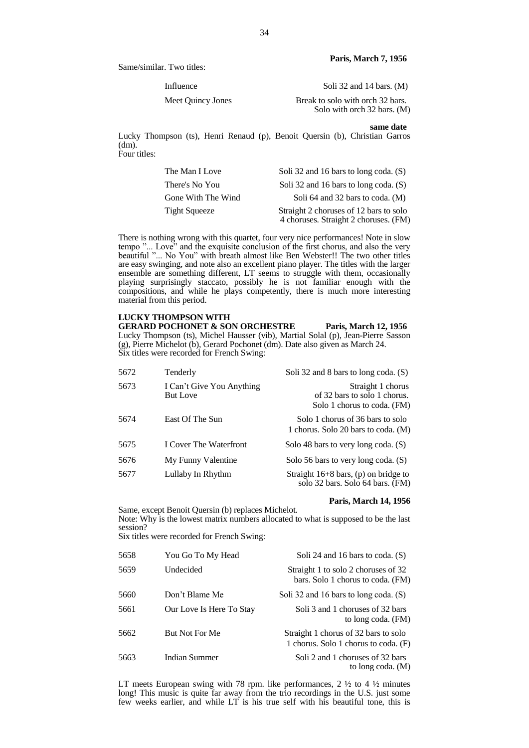**Paris, March 7, 1956**

Same/similar. Two titles:

| | |
|---|---|
| Influence | Soli 32 and 14 bars. (M) |
| Meet Quincy Jones | Break to solo with orch 32 bars. Solo with orch 32 bars. (M) |

**same date**

Lucky Thompson (ts), Henri Renaud (p), Benoit Quersin (b), Christian Garros (dm).
Four titles:

| | |
|---|---|
| The Man I Love | Soli 32 and 16 bars to long coda. (S) |
| There's No You | Soli 32 and 16 bars to long coda. (S) |
| Gone With The Wind | Soli 64 and 32 bars to coda. (M) |
| Tight Squeeze | Straight 2 choruses of 12 bars to solo 4 choruses. Straight 2 choruses. (FM) |

There is nothing wrong with this quartet, four very nice performances! Note in slow tempo "... Love" and the exquisite conclusion of the first chorus, and also the very beautiful "... No You" with breath almost like Ben Webster!! The two other titles are easy swinging, and note also an excellent piano player. The titles with the larger ensemble are something different, LT seems to struggle with them, occasionally playing surprisingly staccato, possibly he is not familiar enough with the compositions, and while he plays competently, there is much more interesting material from this period.

**LUCKY THOMPSON WITH**
**GERARD POCHONET & SON ORCHESTRE Paris, March 12, 1956**

Lucky Thompson (ts), Michel Hausser (vib), Martial Solal (p), Jean-Pierre Sasson (g), Pierre Michelot (b), Gerard Pochonet (dm). Date also given as March 24.
Six titles were recorded for French Swing:

| | | |
|---|---|---|
| 5672 | Tenderly | Soli 32 and 8 bars to long coda. (S) |
| 5673 | I Can't Give You Anything But Love | Straight 1 chorus of 32 bars to solo 1 chorus. Solo 1 chorus to coda. (FM) |
| 5674 | East Of The Sun | Solo 1 chorus of 36 bars to solo 1 chorus. Solo 20 bars to coda. (M) |
| 5675 | I Cover The Waterfront | Solo 48 bars to very long coda. (S) |
| 5676 | My Funny Valentine | Solo 56 bars to very long coda. (S) |
| 5677 | Lullaby In Rhythm | Straight 16+8 bars, (p) on bridge to solo 32 bars. Solo 64 bars. (FM) |

**Paris, March 14, 1956**

Same, except Benoit Quersin (b) replaces Michelot.
Note: Why is the lowest matrix numbers allocated to what is supposed to be the last session?
Six titles were recorded for French Swing:

| | | |
|---|---|---|
| 5658 | You Go To My Head | Soli 24 and 16 bars to coda. (S) |
| 5659 | Undecided | Straight 1 to solo 2 choruses of 32 bars. Solo 1 chorus to coda. (FM) |
| 5660 | Don't Blame Me | Soli 32 and 16 bars to long coda. (S) |
| 5661 | Our Love Is Here To Stay | Soli 3 and 1 choruses of 32 bars to long coda. (FM) |
| 5662 | But Not For Me | Straight 1 chorus of 32 bars to solo 1 chorus. Solo 1 chorus to coda. (F) |
| 5663 | Indian Summer | Soli 2 and 1 choruses of 32 bars to long coda. (M) |

LT meets European swing with 78 rpm. like performances, 2 ½ to 4 ½ minutes long! This music is quite far away from the trio recordings in the U.S. just some few weeks earlier, and while LT is his true self with his beautiful tone, this is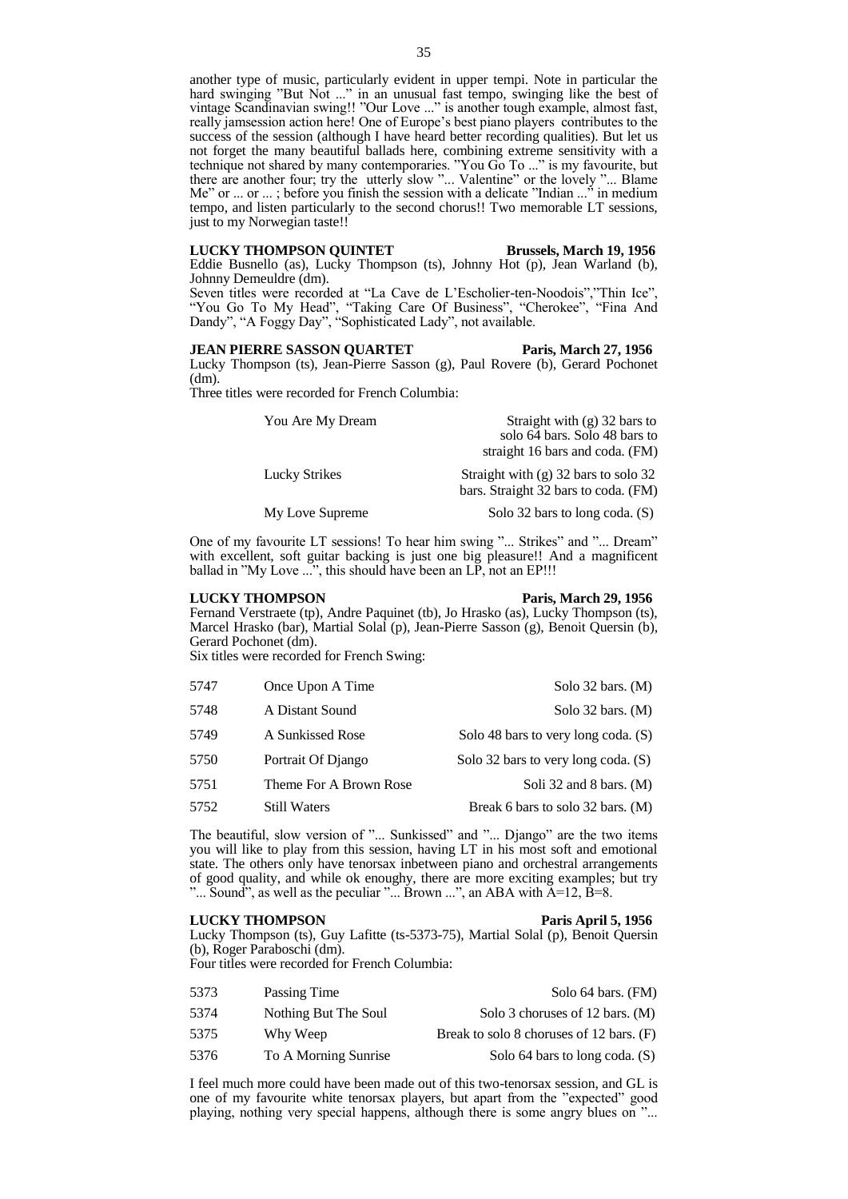another type of music, particularly evident in upper tempi. Note in particular the hard swinging "But Not ..." in an unusual fast tempo, swinging like the best of vintage Scandinavian swing!! "Our Love ..." is another tough example, almost fast, really jamsession action here! One of Europe's best piano players contributes to the success of the session (although I have heard better recording qualities). But let us not forget the many beautiful ballads here, combining extreme sensitivity with a technique not shared by many contemporaries. "You Go To ..." is my favourite, but there are another four; try the utterly slow "... Valentine" or the lovely "... Blame Me" or ... or ... ; before you finish the session with a delicate "Indian ..." in medium tempo, and listen particularly to the second chorus!! Two memorable LT sessions, just to my Norwegian taste!!

**LUCKY THOMPSON QUINTET** **Brussels, March 19, 1956**

Eddie Busnello (as), Lucky Thompson (ts), Johnny Hot (p), Jean Warland (b), Johnny Demeuldre (dm).

Seven titles were recorded at "La Cave de L'Escholier-ten-Noodois","Thin Ice", "You Go To My Head", "Taking Care Of Business", "Cherokee", "Fina And Dandy", "A Foggy Day", "Sophisticated Lady", not available.

**JEAN PIERRE SASSON QUARTET** **Paris, March 27, 1956**

Lucky Thompson (ts), Jean-Pierre Sasson (g), Paul Rovere (b), Gerard Pochonet (dm).

Three titles were recorded for French Columbia:

| | |
|---|---|
| You Are My Dream | Straight with (g) 32 bars to solo 64 bars. Solo 48 bars to straight 16 bars and coda. (FM) |
| Lucky Strikes | Straight with (g) 32 bars to solo 32 bars. Straight 32 bars to coda. (FM) |
| My Love Supreme | Solo 32 bars to long coda. (S) |

One of my favourite LT sessions! To hear him swing "... Strikes" and "... Dream" with excellent, soft guitar backing is just one big pleasure!! And a magnificent ballad in "My Love ...", this should have been an LP, not an EP!!!

**LUCKY THOMPSON** **Paris, March 29, 1956**

Fernand Verstraete (tp), Andre Paquinet (tb), Jo Hrasko (as), Lucky Thompson (ts), Marcel Hrasko (bar), Martial Solal (p), Jean-Pierre Sasson (g), Benoit Quersin (b), Gerard Pochonet (dm).

Six titles were recorded for French Swing:

| | | |
|---|---|---|
| 5747 | Once Upon A Time | Solo 32 bars. (M) |
| 5748 | A Distant Sound | Solo 32 bars. (M) |
| 5749 | A Sunkissed Rose | Solo 48 bars to very long coda. (S) |
| 5750 | Portrait Of Django | Solo 32 bars to very long coda. (S) |
| 5751 | Theme For A Brown Rose | Soli 32 and 8 bars. (M) |
| 5752 | Still Waters | Break 6 bars to solo 32 bars. (M) |

The beautiful, slow version of "... Sunkissed" and "... Django" are the two items you will like to play from this session, having LT in his most soft and emotional state. The others only have tenorsax inbetween piano and orchestral arrangements of good quality, and while ok enoughy, there are more exciting examples; but try "... Sound", as well as the peculiar "... Brown ...", an ABA with A=12, B=8.

**LUCKY THOMPSON** **Paris April 5, 1956**

Lucky Thompson (ts), Guy Lafitte (ts-5373-75), Martial Solal (p), Benoit Quersin (b), Roger Paraboschi (dm).

Four titles were recorded for French Columbia:

| | | |
|---|---|---|
| 5373 | Passing Time | Solo 64 bars. (FM) |
| 5374 | Nothing But The Soul | Solo 3 choruses of 12 bars. (M) |
| 5375 | Why Weep | Break to solo 8 choruses of 12 bars. (F) |
| 5376 | To A Morning Sunrise | Solo 64 bars to long coda. (S) |

I feel much more could have been made out of this two-tenorsax session, and GL is one of my favourite white tenorsax players, but apart from the "expected" good playing, nothing very special happens, although there is some angry blues on "...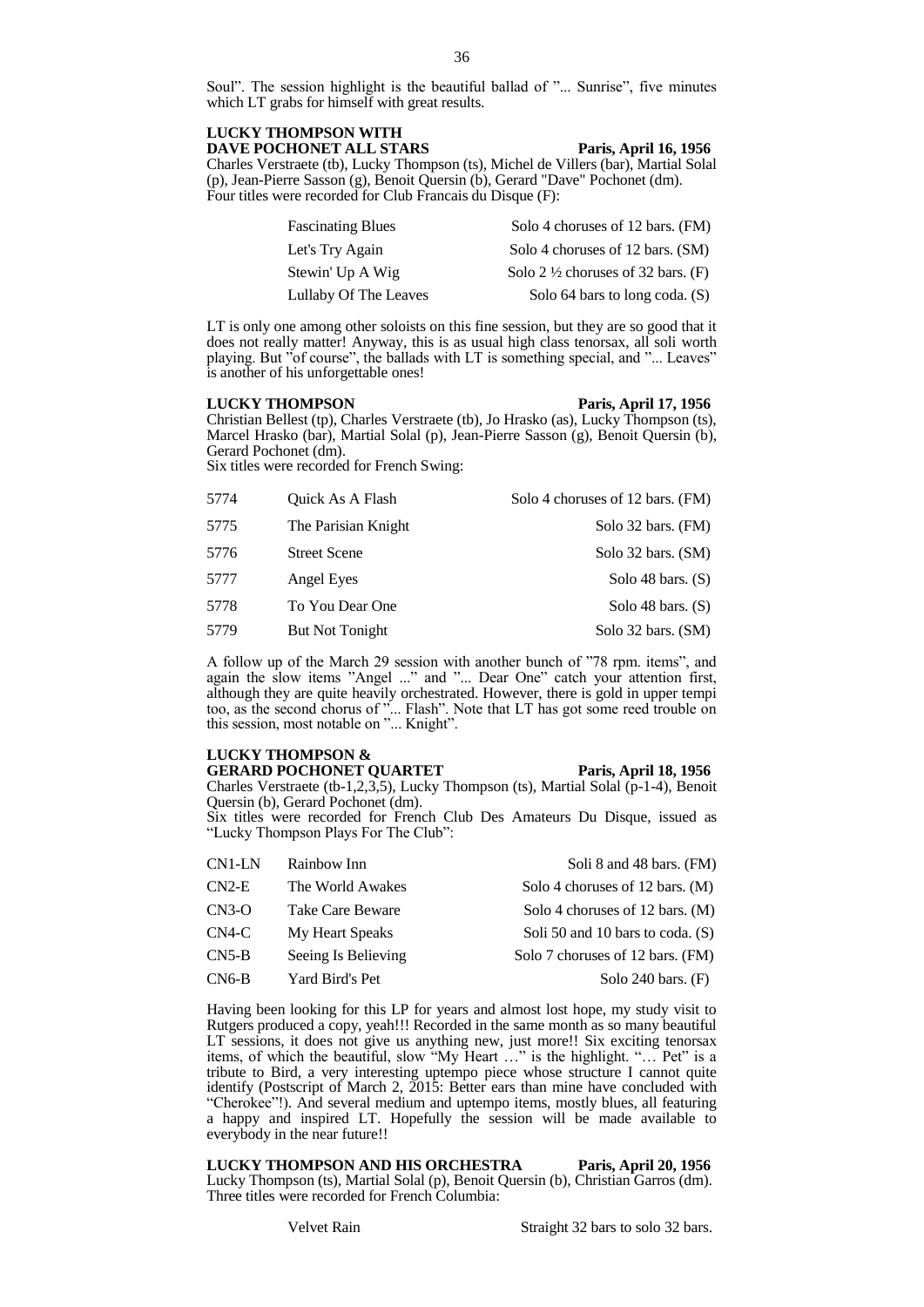Soul". The session highlight is the beautiful ballad of "... Sunrise", five minutes which LT grabs for himself with great results.

**LUCKY THOMPSON WITH DAVE POCHONET ALL STARS** **Paris, April 16, 1956**

Charles Verstraete (tb), Lucky Thompson (ts), Michel de Villers (bar), Martial Solal (p), Jean-Pierre Sasson (g), Benoit Quersin (b), Gerard "Dave" Pochonet (dm).
Four titles were recorded for Club Francais du Disque (F):

| | |
|---|---|
| Fascinating Blues | Solo 4 choruses of 12 bars. (FM) |
| Let's Try Again | Solo 4 choruses of 12 bars. (SM) |
| Stewin' Up A Wig | Solo 2 ½ choruses of 32 bars. (F) |
| Lullaby Of The Leaves | Solo 64 bars to long coda. (S) |

LT is only one among other soloists on this fine session, but they are so good that it does not really matter! Anyway, this is as usual high class tenorsax, all soli worth playing. But "of course", the ballads with LT is something special, and "... Leaves" is another of his unforgettable ones!

**LUCKY THOMPSON** **Paris, April 17, 1956**

Christian Bellest (tp), Charles Verstraete (tb), Jo Hrasko (as), Lucky Thompson (ts), Marcel Hrasko (bar), Martial Solal (p), Jean-Pierre Sasson (g), Benoit Quersin (b), Gerard Pochonet (dm).
Six titles were recorded for French Swing:

| | | |
|---|---|---|
| 5774 | Quick As A Flash | Solo 4 choruses of 12 bars. (FM) |
| 5775 | The Parisian Knight | Solo 32 bars. (FM) |
| 5776 | Street Scene | Solo 32 bars. (SM) |
| 5777 | Angel Eyes | Solo 48 bars. (S) |
| 5778 | To You Dear One | Solo 48 bars. (S) |
| 5779 | But Not Tonight | Solo 32 bars. (SM) |

A follow up of the March 29 session with another bunch of "78 rpm. items", and again the slow items "Angel ..." and "... Dear One" catch your attention first, although they are quite heavily orchestrated. However, there is gold in upper tempi too, as the second chorus of "... Flash". Note that LT has got some reed trouble on this session, most notable on "... Knight".

**LUCKY THOMPSON & GERARD POCHONET QUARTET** **Paris, April 18, 1956**

Charles Verstraete (tb-1,2,3,5), Lucky Thompson (ts), Martial Solal (p-1-4), Benoit Quersin (b), Gerard Pochonet (dm).
Six titles were recorded for French Club Des Amateurs Du Disque, issued as "Lucky Thompson Plays For The Club":

| | | |
|---|---|---|
| CN1-LN | Rainbow Inn | Soli 8 and 48 bars. (FM) |
| CN2-E | The World Awakes | Solo 4 choruses of 12 bars. (M) |
| CN3-O | Take Care Beware | Solo 4 choruses of 12 bars. (M) |
| CN4-C | My Heart Speaks | Soli 50 and 10 bars to coda. (S) |
| CN5-B | Seeing Is Believing | Solo 7 choruses of 12 bars. (FM) |
| CN6-B | Yard Bird's Pet | Solo 240 bars. (F) |

Having been looking for this LP for years and almost lost hope, my study visit to Rutgers produced a copy, yeah!!! Recorded in the same month as so many beautiful LT sessions, it does not give us anything new, just more!! Six exciting tenorsax items, of which the beautiful, slow "My Heart …" is the highlight. "… Pet" is a tribute to Bird, a very interesting uptempo piece whose structure I cannot quite identify (Postscript of March 2, 2015: Better ears than mine have concluded with "Cherokee"!). And several medium and uptempo items, mostly blues, all featuring a happy and inspired LT. Hopefully the session will be made available to everybody in the near future!!

**LUCKY THOMPSON AND HIS ORCHESTRA** **Paris, April 20, 1956**

Lucky Thompson (ts), Martial Solal (p), Benoit Quersin (b), Christian Garros (dm).
Three titles were recorded for French Columbia:

| | |
|---|---|
| Velvet Rain | Straight 32 bars to solo 32 bars. |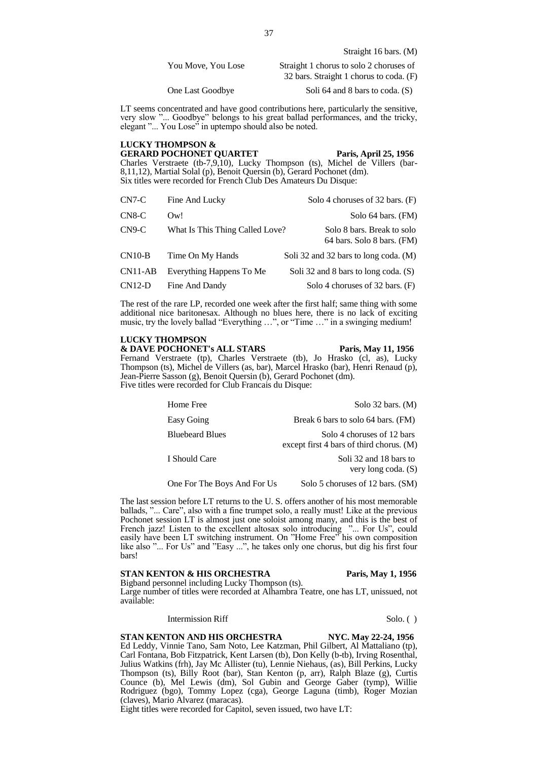| | |
|---|---|
| | Straight 16 bars. (M) |
| You Move, You Lose | Straight 1 chorus to solo 2 choruses of 32 bars. Straight 1 chorus to coda. (F) |
| One Last Goodbye | Soli 64 and 8 bars to coda. (S) |

LT seems concentrated and have good contributions here, particularly the sensitive, very slow "... Goodbye" belongs to his great ballad performances, and the tricky, elegant "... You Lose" in uptempo should also be noted.

**LUCKY THOMPSON &**
**GERARD POCHONET QUARTET** **Paris, April 25, 1956**

Charles Verstraete (tb-7,9,10), Lucky Thompson (ts), Michel de Villers (bar-8,11,12), Martial Solal (p), Benoit Quersin (b), Gerard Pochonet (dm).
Six titles were recorded for French Club Des Amateurs Du Disque:

| | | |
|---|---|---|
| CN7-C | Fine And Lucky | Solo 4 choruses of 32 bars. (F) |
| CN8-C | Ow! | Solo 64 bars. (FM) |
| CN9-C | What Is This Thing Called Love? | Solo 8 bars. Break to solo 64 bars. Solo 8 bars. (FM) |
| CN10-B | Time On My Hands | Soli 32 and 32 bars to long coda. (M) |
| CN11-AB | Everything Happens To Me | Soli 32 and 8 bars to long coda. (S) |
| CN12-D | Fine And Dandy | Solo 4 choruses of 32 bars. (F) |

The rest of the rare LP, recorded one week after the first half; same thing with some additional nice baritonesax. Although no blues here, there is no lack of exciting music, try the lovely ballad "Everything …", or "Time …" in a swinging medium!

**LUCKY THOMPSON**
**& DAVE POCHONET's ALL STARS** **Paris, May 11, 1956**

Fernand Verstraete (tp), Charles Verstraete (tb), Jo Hrasko (cl, as), Lucky Thompson (ts), Michel de Villers (as, bar), Marcel Hrasko (bar), Henri Renaud (p), Jean-Pierre Sasson (g), Benoit Quersin (b), Gerard Pochonet (dm).
Five titles were recorded for Club Francais du Disque:

| | |
|---|---|
| Home Free | Solo 32 bars. (M) |
| Easy Going | Break 6 bars to solo 64 bars. (FM) |
| Bluebeard Blues | Solo 4 choruses of 12 bars except first 4 bars of third chorus. (M) |
| I Should Care | Soli 32 and 18 bars to very long coda. (S) |
| One For The Boys And For Us | Solo 5 choruses of 12 bars. (SM) |

The last session before LT returns to the U. S. offers another of his most memorable ballads, "... Care", also with a fine trumpet solo, a really must! Like at the previous Pochonet session LT is almost just one soloist among many, and this is the best of French jazz! Listen to the excellent altosax solo introducing "... For Us", could easily have been LT switching instrument. On "Home Free" his own composition like also "... For Us" and "Easy ...", he takes only one chorus, but dig his first four bars!

**STAN KENTON & HIS ORCHESTRA** **Paris, May 1, 1956**

Bigband personnel including Lucky Thompson (ts).
Large number of titles were recorded at Alhambra Teatre, one has LT, unissued, not available:

| | |
|---|---|
| Intermission Riff | Solo. ( ) |

**STAN KENTON AND HIS ORCHESTRA** **NYC. May 22-24, 1956**

Ed Leddy, Vinnie Tano, Sam Noto, Lee Katzman, Phil Gilbert, Al Mattaliano (tp), Carl Fontana, Bob Fitzpatrick, Kent Larsen (tb), Don Kelly (b-tb), Irving Rosenthal, Julius Watkins (frh), Jay Mc Allister (tu), Lennie Niehaus, (as), Bill Perkins, Lucky Thompson (ts), Billy Root (bar), Stan Kenton (p, arr), Ralph Blaze (g), Curtis Counce (b), Mel Lewis (dm), Sol Gubin and George Gaber (tymp), Willie Rodriguez (bgo), Tommy Lopez (cga), George Laguna (timb), Roger Mozian (claves), Mario Alvarez (maracas).
Eight titles were recorded for Capitol, seven issued, two have LT: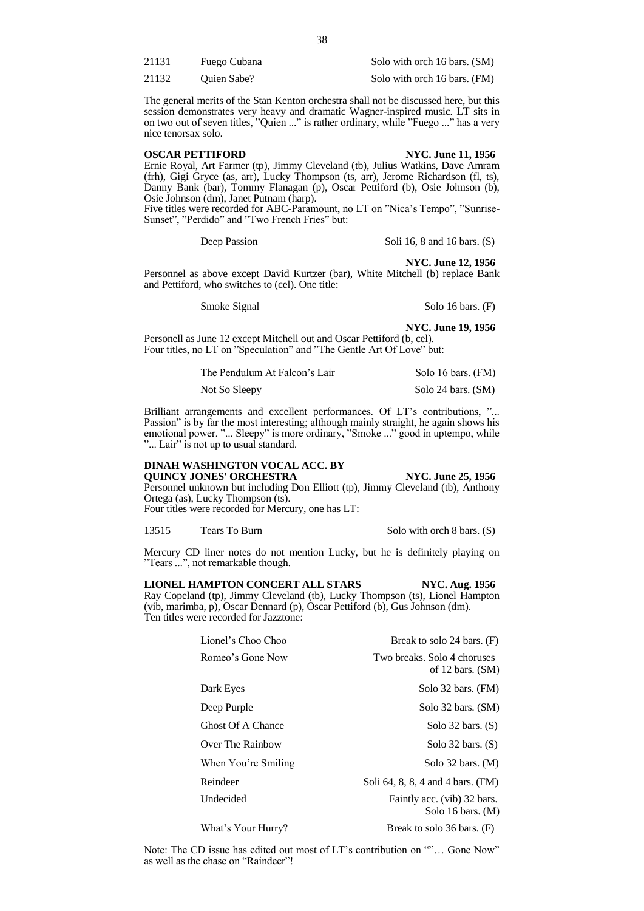| | | |
|---|---|---|
| 21131 | Fuego Cubana | Solo with orch 16 bars. (SM) |
| 21132 | Quien Sabe? | Solo with orch 16 bars. (FM) |

The general merits of the Stan Kenton orchestra shall not be discussed here, but this session demonstrates very heavy and dramatic Wagner-inspired music. LT sits in on two out of seven titles, "Quien ..." is rather ordinary, while "Fuego ..." has a very nice tenorsax solo.

**OSCAR PETTIFORD** **NYC. June 11, 1956**

Ernie Royal, Art Farmer (tp), Jimmy Cleveland (tb), Julius Watkins, Dave Amram (frh), Gigi Gryce (as, arr), Lucky Thompson (ts, arr), Jerome Richardson (fl, ts), Danny Bank (bar), Tommy Flanagan (p), Oscar Pettiford (b), Osie Johnson (b), Osie Johnson (dm), Janet Putnam (harp).
Five titles were recorded for ABC-Paramount, no LT on "Nica's Tempo", "Sunrise-Sunset", "Perdido" and "Two French Fries" but:

| | |
|---|---|
| Deep Passion | Soli 16, 8 and 16 bars. (S) |

**NYC. June 12, 1956**

Personnel as above except David Kurtzer (bar), White Mitchell (b) replace Bank and Pettiford, who switches to (cel). One title:

| | |
|---|---|
| Smoke Signal | Solo 16 bars. (F) |

**NYC. June 19, 1956**

Personell as June 12 except Mitchell out and Oscar Pettiford (b, cel).
Four titles, no LT on "Speculation" and "The Gentle Art Of Love" but:

| | |
|---|---|
| The Pendulum At Falcon's Lair | Solo 16 bars. (FM) |
| Not So Sleepy | Solo 24 bars. (SM) |

Brilliant arrangements and excellent performances. Of LT's contributions, "... Passion" is by far the most interesting; although mainly straight, he again shows his emotional power. "... Sleepy" is more ordinary, "Smoke ..." good in uptempo, while "... Lair" is not up to usual standard.

**DINAH WASHINGTON VOCAL ACC. BY QUINCY JONES' ORCHESTRA** **NYC. June 25, 1956**

Personnel unknown but including Don Elliott (tp), Jimmy Cleveland (tb), Anthony Ortega (as), Lucky Thompson (ts).
Four titles were recorded for Mercury, one has LT:

| | | |
|---|---|---|
| 13515 | Tears To Burn | Solo with orch 8 bars. (S) |

Mercury CD liner notes do not mention Lucky, but he is definitely playing on "Tears ...", not remarkable though.

**LIONEL HAMPTON CONCERT ALL STARS** **NYC. Aug. 1956**

Ray Copeland (tp), Jimmy Cleveland (tb), Lucky Thompson (ts), Lionel Hampton (vib, marimba, p), Oscar Dennard (p), Oscar Pettiford (b), Gus Johnson (dm).
Ten titles were recorded for Jazztone:

| | |
|---|---|
| Lionel's Choo Choo | Break to solo 24 bars. (F) |
| Romeo's Gone Now | Two breaks. Solo 4 choruses of 12 bars. (SM) |
| Dark Eyes | Solo 32 bars. (FM) |
| Deep Purple | Solo 32 bars. (SM) |
| Ghost Of A Chance | Solo 32 bars. (S) |
| Over The Rainbow | Solo 32 bars. (S) |
| When You're Smiling | Solo 32 bars. (M) |
| Reindeer | Soli 64, 8, 8, 4 and 4 bars. (FM) |
| Undecided | Faintly acc. (vib) 32 bars. Solo 16 bars. (M) |
| What's Your Hurry? | Break to solo 36 bars. (F) |

Note: The CD issue has edited out most of LT's contribution on ""… Gone Now" as well as the chase on "Raindeer"!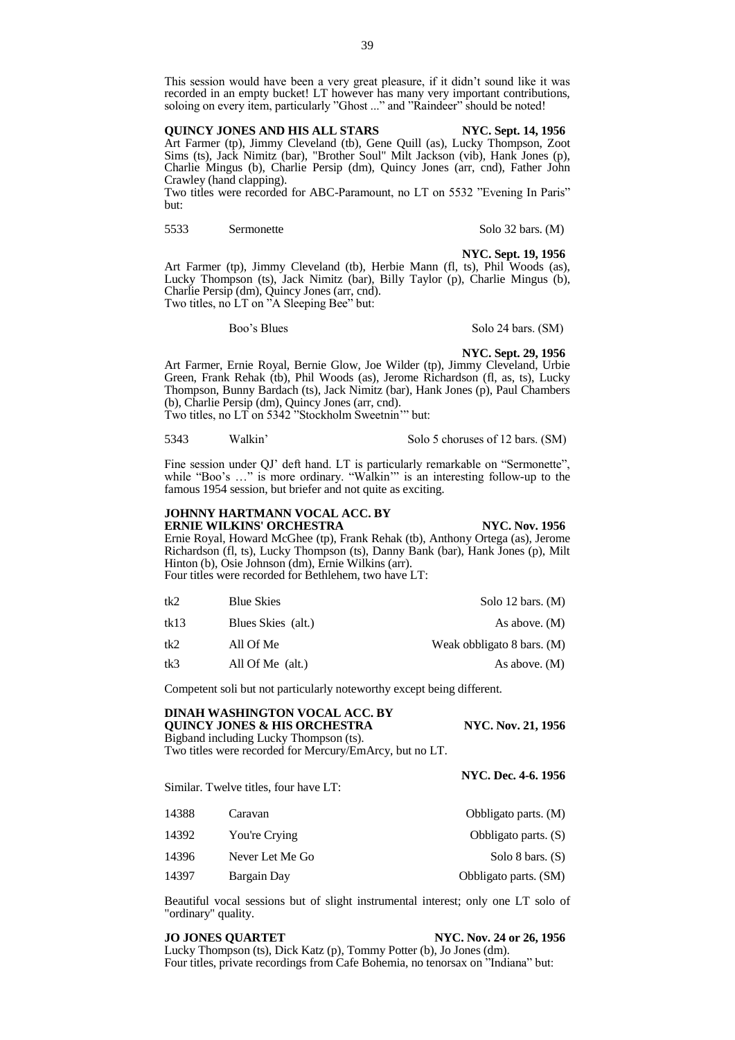This session would have been a very great pleasure, if it didn't sound like it was recorded in an empty bucket! LT however has many very important contributions, soloing on every item, particularly "Ghost ..." and "Raindeer" should be noted!

**QUINCY JONES AND HIS ALL STARS** **NYC. Sept. 14, 1956**

Art Farmer (tp), Jimmy Cleveland (tb), Gene Quill (as), Lucky Thompson, Zoot Sims (ts), Jack Nimitz (bar), "Brother Soul" Milt Jackson (vib), Hank Jones (p), Charlie Mingus (b), Charlie Persip (dm), Quincy Jones (arr, cnd), Father John Crawley (hand clapping).

Two titles were recorded for ABC-Paramount, no LT on 5532 "Evening In Paris" but:

| | | |
|---|---|---|
| 5533 | Sermonette | Solo 32 bars. (M) |

**NYC. Sept. 19, 1956**

Art Farmer (tp), Jimmy Cleveland (tb), Herbie Mann (fl, ts), Phil Woods (as), Lucky Thompson (ts), Jack Nimitz (bar), Billy Taylor (p), Charlie Mingus (b), Charlie Persip (dm), Quincy Jones (arr, cnd).

Two titles, no LT on "A Sleeping Bee" but:

| | | |
|---|---|---|
| | Boo's Blues | Solo 24 bars. (SM) |

**NYC. Sept. 29, 1956**

Art Farmer, Ernie Royal, Bernie Glow, Joe Wilder (tp), Jimmy Cleveland, Urbie Green, Frank Rehak (tb), Phil Woods (as), Jerome Richardson (fl, as, ts), Lucky Thompson, Bunny Bardach (ts), Jack Nimitz (bar), Hank Jones (p), Paul Chambers (b), Charlie Persip (dm), Quincy Jones (arr, cnd).

Two titles, no LT on 5342 "Stockholm Sweetnin'" but:

| | | |
|---|---|---|
| 5343 | Walkin' | Solo 5 choruses of 12 bars. (SM) |

Fine session under QJ' deft hand. LT is particularly remarkable on "Sermonette", while "Boo's …" is more ordinary. "Walkin'" is an interesting follow-up to the famous 1954 session, but briefer and not quite as exciting.

**JOHNNY HARTMANN VOCAL ACC. BY ERNIE WILKINS' ORCHESTRA** **NYC. Nov. 1956**

Ernie Royal, Howard McGhee (tp), Frank Rehak (tb), Anthony Ortega (as), Jerome Richardson (fl, ts), Lucky Thompson (ts), Danny Bank (bar), Hank Jones (p), Milt Hinton (b), Osie Johnson (dm), Ernie Wilkins (arr).

Four titles were recorded for Bethlehem, two have LT:

| | | |
|---|---|---|
| tk2 | Blue Skies | Solo 12 bars. (M) |
| tk13 | Blues Skies (alt.) | As above. (M) |
| tk2 | All Of Me | Weak obbligato 8 bars. (M) |
| tk3 | All Of Me (alt.) | As above. (M) |

Competent soli but not particularly noteworthy except being different.

**DINAH WASHINGTON VOCAL ACC. BY QUINCY JONES & HIS ORCHESTRA** **NYC. Nov. 21, 1956**

Bigband including Lucky Thompson (ts).

Two titles were recorded for Mercury/EmArcy, but no LT.

**NYC. Dec. 4-6. 1956**

Similar. Twelve titles, four have LT:

| | | |
|---|---|---|
| 14388 | Caravan | Obbligato parts. (M) |
| 14392 | You're Crying | Obbligato parts. (S) |
| 14396 | Never Let Me Go | Solo 8 bars. (S) |
| 14397 | Bargain Day | Obbligato parts. (SM) |

Beautiful vocal sessions but of slight instrumental interest; only one LT solo of "ordinary" quality.

**JO JONES QUARTET** **NYC. Nov. 24 or 26, 1956**

Lucky Thompson (ts), Dick Katz (p), Tommy Potter (b), Jo Jones (dm).

Four titles, private recordings from Cafe Bohemia, no tenorsax on "Indiana" but: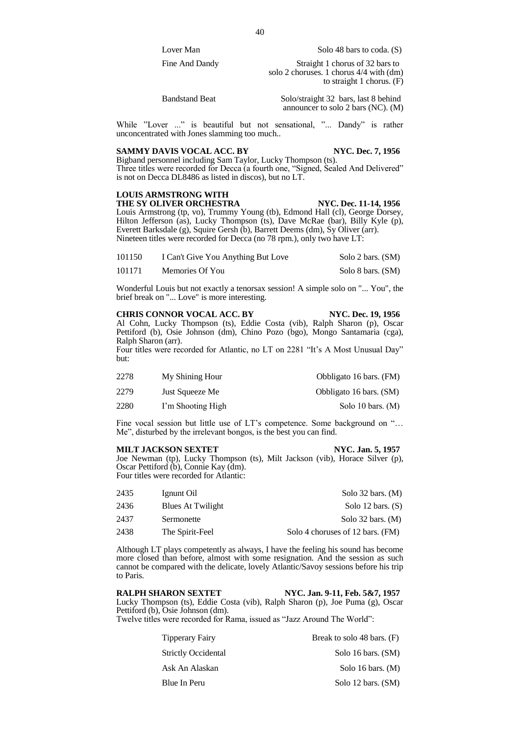| | |
|---|---|
| Lover Man | Solo 48 bars to coda. (S) |
| Fine And Dandy | Straight 1 chorus of 32 bars to solo 2 choruses. 1 chorus 4/4 with (dm) to straight 1 chorus. (F) |
| Bandstand Beat | Solo/straight 32 bars, last 8 behind announcer to solo 2 bars (NC). (M) |

While "Lover ..." is beautiful but not sensational, "... Dandy" is rather unconcentrated with Jones slamming too much..

**SAMMY DAVIS VOCAL ACC. BY** **NYC. Dec. 7, 1956**

Bigband personnel including Sam Taylor, Lucky Thompson (ts).
Three titles were recorded for Decca (a fourth one, "Signed, Sealed And Delivered" is not on Decca DL8486 as listed in discos), but no LT.

**LOUIS ARMSTRONG WITH THE SY OLIVER ORCHESTRA** **NYC. Dec. 11-14, 1956**

Louis Armstrong (tp, vo), Trummy Young (tb), Edmond Hall (cl), George Dorsey, Hilton Jefferson (as), Lucky Thompson (ts), Dave McRae (bar), Billy Kyle (p), Everett Barksdale (g), Squire Gersh (b), Barrett Deems (dm), Sy Oliver (arr).
Nineteen titles were recorded for Decca (no 78 rpm.), only two have LT:

| | | |
|---|---|---|
| 101150 | I Can't Give You Anything But Love | Solo 2 bars. (SM) |
| 101171 | Memories Of You | Solo 8 bars. (SM) |

Wonderful Louis but not exactly a tenorsax session! A simple solo on "... You", the brief break on "... Love" is more interesting.

**CHRIS CONNOR VOCAL ACC. BY** **NYC. Dec. 19, 1956**

Al Cohn, Lucky Thompson (ts), Eddie Costa (vib), Ralph Sharon (p), Oscar Pettiford (b), Osie Johnson (dm), Chino Pozo (bgo), Mongo Santamaria (cga), Ralph Sharon (arr).
Four titles were recorded for Atlantic, no LT on 2281 "It's A Most Unusual Day" but:

| | | |
|---|---|---|
| 2278 | My Shining Hour | Obbligato 16 bars. (FM) |
| 2279 | Just Squeeze Me | Obbligato 16 bars. (SM) |
| 2280 | I'm Shooting High | Solo 10 bars. (M) |

Fine vocal session but little use of LT's competence. Some background on "… Me", disturbed by the irrelevant bongos, is the best you can find.

**MILT JACKSON SEXTET** **NYC. Jan. 5, 1957**

Joe Newman (tp), Lucky Thompson (ts), Milt Jackson (vib), Horace Silver (p), Oscar Pettiford (b), Connie Kay (dm).
Four titles were recorded for Atlantic:

| | | |
|---|---|---|
| 2435 | Ignunt Oil | Solo 32 bars. (M) |
| 2436 | Blues At Twilight | Solo 12 bars. (S) |
| 2437 | Sermonette | Solo 32 bars. (M) |
| 2438 | The Spirit-Feel | Solo 4 choruses of 12 bars. (FM) |

Although LT plays competently as always, I have the feeling his sound has become more closed than before, almost with some resignation. And the session as such cannot be compared with the delicate, lovely Atlantic/Savoy sessions before his trip to Paris.

**RALPH SHARON SEXTET** **NYC. Jan. 9-11, Feb. 5&7, 1957**

Lucky Thompson (ts), Eddie Costa (vib), Ralph Sharon (p), Joe Puma (g), Oscar Pettiford (b), Osie Johnson (dm).
Twelve titles were recorded for Rama, issued as "Jazz Around The World":

| | |
|---|---|
| Tipperary Fairy | Break to solo 48 bars. (F) |
| Strictly Occidental | Solo 16 bars. (SM) |
| Ask An Alaskan | Solo 16 bars. (M) |
| Blue In Peru | Solo 12 bars. (SM) |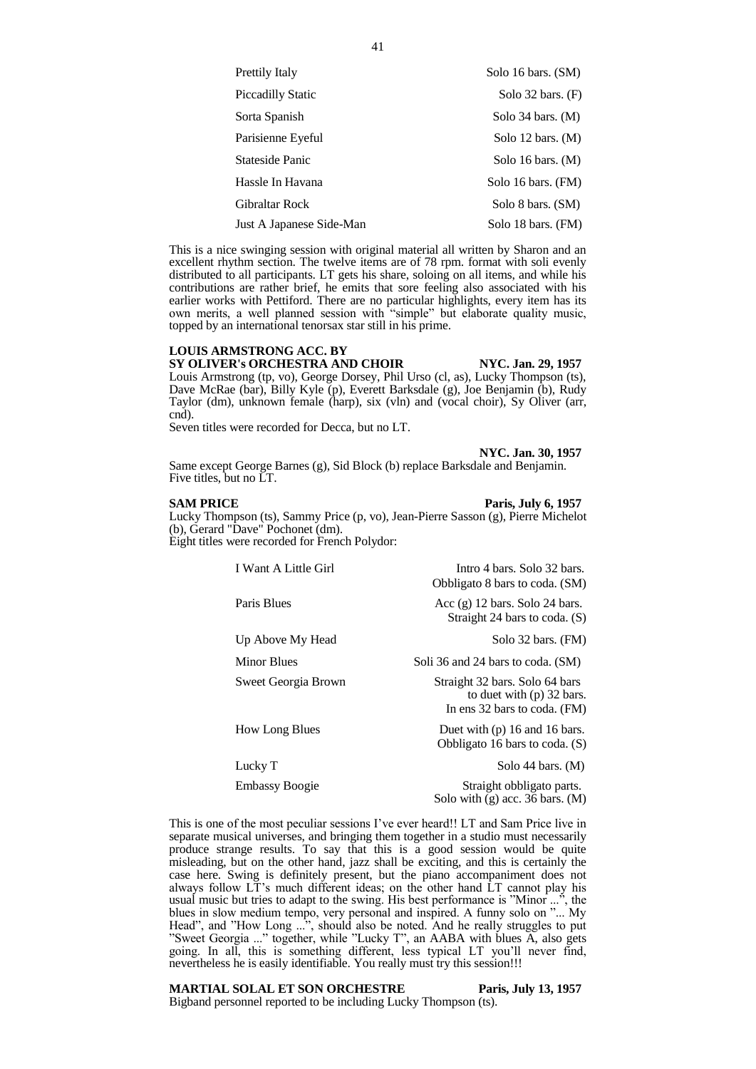| | |
|---|---|
| Prettily Italy | Solo 16 bars. (SM) |
| Piccadilly Static | Solo 32 bars. (F) |
| Sorta Spanish | Solo 34 bars. (M) |
| Parisienne Eyeful | Solo 12 bars. (M) |
| Stateside Panic | Solo 16 bars. (M) |
| Hassle In Havana | Solo 16 bars. (FM) |
| Gibraltar Rock | Solo 8 bars. (SM) |
| Just A Japanese Side-Man | Solo 18 bars. (FM) |

This is a nice swinging session with original material all written by Sharon and an excellent rhythm section. The twelve items are of 78 rpm. format with soli evenly distributed to all participants. LT gets his share, soloing on all items, and while his contributions are rather brief, he emits that sore feeling also associated with his earlier works with Pettiford. There are no particular highlights, every item has its own merits, a well planned session with "simple" but elaborate quality music, topped by an international tenorsax star still in his prime.

**LOUIS ARMSTRONG ACC. BY**
**SY OLIVER's ORCHESTRA AND CHOIR** **NYC. Jan. 29, 1957**

Louis Armstrong (tp, vo), George Dorsey, Phil Urso (cl, as), Lucky Thompson (ts), Dave McRae (bar), Billy Kyle (p), Everett Barksdale (g), Joe Benjamin (b), Rudy Taylor (dm), unknown female (harp), six (vln) and (vocal choir), Sy Oliver (arr, cnd).
Seven titles were recorded for Decca, but no LT.

**NYC. Jan. 30, 1957**

Same except George Barnes (g), Sid Block (b) replace Barksdale and Benjamin.
Five titles, but no LT.

**SAM PRICE** **Paris, July 6, 1957**

Lucky Thompson (ts), Sammy Price (p, vo), Jean-Pierre Sasson (g), Pierre Michelot (b), Gerard "Dave" Pochonet (dm).
Eight titles were recorded for French Polydor:

| | |
|---|---|
| I Want A Little Girl | Intro 4 bars. Solo 32 bars. Obbligato 8 bars to coda. (SM) |
| Paris Blues | Acc (g) 12 bars. Solo 24 bars. Straight 24 bars to coda. (S) |
| Up Above My Head | Solo 32 bars. (FM) |
| Minor Blues | Soli 36 and 24 bars to coda. (SM) |
| Sweet Georgia Brown | Straight 32 bars. Solo 64 bars to duet with (p) 32 bars. In ens 32 bars to coda. (FM) |
| How Long Blues | Duet with (p) 16 and 16 bars. Obbligato 16 bars to coda. (S) |
| Lucky T | Solo 44 bars. (M) |
| Embassy Boogie | Straight obbligato parts. Solo with (g) acc. 36 bars. (M) |

This is one of the most peculiar sessions I've ever heard!! LT and Sam Price live in separate musical universes, and bringing them together in a studio must necessarily produce strange results. To say that this is a good session would be quite misleading, but on the other hand, jazz shall be exciting, and this is certainly the case here. Swing is definitely present, but the piano accompaniment does not always follow LT's much different ideas; on the other hand LT cannot play his usual music but tries to adapt to the swing. His best performance is "Minor ...", the blues in slow medium tempo, very personal and inspired. A funny solo on "... My Head", and "How Long ...", should also be noted. And he really struggles to put "Sweet Georgia ..." together, while "Lucky T", an AABA with blues A, also gets going. In all, this is something different, less typical LT you'll never find, nevertheless he is easily identifiable. You really must try this session!!!

**MARTIAL SOLAL ET SON ORCHESTRE** **Paris, July 13, 1957**

Bigband personnel reported to be including Lucky Thompson (ts).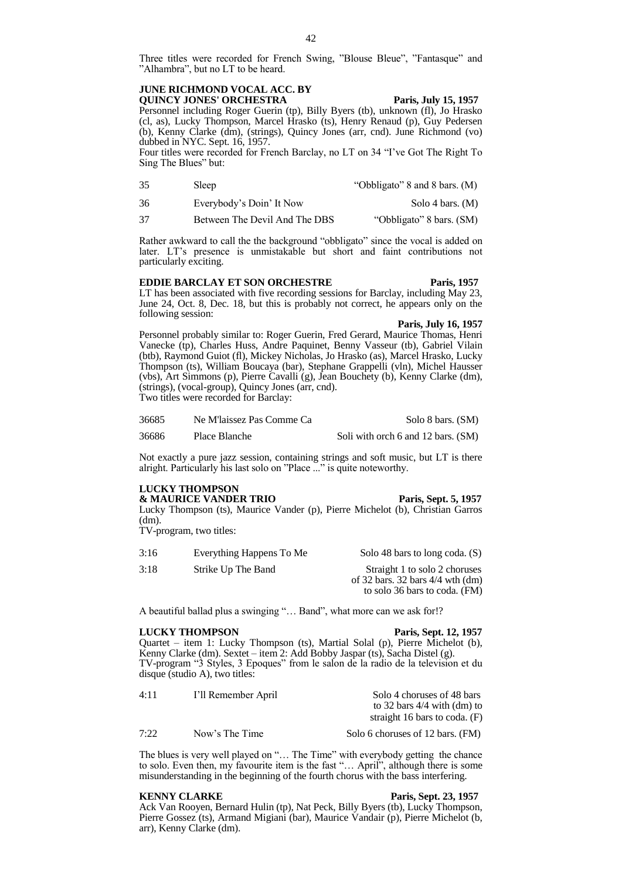Three titles were recorded for French Swing, ”Blouse Bleue”, ”Fantasque” and ”Alhambra”, but no LT to be heard.

**JUNE RICHMOND VOCAL ACC. BY QUINCY JONES' ORCHESTRA** **Paris, July 15, 1957**

Personnel including Roger Guerin (tp), Billy Byers (tb), unknown (fl), Jo Hrasko (cl, as), Lucky Thompson, Marcel Hrasko (ts), Henry Renaud (p), Guy Pedersen (b), Kenny Clarke (dm), (strings), Quincy Jones (arr, cnd). June Richmond (vo) dubbed in NYC. Sept. 16, 1957.

Four titles were recorded for French Barclay, no LT on 34 “I've Got The Right To Sing The Blues” but:

| | | |
|---|---|---|
| 35 | Sleep | “Obbligato” 8 and 8 bars. (M) |
| 36 | Everybody's Doin' It Now | Solo 4 bars. (M) |
| 37 | Between The Devil And The DBS | “Obbligato” 8 bars. (SM) |

Rather awkward to call the the background “obbligato” since the vocal is added on later. LT's presence is unmistakable but short and faint contributions not particularly exciting.

**EDDIE BARCLAY ET SON ORCHESTRE** **Paris, 1957**

LT has been associated with five recording sessions for Barclay, including May 23, June 24, Oct. 8, Dec. 18, but this is probably not correct, he appears only on the following session:

**Paris, July 16, 1957**

Personnel probably similar to: Roger Guerin, Fred Gerard, Maurice Thomas, Henri Vanecke (tp), Charles Huss, Andre Paquinet, Benny Vasseur (tb), Gabriel Vilain (btb), Raymond Guiot (fl), Mickey Nicholas, Jo Hrasko (as), Marcel Hrasko, Lucky Thompson (ts), William Boucaya (bar), Stephane Grappelli (vln), Michel Hausser (vbs), Art Simmons (p), Pierre Cavalli (g), Jean Bouchety (b), Kenny Clarke (dm), (strings), (vocal-group), Quincy Jones (arr, cnd).

Two titles were recorded for Barclay:

| | | |
|---|---|---|
| 36685 | Ne M'laissez Pas Comme Ca | Solo 8 bars. (SM) |
| 36686 | Place Blanche | Soli with orch 6 and 12 bars. (SM) |

Not exactly a pure jazz session, containing strings and soft music, but LT is there alright. Particularly his last solo on ”Place ...” is quite noteworthy.

**LUCKY THOMPSON & MAURICE VANDER TRIO** **Paris, Sept. 5, 1957**

Lucky Thompson (ts), Maurice Vander (p), Pierre Michelot (b), Christian Garros (dm).

TV-program, two titles:

| | | |
|---|---|---|
| 3:16 | Everything Happens To Me | Solo 48 bars to long coda. (S) |
| 3:18 | Strike Up The Band | Straight 1 to solo 2 choruses of 32 bars. 32 bars 4/4 wth (dm) to solo 36 bars to coda. (FM) |

A beautiful ballad plus a swinging “… Band”, what more can we ask for!?

**LUCKY THOMPSON** **Paris, Sept. 12, 1957**

Quartet – item 1: Lucky Thompson (ts), Martial Solal (p), Pierre Michelot (b), Kenny Clarke (dm). Sextet – item 2: Add Bobby Jaspar (ts), Sacha Distel (g).

TV-program “3 Styles, 3 Epoques” from le salon de la radio de la television et du disque (studio A), two titles:

| | | |
|---|---|---|
| 4:11 | I'll Remember April | Solo 4 choruses of 48 bars to 32 bars 4/4 with (dm) to straight 16 bars to coda. (F) |
| 7:22 | Now's The Time | Solo 6 choruses of 12 bars. (FM) |

The blues is very well played on “… The Time” with everybody getting the chance to solo. Even then, my favourite item is the fast “… April”, although there is some misunderstanding in the beginning of the fourth chorus with the bass interfering.

**KENNY CLARKE** **Paris, Sept. 23, 1957**

Ack Van Rooyen, Bernard Hulin (tp), Nat Peck, Billy Byers (tb), Lucky Thompson, Pierre Gossez (ts), Armand Migiani (bar), Maurice Vandair (p), Pierre Michelot (b, arr), Kenny Clarke (dm).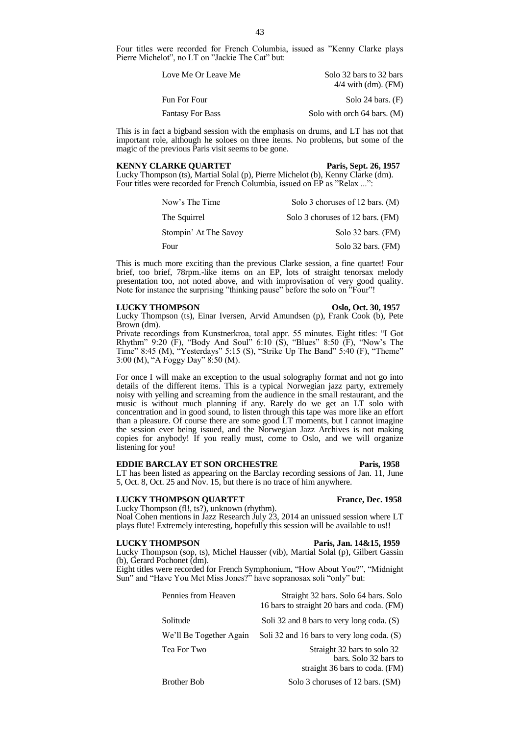Four titles were recorded for French Columbia, issued as "Kenny Clarke plays Pierre Michelot", no LT on "Jackie The Cat" but:

| | |
|---|---|
| Love Me Or Leave Me | Solo 32 bars to 32 bars 4/4 with (dm). (FM) |
| Fun For Four | Solo 24 bars. (F) |
| Fantasy For Bass | Solo with orch 64 bars. (M) |

This is in fact a bigband session with the emphasis on drums, and LT has not that important role, although he soloes on three items. No problems, but some of the magic of the previous Paris visit seems to be gone.

**KENNY CLARKE QUARTET** **Paris, Sept. 26, 1957**

Lucky Thompson (ts), Martial Solal (p), Pierre Michelot (b), Kenny Clarke (dm).
Four titles were recorded for French Columbia, issued on EP as "Relax ...":

| | |
|---|---|
| Now's The Time | Solo 3 choruses of 12 bars. (M) |
| The Squirrel | Solo 3 choruses of 12 bars. (FM) |
| Stompin' At The Savoy | Solo 32 bars. (FM) |
| Four | Solo 32 bars. (FM) |

This is much more exciting than the previous Clarke session, a fine quartet! Four brief, too brief, 78rpm.-like items on an EP, lots of straight tenorsax melody presentation too, not noted above, and with improvisation of very good quality. Note for instance the surprising "thinking pause" before the solo on "Four"!

**LUCKY THOMPSON** **Oslo, Oct. 30, 1957**

Lucky Thompson (ts), Einar Iversen, Arvid Amundsen (p), Frank Cook (b), Pete Brown (dm).
Private recordings from Kunstnerkroa, total appr. 55 minutes. Eight titles: "I Got Rhythm" 9:20 (F), "Body And Soul" 6:10 (S), "Blues" 8:50 (F), "Now's The Time" 8:45 (M), "Yesterdays" 5:15 (S), "Strike Up The Band" 5:40 (F), "Theme" 3:00 (M), "A Foggy Day" 8:50 (M).

For once I will make an exception to the usual solography format and not go into details of the different items. This is a typical Norwegian jazz party, extremely noisy with yelling and screaming from the audience in the small restaurant, and the music is without much planning if any. Rarely do we get an LT solo with concentration and in good sound, to listen through this tape was more like an effort than a pleasure. Of course there are some good LT moments, but I cannot imagine the session ever being issued, and the Norwegian Jazz Archives is not making copies for anybody! If you really must, come to Oslo, and we will organize listening for you!

**EDDIE BARCLAY ET SON ORCHESTRE** **Paris, 1958**

LT has been listed as appearing on the Barclay recording sessions of Jan. 11, June 5, Oct. 8, Oct. 25 and Nov. 15, but there is no trace of him anywhere.

**LUCKY THOMPSON QUARTET** **France, Dec. 1958**

Lucky Thompson (fl!, ts?), unknown (rhythm).
Noal Cohen mentions in Jazz Research July 23, 2014 an unissued session where LT plays flute! Extremely interesting, hopefully this session will be available to us!!

**LUCKY THOMPSON** **Paris, Jan. 14&15, 1959**

Lucky Thompson (sop, ts), Michel Hausser (vib), Martial Solal (p), Gilbert Gassin (b), Gerard Pochonet (dm).
Eight titles were recorded for French Symphonium, "How About You?", "Midnight Sun" and "Have You Met Miss Jones?" have sopranosax soli "only" but:

| | |
|---|---|
| Pennies from Heaven | Straight 32 bars. Solo 64 bars. Solo 16 bars to straight 20 bars and coda. (FM) |
| Solitude | Soli 32 and 8 bars to very long coda. (S) |
| We'll Be Together Again | Soli 32 and 16 bars to very long coda. (S) |
| Tea For Two | Straight 32 bars to solo 32 bars. Solo 32 bars to straight 36 bars to coda. (FM) |
| Brother Bob | Solo 3 choruses of 12 bars. (SM) |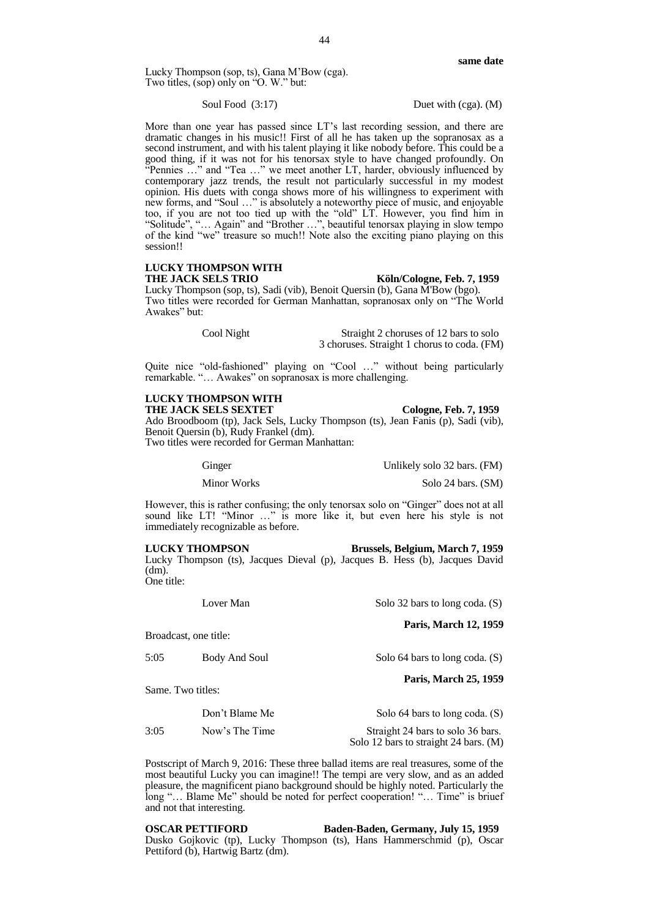**same date**

Lucky Thompson (sop, ts), Gana M'Bow (cga).
Two titles, (sop) only on "O. W." but:

| | | |
|---|---|---|
| | Soul Food (3:17) | Duet with (cga). (M) |

More than one year has passed since LT's last recording session, and there are dramatic changes in his music!! First of all he has taken up the sopranosax as a second instrument, and with his talent playing it like nobody before. This could be a good thing, if it was not for his tenorsax style to have changed profoundly. On "Pennies …" and "Tea …" we meet another LT, harder, obviously influenced by contemporary jazz trends, the result not particularly successful in my modest opinion. His duets with conga shows more of his willingness to experiment with new forms, and "Soul …" is absolutely a noteworthy piece of music, and enjoyable too, if you are not too tied up with the "old" LT. However, you find him in "Solitude", "… Again" and "Brother …", beautiful tenorsax playing in slow tempo of the kind "we" treasure so much!! Note also the exciting piano playing on this session!!

**LUCKY THOMPSON WITH THE JACK SELS TRIO** — **Köln/Cologne, Feb. 7, 1959**

Lucky Thompson (sop, ts), Sadi (vib), Benoit Quersin (b), Gana M'Bow (bgo).
Two titles were recorded for German Manhattan, sopranosax only on "The World Awakes" but:

| | | |
|---|---|---|
| | Cool Night | Straight 2 choruses of 12 bars to solo 3 choruses. Straight 1 chorus to coda. (FM) |

Quite nice "old-fashioned" playing on "Cool …" without being particularly remarkable. "… Awakes" on sopranosax is more challenging.

**LUCKY THOMPSON WITH THE JACK SELS SEXTET** — **Cologne, Feb. 7, 1959**

Ado Broodboom (tp), Jack Sels, Lucky Thompson (ts), Jean Fanis (p), Sadi (vib), Benoit Quersin (b), Rudy Frankel (dm).
Two titles were recorded for German Manhattan:

| | | |
|---|---|---|
| | Ginger | Unlikely solo 32 bars. (FM) |
| | Minor Works | Solo 24 bars. (SM) |

However, this is rather confusing; the only tenorsax solo on "Ginger" does not at all sound like LT! "Minor …" is more like it, but even here his style is not immediately recognizable as before.

**LUCKY THOMPSON** — **Brussels, Belgium, March 7, 1959**

Lucky Thompson (ts), Jacques Dieval (p), Jacques B. Hess (b), Jacques David (dm).
One title:

| | | |
|---|---|---|
| | Lover Man | Solo 32 bars to long coda. (S) |

**Paris, March 12, 1959**

Broadcast, one title:

| | | |
|---|---|---|
| 5:05 | Body And Soul | Solo 64 bars to long coda. (S) |

**Paris, March 25, 1959**

Same. Two titles:

| | | |
|---|---|---|
| | Don't Blame Me | Solo 64 bars to long coda. (S) |
| 3:05 | Now's The Time | Straight 24 bars to solo 36 bars. Solo 12 bars to straight 24 bars. (M) |

Postscript of March 9, 2016: These three ballad items are real treasures, some of the most beautiful Lucky you can imagine!! The tempi are very slow, and as an added pleasure, the magnificent piano background should be highly noted. Particularly the long "… Blame Me" should be noted for perfect cooperation! "… Time" is briuef and not that interesting.

**OSCAR PETTIFORD** — **Baden-Baden, Germany, July 15, 1959**

Dusko Gojkovic (tp), Lucky Thompson (ts), Hans Hammerschmid (p), Oscar Pettiford (b), Hartwig Bartz (dm).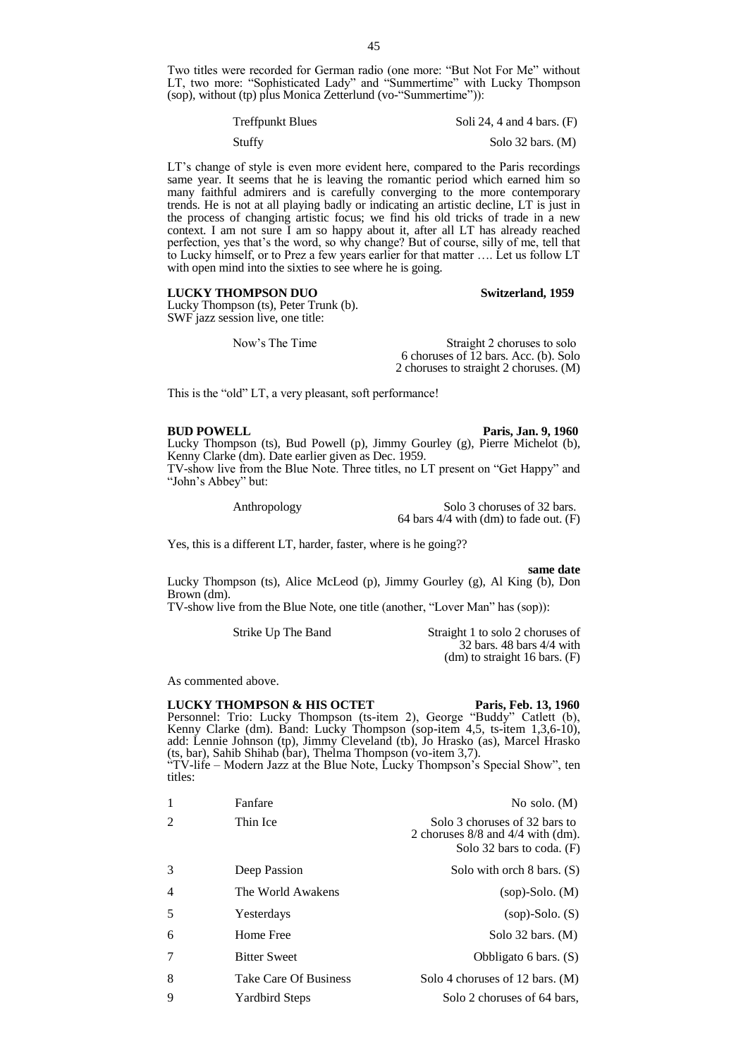Two titles were recorded for German radio (one more: "But Not For Me" without LT, two more: "Sophisticated Lady" and "Summertime" with Lucky Thompson (sop), without (tp) plus Monica Zetterlund (vo-"Summertime")):

| | |
|---|---|
| Treffpunkt Blues | Soli 24, 4 and 4 bars. (F) |
| Stuffy | Solo 32 bars. (M) |

LT's change of style is even more evident here, compared to the Paris recordings same year. It seems that he is leaving the romantic period which earned him so many faithful admirers and is carefully converging to the more contemporary trends. He is not at all playing badly or indicating an artistic decline, LT is just in the process of changing artistic focus; we find his old tricks of trade in a new context. I am not sure I am so happy about it, after all LT has already reached perfection, yes that's the word, so why change? But of course, silly of me, tell that to Lucky himself, or to Prez a few years earlier for that matter …. Let us follow LT with open mind into the sixties to see where he is going.

**LUCKY THOMPSON DUO** **Switzerland, 1959**

Lucky Thompson (ts), Peter Trunk (b).
SWF jazz session live, one title:

| | |
|---|---|
| Now's The Time | Straight 2 choruses to solo 6 choruses of 12 bars. Acc. (b). Solo 2 choruses to straight 2 choruses. (M) |

This is the "old" LT, a very pleasant, soft performance!

**BUD POWELL** **Paris, Jan. 9, 1960**

Lucky Thompson (ts), Bud Powell (p), Jimmy Gourley (g), Pierre Michelot (b), Kenny Clarke (dm). Date earlier given as Dec. 1959.
TV-show live from the Blue Note. Three titles, no LT present on "Get Happy" and "John's Abbey" but:

| | |
|---|---|
| Anthropology | Solo 3 choruses of 32 bars. 64 bars 4/4 with (dm) to fade out. (F) |

Yes, this is a different LT, harder, faster, where is he going??

**same date**

Lucky Thompson (ts), Alice McLeod (p), Jimmy Gourley (g), Al King (b), Don Brown (dm).
TV-show live from the Blue Note, one title (another, "Lover Man" has (sop)):

| | |
|---|---|
| Strike Up The Band | Straight 1 to solo 2 choruses of 32 bars. 48 bars 4/4 with (dm) to straight 16 bars. (F) |

As commented above.

**LUCKY THOMPSON & HIS OCTET** **Paris, Feb. 13, 1960**

Personnel: Trio: Lucky Thompson (ts-item 2), George "Buddy" Catlett (b), Kenny Clarke (dm). Band: Lucky Thompson (sop-item 4,5, ts-item 1,3,6-10), add: Lennie Johnson (tp), Jimmy Cleveland (tb), Jo Hrasko (as), Marcel Hrasko (ts, bar), Sahib Shihab (bar), Thelma Thompson (vo-item 3,7).
"TV-life – Modern Jazz at the Blue Note, Lucky Thompson's Special Show", ten titles:

| | | |
|---|---|---|
| 1 | Fanfare | No solo. (M) |
| 2 | Thin Ice | Solo 3 choruses of 32 bars to 2 choruses 8/8 and 4/4 with (dm). Solo 32 bars to coda. (F) |
| 3 | Deep Passion | Solo with orch 8 bars. (S) |
| 4 | The World Awakens | (sop)-Solo. (M) |
| 5 | Yesterdays | (sop)-Solo. (S) |
| 6 | Home Free | Solo 32 bars. (M) |
| 7 | Bitter Sweet | Obbligato 6 bars. (S) |
| 8 | Take Care Of Business | Solo 4 choruses of 12 bars. (M) |
| 9 | Yardbird Steps | Solo 2 choruses of 64 bars, |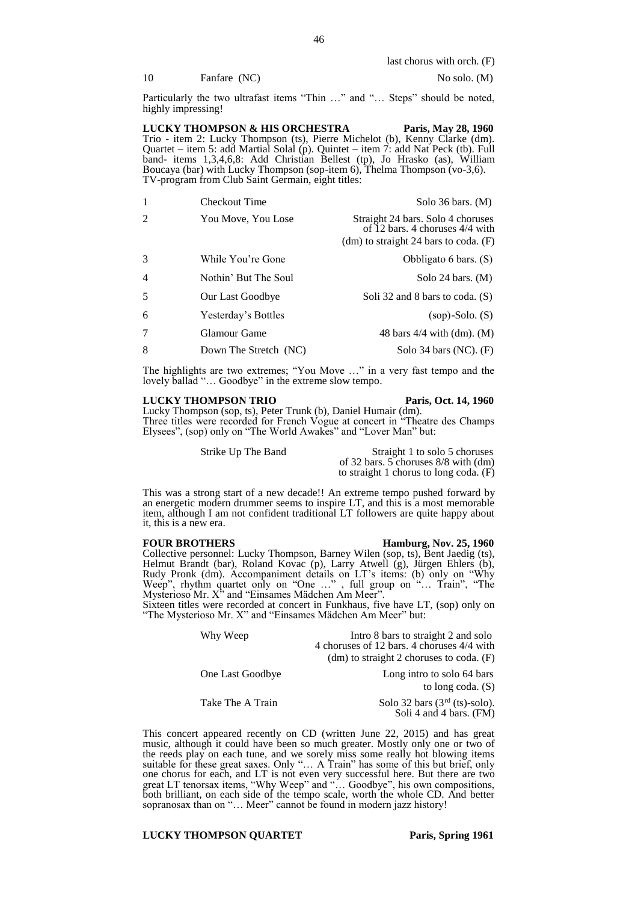last chorus with orch. (F)

| 10 | Fanfare (NC) | No solo. (M) |
|---|---|---|

Particularly the two ultrafast items "Thin …" and "… Steps" should be noted, highly impressing!

**LUCKY THOMPSON & HIS ORCHESTRA** **Paris, May 28, 1960**

Trio - item 2: Lucky Thompson (ts), Pierre Michelot (b), Kenny Clarke (dm). Quartet – item 5: add Martial Solal (p). Quintet – item 7: add Nat Peck (tb). Full band- items 1,3,4,6,8: Add Christian Bellest (tp), Jo Hrasko (as), William Boucaya (bar) with Lucky Thompson (sop-item 6), Thelma Thompson (vo-3,6). TV-program from Club Saint Germain, eight titles:

| 1 | Checkout Time | Solo 36 bars. (M) |
|---|---|---|
| 2 | You Move, You Lose | Straight 24 bars. Solo 4 choruses of 12 bars. 4 choruses 4/4 with (dm) to straight 24 bars to coda. (F) |
| 3 | While You're Gone | Obbligato 6 bars. (S) |
| 4 | Nothin' But The Soul | Solo 24 bars. (M) |
| 5 | Our Last Goodbye | Soli 32 and 8 bars to coda. (S) |
| 6 | Yesterday's Bottles | (sop)-Solo. (S) |
| 7 | Glamour Game | 48 bars 4/4 with (dm). (M) |
| 8 | Down The Stretch (NC) | Solo 34 bars (NC). (F) |

The highlights are two extremes; "You Move …" in a very fast tempo and the lovely ballad "… Goodbye" in the extreme slow tempo.

**LUCKY THOMPSON TRIO** **Paris, Oct. 14, 1960**

Lucky Thompson (sop, ts), Peter Trunk (b), Daniel Humair (dm).
Three titles were recorded for French Vogue at concert in "Theatre des Champs Elysees", (sop) only on "The World Awakes" and "Lover Man" but:

| Strike Up The Band | Straight 1 to solo 5 choruses of 32 bars. 5 choruses 8/8 with (dm) to straight 1 chorus to long coda. (F) |
|---|---|

This was a strong start of a new decade!! An extreme tempo pushed forward by an energetic modern drummer seems to inspire LT, and this is a most memorable item, although I am not confident traditional LT followers are quite happy about it, this is a new era.

**FOUR BROTHERS** **Hamburg, Nov. 25, 1960**

Collective personnel: Lucky Thompson, Barney Wilen (sop, ts), Bent Jaedig (ts), Helmut Brandt (bar), Roland Kovac (p), Larry Atwell (g), Jürgen Ehlers (b), Rudy Pronk (dm). Accompaniment details on LT's items: (b) only on "Why Weep", rhythm quartet only on "One …" , full group on "… Train", "The Mysterioso Mr. X" and "Einsames Mädchen Am Meer".
Sixteen titles were recorded at concert in Funkhaus, five have LT, (sop) only on "The Mysterioso Mr. X" and "Einsames Mädchen Am Meer" but:

| Why Weep | Intro 8 bars to straight 2 and solo 4 choruses of 12 bars. 4 choruses 4/4 with (dm) to straight 2 choruses to coda. (F) |
|---|---|
| One Last Goodbye | Long intro to solo 64 bars to long coda. (S) |
| Take The A Train | Solo 32 bars (3rd (ts)-solo). Soli 4 and 4 bars. (FM) |

This concert appeared recently on CD (written June 22, 2015) and has great music, although it could have been so much greater. Mostly only one or two of the reeds play on each tune, and we sorely miss some really hot blowing items suitable for these great saxes. Only "… A Train" has some of this but brief, only one chorus for each, and LT is not even very successful here. But there are two great LT tenorsax items, "Why Weep" and "… Goodbye", his own compositions, both brilliant, on each side of the tempo scale, worth the whole CD. And better sopranosax than on "… Meer" cannot be found in modern jazz history!

**LUCKY THOMPSON QUARTET** **Paris, Spring 1961**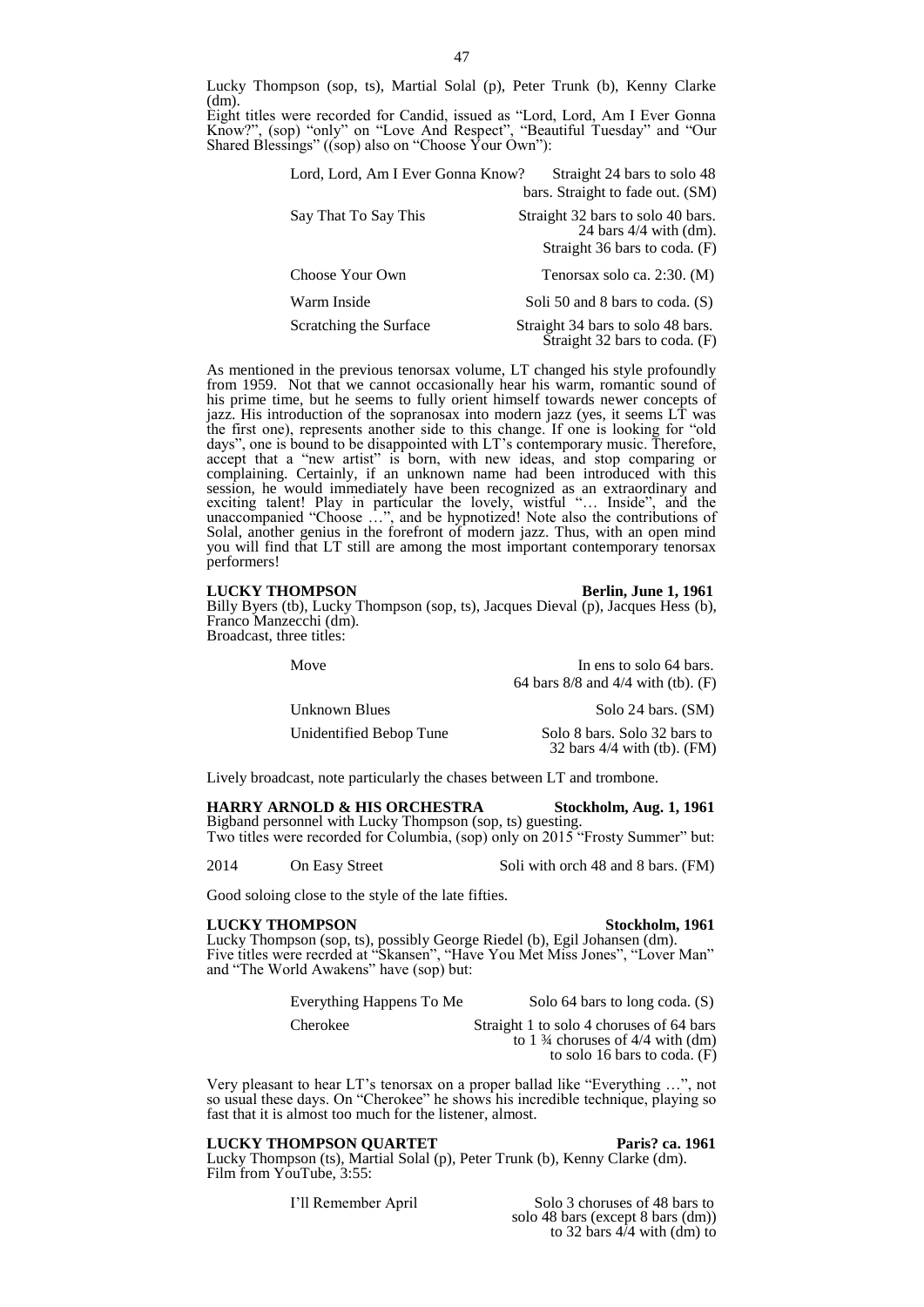Lucky Thompson (sop, ts), Martial Solal (p), Peter Trunk (b), Kenny Clarke (dm).
Eight titles were recorded for Candid, issued as "Lord, Lord, Am I Ever Gonna Know?", (sop) "only" on "Love And Respect", "Beautiful Tuesday" and "Our Shared Blessings" ((sop) also on "Choose Your Own"):

| | |
|---|---|
| Lord, Lord, Am I Ever Gonna Know? | Straight 24 bars to solo 48 bars. Straight to fade out. (SM) |
| Say That To Say This | Straight 32 bars to solo 40 bars. 24 bars 4/4 with (dm). Straight 36 bars to coda. (F) |
| Choose Your Own | Tenorsax solo ca. 2:30. (M) |
| Warm Inside | Soli 50 and 8 bars to coda. (S) |
| Scratching the Surface | Straight 34 bars to solo 48 bars. Straight 32 bars to coda. (F) |

As mentioned in the previous tenorsax volume, LT changed his style profoundly from 1959. Not that we cannot occasionally hear his warm, romantic sound of his prime time, but he seems to fully orient himself towards newer concepts of jazz. His introduction of the sopranosax into modern jazz (yes, it seems LT was the first one), represents another side to this change. If one is looking for "old days", one is bound to be disappointed with LT's contemporary music. Therefore, accept that a "new artist" is born, with new ideas, and stop comparing or complaining. Certainly, if an unknown name had been introduced with this session, he would immediately have been recognized as an extraordinary and exciting talent! Play in particular the lovely, wistful "… Inside", and the unaccompanied "Choose …", and be hypnotized! Note also the contributions of Solal, another genius in the forefront of modern jazz. Thus, with an open mind you will find that LT still are among the most important contemporary tenorsax performers!

**LUCKY THOMPSON** **Berlin, June 1, 1961**
Billy Byers (tb), Lucky Thompson (sop, ts), Jacques Dieval (p), Jacques Hess (b), Franco Manzecchi (dm).
Broadcast, three titles:

| | |
|---|---|
| Move | In ens to solo 64 bars. 64 bars 8/8 and 4/4 with (tb). (F) |
| Unknown Blues | Solo 24 bars. (SM) |
| Unidentified Bebop Tune | Solo 8 bars. Solo 32 bars to 32 bars 4/4 with (tb). (FM) |

Lively broadcast, note particularly the chases between LT and trombone.

**HARRY ARNOLD & HIS ORCHESTRA** **Stockholm, Aug. 1, 1961**
Bigband personnel with Lucky Thompson (sop, ts) guesting.
Two titles were recorded for Columbia, (sop) only on 2015 "Frosty Summer" but:

| | | |
|---|---|---|
| 2014 | On Easy Street | Soli with orch 48 and 8 bars. (FM) |

Good soloing close to the style of the late fifties.

**LUCKY THOMPSON** **Stockholm, 1961**
Lucky Thompson (sop, ts), possibly George Riedel (b), Egil Johansen (dm).
Five titles were recrded at "Skansen", "Have You Met Miss Jones", "Lover Man" and "The World Awakens" have (sop) but:

| | |
|---|---|
| Everything Happens To Me | Solo 64 bars to long coda. (S) |
| Cherokee | Straight 1 to solo 4 choruses of 64 bars to 1 ¾ choruses of 4/4 with (dm) to solo 16 bars to coda. (F) |

Very pleasant to hear LT's tenorsax on a proper ballad like "Everything …", not so usual these days. On "Cherokee" he shows his incredible technique, playing so fast that it is almost too much for the listener, almost.

**LUCKY THOMPSON QUARTET** **Paris? ca. 1961**
Lucky Thompson (ts), Martial Solal (p), Peter Trunk (b), Kenny Clarke (dm).
Film from YouTube, 3:55:

| | |
|---|---|
| I'll Remember April | Solo 3 choruses of 48 bars to solo 48 bars (except 8 bars (dm)) to 32 bars 4/4 with (dm) to |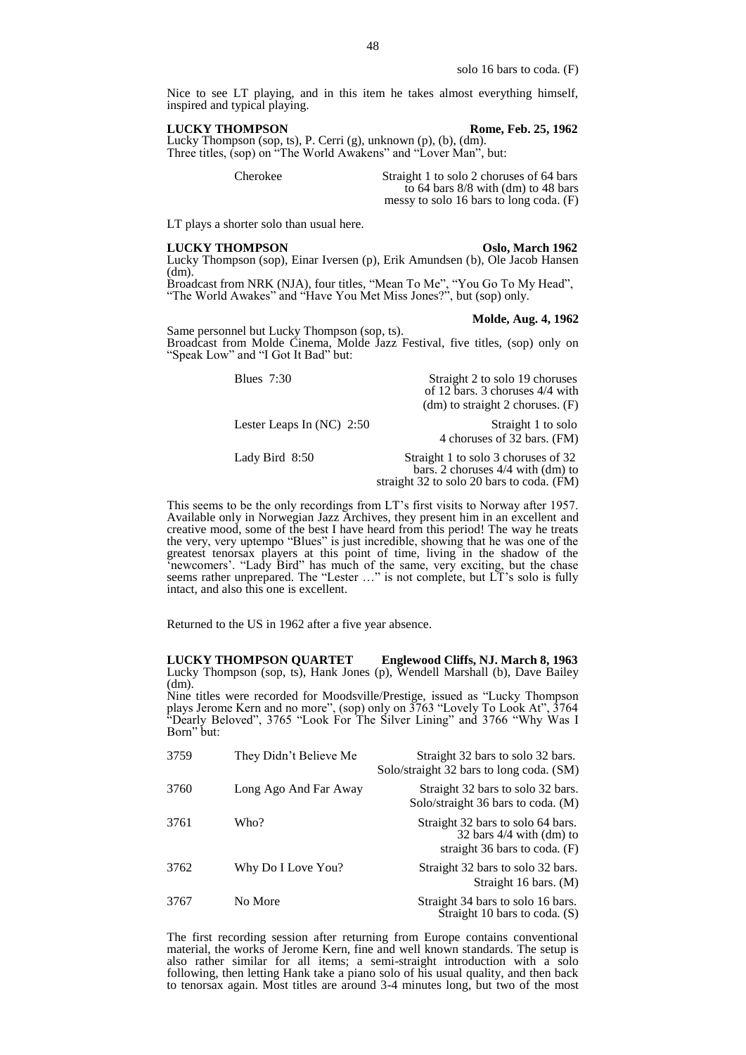solo 16 bars to coda. (F)

Nice to see LT playing, and in this item he takes almost everything himself, inspired and typical playing.

**LUCKY THOMPSON** **Rome, Feb. 25, 1962**
Lucky Thompson (sop, ts), P. Cerri (g), unknown (p), (b), (dm).
Three titles, (sop) on "The World Awakens" and "Lover Man", but:

| | |
|---|---|
| Cherokee | Straight 1 to solo 2 choruses of 64 bars to 64 bars 8/8 with (dm) to 48 bars messy to solo 16 bars to long coda. (F) |

LT plays a shorter solo than usual here.

**LUCKY THOMPSON** **Oslo, March 1962**
Lucky Thompson (sop), Einar Iversen (p), Erik Amundsen (b), Ole Jacob Hansen (dm).
Broadcast from NRK (NJA), four titles, "Mean To Me", "You Go To My Head", "The World Awakes" and "Have You Met Miss Jones?", but (sop) only.

**Molde, Aug. 4, 1962**

Same personnel but Lucky Thompson (sop, ts).
Broadcast from Molde Cinema, Molde Jazz Festival, five titles, (sop) only on "Speak Low" and "I Got It Bad" but:

| | |
|---|---|
| Blues 7:30 | Straight 2 to solo 19 choruses of 12 bars. 3 choruses 4/4 with (dm) to straight 2 choruses. (F) |
| Lester Leaps In (NC) 2:50 | Straight 1 to solo 4 choruses of 32 bars. (FM) |
| Lady Bird 8:50 | Straight 1 to solo 3 choruses of 32 bars. 2 choruses 4/4 with (dm) to straight 32 to solo 20 bars to coda. (FM) |

This seems to be the only recordings from LT's first visits to Norway after 1957. Available only in Norwegian Jazz Archives, they present him in an excellent and creative mood, some of the best I have heard from this period! The way he treats the very, very uptempo "Blues" is just incredible, showing that he was one of the greatest tenorsax players at this point of time, living in the shadow of the 'newcomers'. "Lady Bird" has much of the same, very exciting, but the chase seems rather unprepared. The "Lester …" is not complete, but LT's solo is fully intact, and also this one is excellent.

Returned to the US in 1962 after a five year absence.

**LUCKY THOMPSON QUARTET** **Englewood Cliffs, NJ. March 8, 1963**
Lucky Thompson (sop, ts), Hank Jones (p), Wendell Marshall (b), Dave Bailey (dm).
Nine titles were recorded for Moodsville/Prestige, issued as "Lucky Thompson plays Jerome Kern and no more", (sop) only on 3763 "Lovely To Look At", 3764 "Dearly Beloved", 3765 "Look For The Silver Lining" and 3766 "Why Was I Born" but:

| | | |
|---|---|---|
| 3759 | They Didn't Believe Me | Straight 32 bars to solo 32 bars. Solo/straight 32 bars to long coda. (SM) |
| 3760 | Long Ago And Far Away | Straight 32 bars to solo 32 bars. Solo/straight 36 bars to coda. (M) |
| 3761 | Who? | Straight 32 bars to solo 64 bars. 32 bars 4/4 with (dm) to straight 36 bars to coda. (F) |
| 3762 | Why Do I Love You? | Straight 32 bars to solo 32 bars. Straight 16 bars. (M) |
| 3767 | No More | Straight 34 bars to solo 16 bars. Straight 10 bars to coda. (S) |

The first recording session after returning from Europe contains conventional material, the works of Jerome Kern, fine and well known standards. The setup is also rather similar for all items; a semi-straight introduction with a solo following, then letting Hank take a piano solo of his usual quality, and then back to tenorsax again. Most titles are around 3-4 minutes long, but two of the most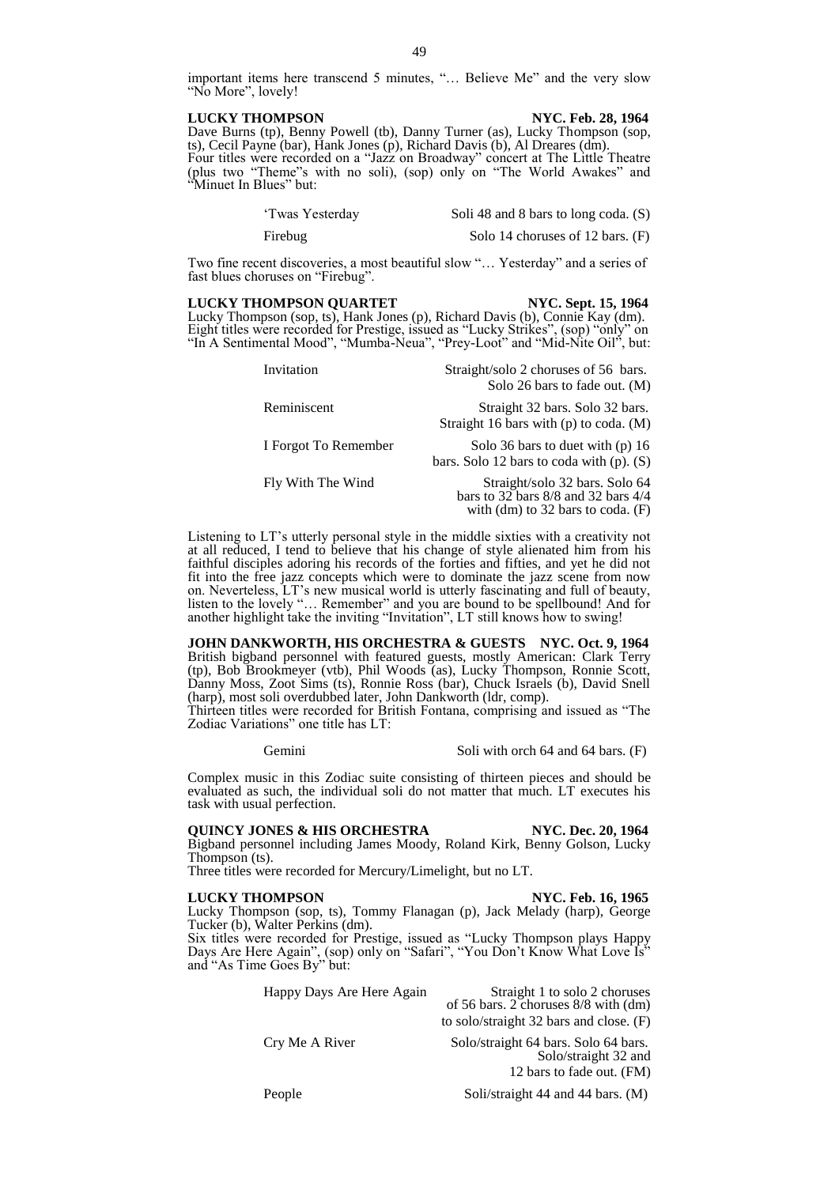important items here transcend 5 minutes, "… Believe Me" and the very slow "No More", lovely!

**LUCKY THOMPSON NYC. Feb. 28, 1964**

Dave Burns (tp), Benny Powell (tb), Danny Turner (as), Lucky Thompson (sop, ts), Cecil Payne (bar), Hank Jones (p), Richard Davis (b), Al Dreares (dm).
Four titles were recorded on a "Jazz on Broadway" concert at The Little Theatre (plus two "Theme"s with no soli), (sop) only on "The World Awakes" and "Minuet In Blues" but:

| | |
|---|---|
| 'Twas Yesterday | Soli 48 and 8 bars to long coda. (S) |
| Firebug | Solo 14 choruses of 12 bars. (F) |

Two fine recent discoveries, a most beautiful slow "… Yesterday" and a series of fast blues choruses on "Firebug".

**LUCKY THOMPSON QUARTET NYC. Sept. 15, 1964**

Lucky Thompson (sop, ts), Hank Jones (p), Richard Davis (b), Connie Kay (dm).
Eight titles were recorded for Prestige, issued as "Lucky Strikes", (sop) "only" on "In A Sentimental Mood", "Mumba-Neua", "Prey-Loot" and "Mid-Nite Oil", but:

| | |
|---|---|
| Invitation | Straight/solo 2 choruses of 56 bars. Solo 26 bars to fade out. (M) |
| Reminiscent | Straight 32 bars. Solo 32 bars. Straight 16 bars with (p) to coda. (M) |
| I Forgot To Remember | Solo 36 bars to duet with (p) 16 bars. Solo 12 bars to coda with (p). (S) |
| Fly With The Wind | Straight/solo 32 bars. Solo 64 bars to 32 bars 8/8 and 32 bars 4/4 with (dm) to 32 bars to coda. (F) |

Listening to LT's utterly personal style in the middle sixties with a creativity not at all reduced, I tend to believe that his change of style alienated him from his faithful disciples adoring his records of the forties and fifties, and yet he did not fit into the free jazz concepts which were to dominate the jazz scene from now on. Neverteless, LT's new musical world is utterly fascinating and full of beauty, listen to the lovely "… Remember" and you are bound to be spellbound! And for another highlight take the inviting "Invitation", LT still knows how to swing!

**JOHN DANKWORTH, HIS ORCHESTRA & GUESTS NYC. Oct. 9, 1964**

British bigband personnel with featured guests, mostly American: Clark Terry (tp), Bob Brookmeyer (vtb), Phil Woods (as), Lucky Thompson, Ronnie Scott, Danny Moss, Zoot Sims (ts), Ronnie Ross (bar), Chuck Israels (b), David Snell (harp), most soli overdubbed later, John Dankworth (ldr, comp).
Thirteen titles were recorded for British Fontana, comprising and issued as "The Zodiac Variations" one title has LT:

| | |
|---|---|
| Gemini | Soli with orch 64 and 64 bars. (F) |

Complex music in this Zodiac suite consisting of thirteen pieces and should be evaluated as such, the individual soli do not matter that much. LT executes his task with usual perfection.

**QUINCY JONES & HIS ORCHESTRA NYC. Dec. 20, 1964**

Bigband personnel including James Moody, Roland Kirk, Benny Golson, Lucky Thompson (ts).
Three titles were recorded for Mercury/Limelight, but no LT.

**LUCKY THOMPSON NYC. Feb. 16, 1965**

Lucky Thompson (sop, ts), Tommy Flanagan (p), Jack Melady (harp), George Tucker (b), Walter Perkins (dm).
Six titles were recorded for Prestige, issued as "Lucky Thompson plays Happy Days Are Here Again", (sop) only on "Safari", "You Don't Know What Love Is" and "As Time Goes By" but:

| | |
|---|---|
| Happy Days Are Here Again | Straight 1 to solo 2 choruses of 56 bars. 2 choruses 8/8 with (dm) to solo/straight 32 bars and close. (F) |
| Cry Me A River | Solo/straight 64 bars. Solo 64 bars. Solo/straight 32 and 12 bars to fade out. (FM) |
| People | Soli/straight 44 and 44 bars. (M) |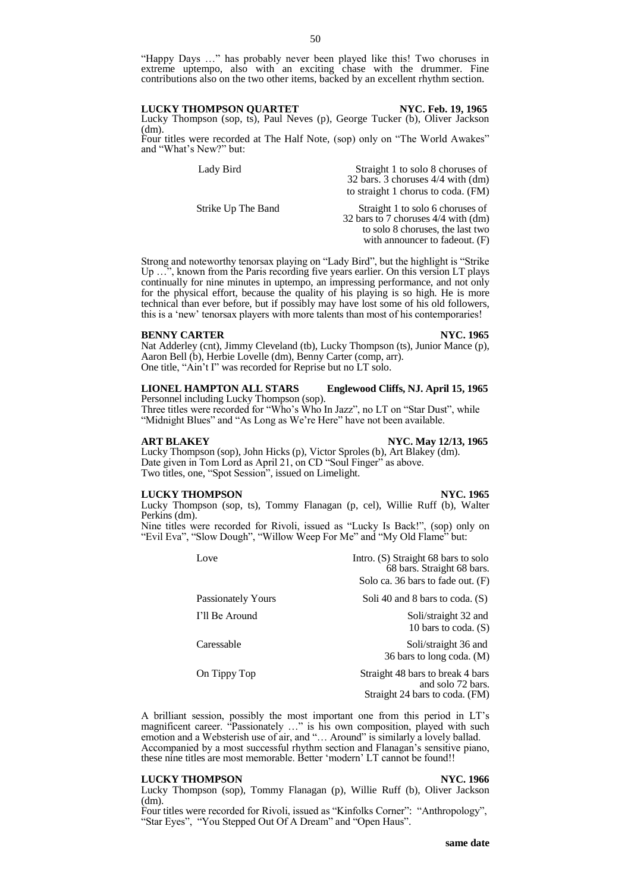"Happy Days …" has probably never been played like this! Two choruses in extreme uptempo, also with an exciting chase with the drummer. Fine contributions also on the two other items, backed by an excellent rhythm section.

**LUCKY THOMPSON QUARTET** **NYC. Feb. 19, 1965**

Lucky Thompson (sop, ts), Paul Neves (p), George Tucker (b), Oliver Jackson (dm).

Four titles were recorded at The Half Note, (sop) only on "The World Awakes" and "What's New?" but:

| | |
|---|---|
| Lady Bird | Straight 1 to solo 8 choruses of 32 bars. 3 choruses 4/4 with (dm) to straight 1 chorus to coda. (FM) |
| Strike Up The Band | Straight 1 to solo 6 choruses of 32 bars to 7 choruses 4/4 with (dm) to solo 8 choruses, the last two with announcer to fadeout. (F) |

Strong and noteworthy tenorsax playing on "Lady Bird", but the highlight is "Strike Up …", known from the Paris recording five years earlier. On this version LT plays continually for nine minutes in uptempo, an impressing performance, and not only for the physical effort, because the quality of his playing is so high. He is more technical than ever before, but if possibly may have lost some of his old followers, this is a 'new' tenorsax players with more talents than most of his contemporaries!

**BENNY CARTER** **NYC. 1965**

Nat Adderley (cnt), Jimmy Cleveland (tb), Lucky Thompson (ts), Junior Mance (p), Aaron Bell (b), Herbie Lovelle (dm), Benny Carter (comp, arr).

One title, "Ain't I" was recorded for Reprise but no LT solo.

**LIONEL HAMPTON ALL STARS** **Englewood Cliffs, NJ. April 15, 1965**

Personnel including Lucky Thompson (sop).

Three titles were recorded for "Who's Who In Jazz", no LT on "Star Dust", while "Midnight Blues" and "As Long as We're Here" have not been available.

**ART BLAKEY** **NYC. May 12/13, 1965**

Lucky Thompson (sop), John Hicks (p), Victor Sproles (b), Art Blakey (dm).

Date given in Tom Lord as April 21, on CD "Soul Finger" as above.

Two titles, one, "Spot Session", issued on Limelight.

**LUCKY THOMPSON** **NYC. 1965**

Lucky Thompson (sop, ts), Tommy Flanagan (p, cel), Willie Ruff (b), Walter Perkins (dm).

Nine titles were recorded for Rivoli, issued as "Lucky Is Back!", (sop) only on "Evil Eva", "Slow Dough", "Willow Weep For Me" and "My Old Flame" but:

| | |
|---|---|
| Love | Intro. (S) Straight 68 bars to solo 68 bars. Straight 68 bars. Solo ca. 36 bars to fade out. (F) |
| Passionately Yours | Soli 40 and 8 bars to coda. (S) |
| I'll Be Around | Soli/straight 32 and 10 bars to coda. (S) |
| Caressable | Soli/straight 36 and 36 bars to long coda. (M) |
| On Tippy Top | Straight 48 bars to break 4 bars and solo 72 bars. Straight 24 bars to coda. (FM) |

A brilliant session, possibly the most important one from this period in LT's magnificent career. "Passionately …" is his own composition, played with such emotion and a Websterish use of air, and "… Around" is similarly a lovely ballad. Accompanied by a most successful rhythm section and Flanagan's sensitive piano, these nine titles are most memorable. Better 'modern' LT cannot be found!!

**LUCKY THOMPSON** **NYC. 1966**

Lucky Thompson (sop), Tommy Flanagan (p), Willie Ruff (b), Oliver Jackson (dm).

Four titles were recorded for Rivoli, issued as "Kinfolks Corner": "Anthropology", "Star Eyes", "You Stepped Out Of A Dream" and "Open Haus".

**same date**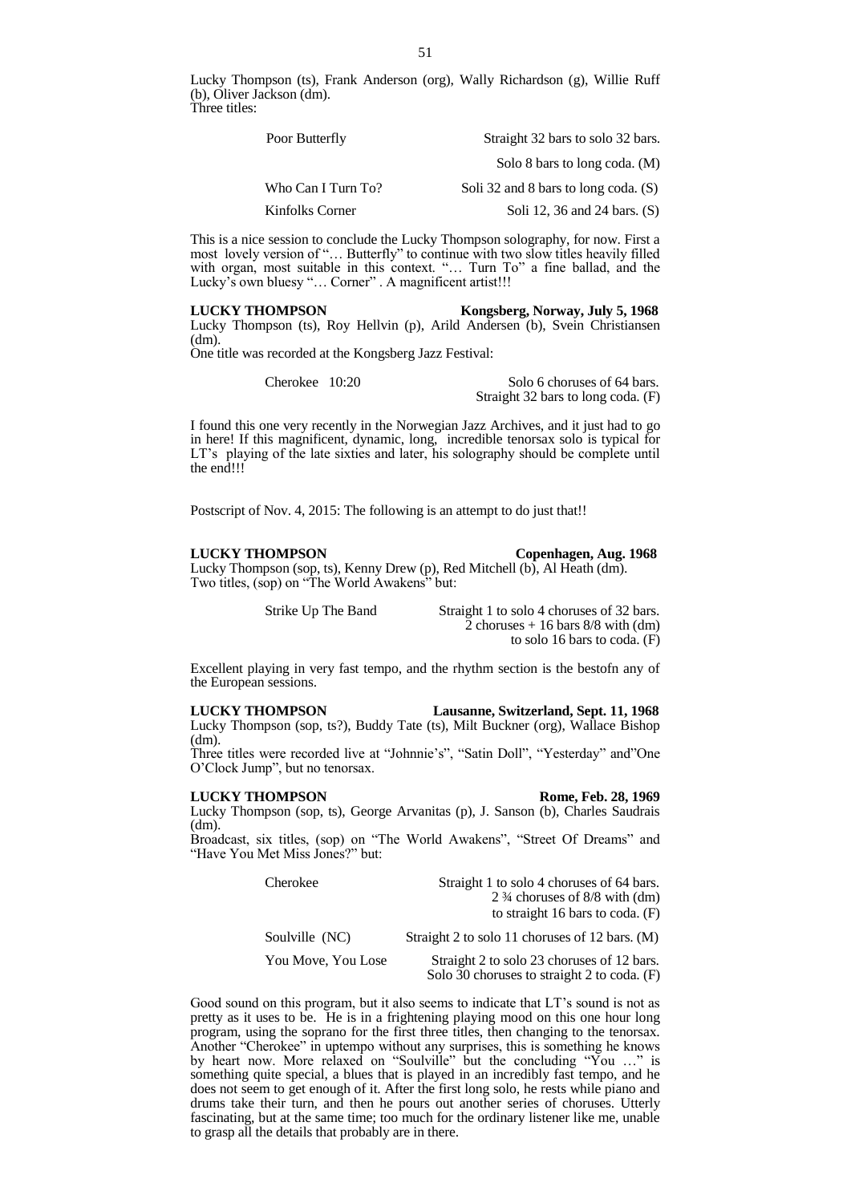Lucky Thompson (ts), Frank Anderson (org), Wally Richardson (g), Willie Ruff (b), Oliver Jackson (dm).
Three titles:

| | |
|---|---|
| Poor Butterfly | Straight 32 bars to solo 32 bars. Solo 8 bars to long coda. (M) |
| Who Can I Turn To? | Soli 32 and 8 bars to long coda. (S) |
| Kinfolks Corner | Soli 12, 36 and 24 bars. (S) |

This is a nice session to conclude the Lucky Thompson solography, for now. First a most lovely version of "… Butterfly" to continue with two slow titles heavily filled with organ, most suitable in this context. "… Turn To" a fine ballad, and the Lucky's own bluesy "… Corner" . A magnificent artist!!!

**LUCKY THOMPSON** **Kongsberg, Norway, July 5, 1968**

Lucky Thompson (ts), Roy Hellvin (p), Arild Andersen (b), Svein Christiansen (dm).
One title was recorded at the Kongsberg Jazz Festival:

| | |
|---|---|
| Cherokee 10:20 | Solo 6 choruses of 64 bars. Straight 32 bars to long coda. (F) |

I found this one very recently in the Norwegian Jazz Archives, and it just had to go in here! If this magnificent, dynamic, long, incredible tenorsax solo is typical for LT's playing of the late sixties and later, his solography should be complete until the end!!!

Postscript of Nov. 4, 2015: The following is an attempt to do just that!!

**LUCKY THOMPSON** **Copenhagen, Aug. 1968**

Lucky Thompson (sop, ts), Kenny Drew (p), Red Mitchell (b), Al Heath (dm).
Two titles, (sop) on "The World Awakens" but:

| | |
|---|---|
| Strike Up The Band | Straight 1 to solo 4 choruses of 32 bars. 2 choruses + 16 bars 8/8 with (dm) to solo 16 bars to coda. (F) |

Excellent playing in very fast tempo, and the rhythm section is the bestofn any of the European sessions.

**LUCKY THOMPSON** **Lausanne, Switzerland, Sept. 11, 1968**

Lucky Thompson (sop, ts?), Buddy Tate (ts), Milt Buckner (org), Wallace Bishop (dm).
Three titles were recorded live at "Johnnie's", "Satin Doll", "Yesterday" and"One O'Clock Jump", but no tenorsax.

**LUCKY THOMPSON** **Rome, Feb. 28, 1969**

Lucky Thompson (sop, ts), George Arvanitas (p), J. Sanson (b), Charles Saudrais (dm).
Broadcast, six titles, (sop) on "The World Awakens", "Street Of Dreams" and "Have You Met Miss Jones?" but:

| | |
|---|---|
| Cherokee | Straight 1 to solo 4 choruses of 64 bars. 2 ¾ choruses of 8/8 with (dm) to straight 16 bars to coda. (F) |
| Soulville (NC) | Straight 2 to solo 11 choruses of 12 bars. (M) |
| You Move, You Lose | Straight 2 to solo 23 choruses of 12 bars. Solo 30 choruses to straight 2 to coda. (F) |

Good sound on this program, but it also seems to indicate that LT's sound is not as pretty as it uses to be. He is in a frightening playing mood on this one hour long program, using the soprano for the first three titles, then changing to the tenorsax. Another "Cherokee" in uptempo without any surprises, this is something he knows by heart now. More relaxed on "Soulville" but the concluding "You …" is something quite special, a blues that is played in an incredibly fast tempo, and he does not seem to get enough of it. After the first long solo, he rests while piano and drums take their turn, and then he pours out another series of choruses. Utterly fascinating, but at the same time; too much for the ordinary listener like me, unable to grasp all the details that probably are in there.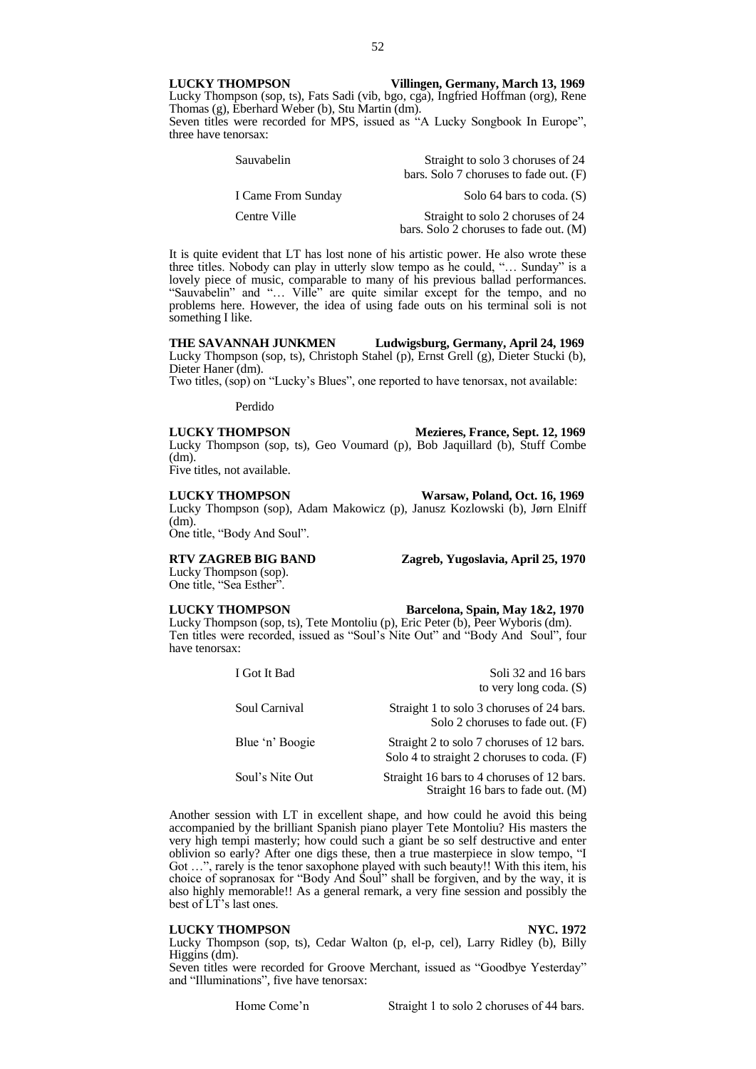**LUCKY THOMPSON Villingen, Germany, March 13, 1969**

Lucky Thompson (sop, ts), Fats Sadi (vib, bgo, cga), Ingfried Hoffman (org), Rene Thomas (g), Eberhard Weber (b), Stu Martin (dm).
Seven titles were recorded for MPS, issued as "A Lucky Songbook In Europe", three have tenorsax:

| | |
|---|---|
| Sauvabelin | Straight to solo 3 choruses of 24 bars. Solo 7 choruses to fade out. (F) |
| I Came From Sunday | Solo 64 bars to coda. (S) |
| Centre Ville | Straight to solo 2 choruses of 24 bars. Solo 2 choruses to fade out. (M) |

It is quite evident that LT has lost none of his artistic power. He also wrote these three titles. Nobody can play in utterly slow tempo as he could, "… Sunday" is a lovely piece of music, comparable to many of his previous ballad performances. "Sauvabelin" and "… Ville" are quite similar except for the tempo, and no problems here. However, the idea of using fade outs on his terminal soli is not something I like.

**THE SAVANNAH JUNKMEN Ludwigsburg, Germany, April 24, 1969**

Lucky Thompson (sop, ts), Christoph Stahel (p), Ernst Grell (g), Dieter Stucki (b), Dieter Haner (dm).
Two titles, (sop) on "Lucky's Blues", one reported to have tenorsax, not available:

Perdido

**LUCKY THOMPSON Mezieres, France, Sept. 12, 1969**

Lucky Thompson (sop, ts), Geo Voumard (p), Bob Jaquillard (b), Stuff Combe (dm).
Five titles, not available.

**LUCKY THOMPSON Warsaw, Poland, Oct. 16, 1969**

Lucky Thompson (sop), Adam Makowicz (p), Janusz Kozlowski (b), Jørn Elniff (dm).
One title, "Body And Soul".

**RTV ZAGREB BIG BAND Zagreb, Yugoslavia, April 25, 1970**

Lucky Thompson (sop).
One title, "Sea Esther".

**LUCKY THOMPSON Barcelona, Spain, May 1&2, 1970**

Lucky Thompson (sop, ts), Tete Montoliu (p), Eric Peter (b), Peer Wyboris (dm).
Ten titles were recorded, issued as "Soul's Nite Out" and "Body And Soul", four have tenorsax:

| | |
|---|---|
| I Got It Bad | Soli 32 and 16 bars to very long coda. (S) |
| Soul Carnival | Straight 1 to solo 3 choruses of 24 bars. Solo 2 choruses to fade out. (F) |
| Blue 'n' Boogie | Straight 2 to solo 7 choruses of 12 bars. Solo 4 to straight 2 choruses to coda. (F) |
| Soul's Nite Out | Straight 16 bars to 4 choruses of 12 bars. Straight 16 bars to fade out. (M) |

Another session with LT in excellent shape, and how could he avoid this being accompanied by the brilliant Spanish piano player Tete Montoliu? His masters the very high tempi masterly; how could such a giant be so self destructive and enter oblivion so early? After one digs these, then a true masterpiece in slow tempo, "I Got …", rarely is the tenor saxophone played with such beauty!! With this item, his choice of sopranosax for "Body And Soul" shall be forgiven, and by the way, it is also highly memorable!! As a general remark, a very fine session and possibly the best of LT's last ones.

**LUCKY THOMPSON NYC. 1972**

Lucky Thompson (sop, ts), Cedar Walton (p, el-p, cel), Larry Ridley (b), Billy Higgins (dm).
Seven titles were recorded for Groove Merchant, issued as "Goodbye Yesterday" and "Illuminations", five have tenorsax:

| | |
|---|---|
| Home Come'n | Straight 1 to solo 2 choruses of 44 bars. |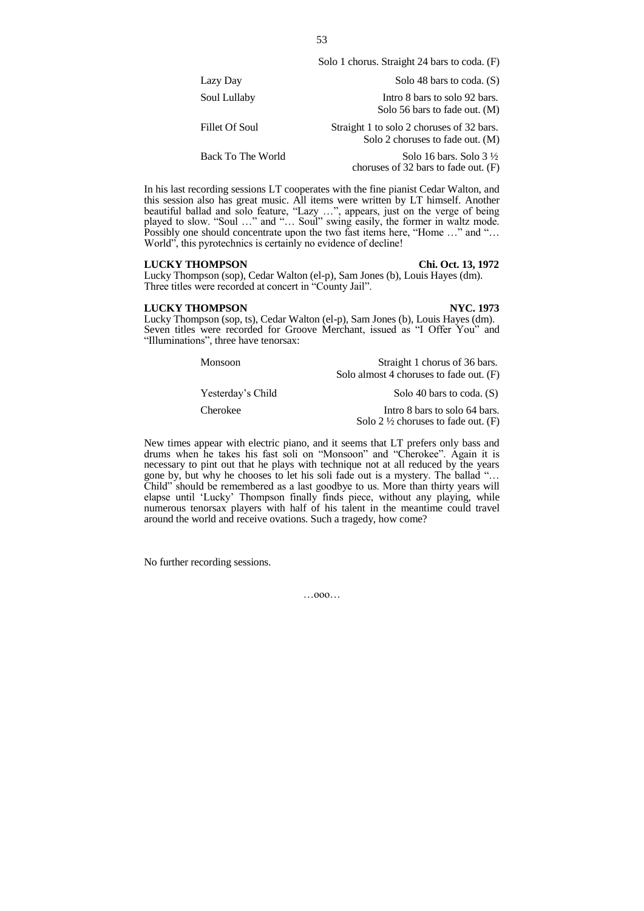| | |
|---|---|
| | Solo 1 chorus. Straight 24 bars to coda. (F) |
| Lazy Day | Solo 48 bars to coda. (S) |
| Soul Lullaby | Intro 8 bars to solo 92 bars. Solo 56 bars to fade out. (M) |
| Fillet Of Soul | Straight 1 to solo 2 choruses of 32 bars. Solo 2 choruses to fade out. (M) |
| Back To The World | Solo 16 bars. Solo 3 ½ choruses of 32 bars to fade out. (F) |

In his last recording sessions LT cooperates with the fine pianist Cedar Walton, and this session also has great music. All items were written by LT himself. Another beautiful ballad and solo feature, "Lazy …", appears, just on the verge of being played to slow. "Soul …" and "… Soul" swing easily, the former in waltz mode. Possibly one should concentrate upon the two fast items here, "Home …" and "… World", this pyrotechnics is certainly no evidence of decline!

**LUCKY THOMPSON** **Chi. Oct. 13, 1972**

Lucky Thompson (sop), Cedar Walton (el-p), Sam Jones (b), Louis Hayes (dm). Three titles were recorded at concert in "County Jail".

**LUCKY THOMPSON** **NYC. 1973**

Lucky Thompson (sop, ts), Cedar Walton (el-p), Sam Jones (b), Louis Hayes (dm). Seven titles were recorded for Groove Merchant, issued as "I Offer You" and "Illuminations", three have tenorsax:

| | |
|---|---|
| Monsoon | Straight 1 chorus of 36 bars. Solo almost 4 choruses to fade out. (F) |
| Yesterday's Child | Solo 40 bars to coda. (S) |
| Cherokee | Intro 8 bars to solo 64 bars. Solo 2 ½ choruses to fade out. (F) |

New times appear with electric piano, and it seems that LT prefers only bass and drums when he takes his fast soli on "Monsoon" and "Cherokee". Again it is necessary to pint out that he plays with technique not at all reduced by the years gone by, but why he chooses to let his soli fade out is a mystery. The ballad "… Child" should be remembered as a last goodbye to us. More than thirty years will elapse until 'Lucky' Thompson finally finds piece, without any playing, while numerous tenorsax players with half of his talent in the meantime could travel around the world and receive ovations. Such a tragedy, how come?

No further recording sessions.

…ooo…